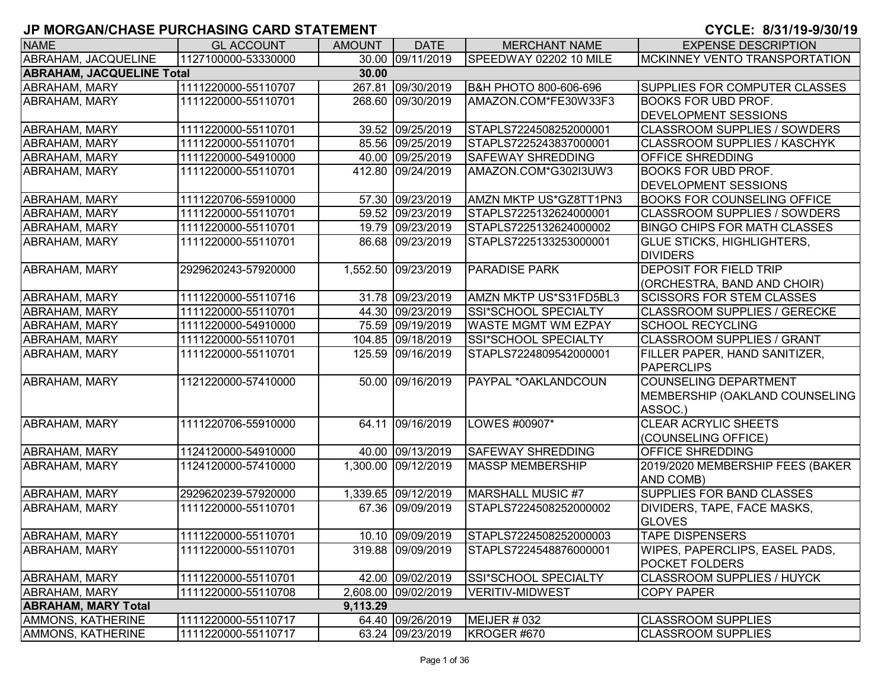# JP MORGAN/CHASE PURCHASING CARD STATEMENT

**CYCLE: 8/31/19-9/30/19**

| NAME | GL ACCOUNT | AMOUNT | DATE | MERCHANT NAME | EXPENSE DESCRIPTION |
|---|---|---|---|---|---|
| ABRAHAM, JACQUELINE | 1127100000-53330000 | 30.00 | 09/11/2019 | SPEEDWAY 02202 10 MILE | MCKINNEY VENTO TRANSPORTATION |
| **ABRAHAM, JACQUELINE Total** | | **30.00** | | | |
| ABRAHAM, MARY | 1111220000-55110707 | 267.81 | 09/30/2019 | B&H PHOTO 800-606-696 | SUPPLIES FOR COMPUTER CLASSES |
| ABRAHAM, MARY | 1111220000-55110701 | 268.60 | 09/30/2019 | AMAZON.COM*FE30W33F3 | BOOKS FOR UBD PROF. DEVELOPMENT SESSIONS |
| ABRAHAM, MARY | 1111220000-55110701 | 39.52 | 09/25/2019 | STAPLS7224508252000001 | CLASSROOM SUPPLIES / SOWDERS |
| ABRAHAM, MARY | 1111220000-55110701 | 85.56 | 09/25/2019 | STAPLS7225243837000001 | CLASSROOM SUPPLIES / KASCHYK |
| ABRAHAM, MARY | 1111220000-54910000 | 40.00 | 09/25/2019 | SAFEWAY SHREDDING | OFFICE SHREDDING |
| ABRAHAM, MARY | 1111220000-55110701 | 412.80 | 09/24/2019 | AMAZON.COM*G302I3UW3 | BOOKS FOR UBD PROF. DEVELOPMENT SESSIONS |
| ABRAHAM, MARY | 1111220706-55910000 | 57.30 | 09/23/2019 | AMZN MKTP US*GZ8TT1PN3 | BOOKS FOR COUNSELING OFFICE |
| ABRAHAM, MARY | 1111220000-55110701 | 59.52 | 09/23/2019 | STAPLS7225132624000001 | CLASSROOM SUPPLIES / SOWDERS |
| ABRAHAM, MARY | 1111220000-55110701 | 19.79 | 09/23/2019 | STAPLS7225132624000002 | BINGO CHIPS FOR MATH CLASSES |
| ABRAHAM, MARY | 1111220000-55110701 | 86.68 | 09/23/2019 | STAPLS7225133253000001 | GLUE STICKS, HIGHLIGHTERS, DIVIDERS |
| ABRAHAM, MARY | 2929620243-57920000 | 1,552.50 | 09/23/2019 | PARADISE PARK | DEPOSIT FOR FIELD TRIP (ORCHESTRA, BAND AND CHOIR) |
| ABRAHAM, MARY | 1111220000-55110716 | 31.78 | 09/23/2019 | AMZN MKTP US*S31FD5BL3 | SCISSORS FOR STEM CLASSES |
| ABRAHAM, MARY | 1111220000-55110701 | 44.30 | 09/23/2019 | SSI*SCHOOL SPECIALTY | CLASSROOM SUPPLIES / GERECKE |
| ABRAHAM, MARY | 1111220000-54910000 | 75.59 | 09/19/2019 | WASTE MGMT WM EZPAY | SCHOOL RECYCLING |
| ABRAHAM, MARY | 1111220000-55110701 | 104.85 | 09/18/2019 | SSI*SCHOOL SPECIALTY | CLASSROOM SUPPLIES / GRANT |
| ABRAHAM, MARY | 1111220000-55110701 | 125.59 | 09/16/2019 | STAPLS7224809542000001 | FILLER PAPER, HAND SANITIZER, PAPERCLIPS |
| ABRAHAM, MARY | 1121220000-57410000 | 50.00 | 09/16/2019 | PAYPAL *OAKLANDCOUN | COUNSELING DEPARTMENT MEMBERSHIP (OAKLAND COUNSELING ASSOC.) |
| ABRAHAM, MARY | 1111220706-55910000 | 64.11 | 09/16/2019 | LOWES #00907* | CLEAR ACRYLIC SHEETS (COUNSELING OFFICE) |
| ABRAHAM, MARY | 1124120000-54910000 | 40.00 | 09/13/2019 | SAFEWAY SHREDDING | OFFICE SHREDDING |
| ABRAHAM, MARY | 1124120000-57410000 | 1,300.00 | 09/12/2019 | MASSP MEMBERSHIP | 2019/2020 MEMBERSHIP FEES (BAKER AND COMB) |
| ABRAHAM, MARY | 2929620239-57920000 | 1,339.65 | 09/12/2019 | MARSHALL MUSIC #7 | SUPPLIES FOR BAND CLASSES |
| ABRAHAM, MARY | 1111220000-55110701 | 67.36 | 09/09/2019 | STAPLS7224508252000002 | DIVIDERS, TAPE, FACE MASKS, GLOVES |
| ABRAHAM, MARY | 1111220000-55110701 | 10.10 | 09/09/2019 | STAPLS7224508252000003 | TAPE DISPENSERS |
| ABRAHAM, MARY | 1111220000-55110701 | 319.88 | 09/09/2019 | STAPLS7224548876000001 | WIPES, PAPERCLIPS, EASEL PADS, POCKET FOLDERS |
| ABRAHAM, MARY | 1111220000-55110701 | 42.00 | 09/02/2019 | SSI*SCHOOL SPECIALTY | CLASSROOM SUPPLIES / HUYCK |
| ABRAHAM, MARY | 1111220000-55110708 | 2,608.00 | 09/02/2019 | VERITIV-MIDWEST | COPY PAPER |
| **ABRAHAM, MARY Total** | | **9,113.29** | | | |
| AMMONS, KATHERINE | 1111220000-55110717 | 64.40 | 09/26/2019 | MEIJER # 032 | CLASSROOM SUPPLIES |
| AMMONS, KATHERINE | 1111220000-55110717 | 63.24 | 09/23/2019 | KROGER #670 | CLASSROOM SUPPLIES |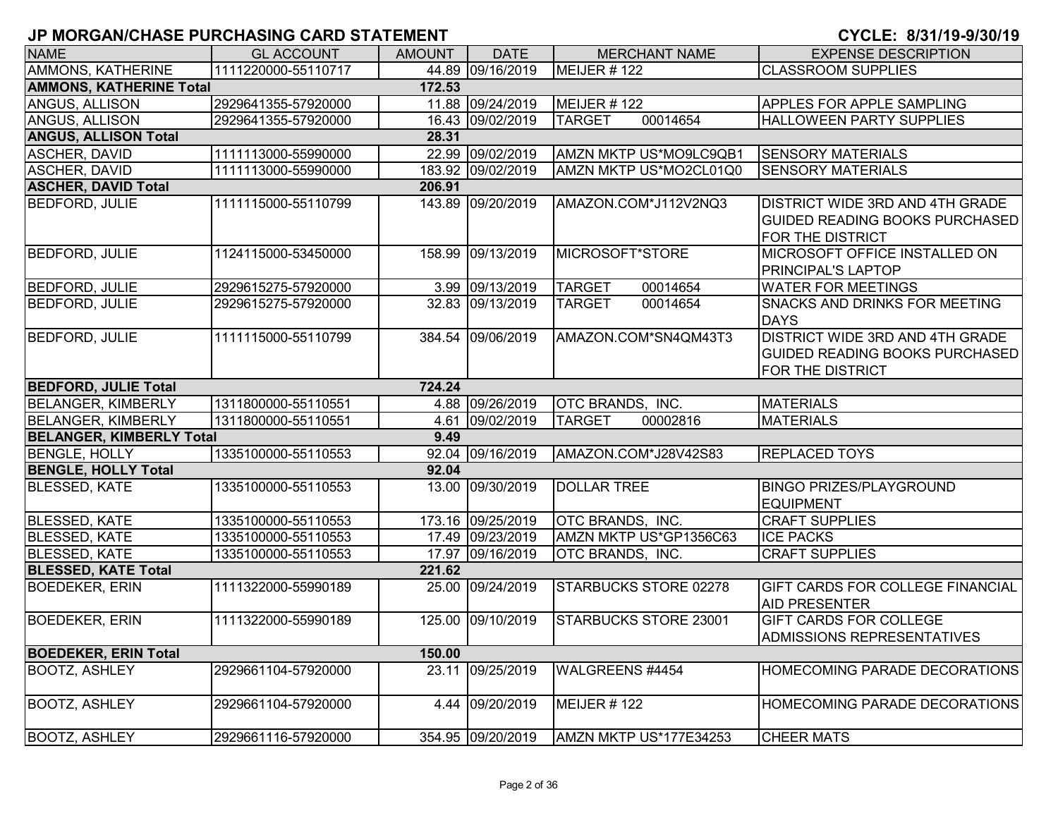## JP MORGAN/CHASE PURCHASING CARD STATEMENT

**CYCLE: 8/31/19-9/30/19**

| NAME | GL ACCOUNT | AMOUNT | DATE | MERCHANT NAME | EXPENSE DESCRIPTION |
|---|---|---|---|---|---|
| AMMONS, KATHERINE | 1111220000-55110717 | 44.89 | 09/16/2019 | MEIJER # 122 | CLASSROOM SUPPLIES |
| **AMMONS, KATHERINE Total** | | **172.53** | | | |
| ANGUS, ALLISON | 2929641355-57920000 | 11.88 | 09/24/2019 | MEIJER # 122 | APPLES FOR APPLE SAMPLING |
| ANGUS, ALLISON | 2929641355-57920000 | 16.43 | 09/02/2019 | TARGET 00014654 | HALLOWEEN PARTY SUPPLIES |
| **ANGUS, ALLISON Total** | | **28.31** | | | |
| ASCHER, DAVID | 1111113000-55990000 | 22.99 | 09/02/2019 | AMZN MKTP US*MO9LC9QB1 | SENSORY MATERIALS |
| ASCHER, DAVID | 1111113000-55990000 | 183.92 | 09/02/2019 | AMZN MKTP US*MO2CL01Q0 | SENSORY MATERIALS |
| **ASCHER, DAVID Total** | | **206.91** | | | |
| BEDFORD, JULIE | 1111115000-55110799 | 143.89 | 09/20/2019 | AMAZON.COM*J112V2NQ3 | DISTRICT WIDE 3RD AND 4TH GRADE GUIDED READING BOOKS PURCHASED FOR THE DISTRICT |
| BEDFORD, JULIE | 1124115000-53450000 | 158.99 | 09/13/2019 | MICROSOFT*STORE | MICROSOFT OFFICE INSTALLED ON PRINCIPAL'S LAPTOP |
| BEDFORD, JULIE | 2929615275-57920000 | 3.99 | 09/13/2019 | TARGET 00014654 | WATER FOR MEETINGS |
| BEDFORD, JULIE | 2929615275-57920000 | 32.83 | 09/13/2019 | TARGET 00014654 | SNACKS AND DRINKS FOR MEETING DAYS |
| BEDFORD, JULIE | 1111115000-55110799 | 384.54 | 09/06/2019 | AMAZON.COM*SN4QM43T3 | DISTRICT WIDE 3RD AND 4TH GRADE GUIDED READING BOOKS PURCHASED FOR THE DISTRICT |
| **BEDFORD, JULIE Total** | | **724.24** | | | |
| BELANGER, KIMBERLY | 1311800000-55110551 | 4.88 | 09/26/2019 | OTC BRANDS, INC. | MATERIALS |
| BELANGER, KIMBERLY | 1311800000-55110551 | 4.61 | 09/02/2019 | TARGET 00002816 | MATERIALS |
| **BELANGER, KIMBERLY Total** | | **9.49** | | | |
| BENGLE, HOLLY | 1335100000-55110553 | 92.04 | 09/16/2019 | AMAZON.COM*J28V42S83 | REPLACED TOYS |
| **BENGLE, HOLLY Total** | | **92.04** | | | |
| BLESSED, KATE | 1335100000-55110553 | 13.00 | 09/30/2019 | DOLLAR TREE | BINGO PRIZES/PLAYGROUND EQUIPMENT |
| BLESSED, KATE | 1335100000-55110553 | 173.16 | 09/25/2019 | OTC BRANDS, INC. | CRAFT SUPPLIES |
| BLESSED, KATE | 1335100000-55110553 | 17.49 | 09/23/2019 | AMZN MKTP US*GP1356C63 | ICE PACKS |
| BLESSED, KATE | 1335100000-55110553 | 17.97 | 09/16/2019 | OTC BRANDS, INC. | CRAFT SUPPLIES |
| **BLESSED, KATE Total** | | **221.62** | | | |
| BOEDEKER, ERIN | 1111322000-55990189 | 25.00 | 09/24/2019 | STARBUCKS STORE 02278 | GIFT CARDS FOR COLLEGE FINANCIAL AID PRESENTER |
| BOEDEKER, ERIN | 1111322000-55990189 | 125.00 | 09/10/2019 | STARBUCKS STORE 23001 | GIFT CARDS FOR COLLEGE ADMISSIONS REPRESENTATIVES |
| **BOEDEKER, ERIN Total** | | **150.00** | | | |
| BOOTZ, ASHLEY | 2929661104-57920000 | 23.11 | 09/25/2019 | WALGREENS #4454 | HOMECOMING PARADE DECORATIONS |
| BOOTZ, ASHLEY | 2929661104-57920000 | 4.44 | 09/20/2019 | MEIJER # 122 | HOMECOMING PARADE DECORATIONS |
| BOOTZ, ASHLEY | 2929661116-57920000 | 354.95 | 09/20/2019 | AMZN MKTP US*177E34253 | CHEER MATS |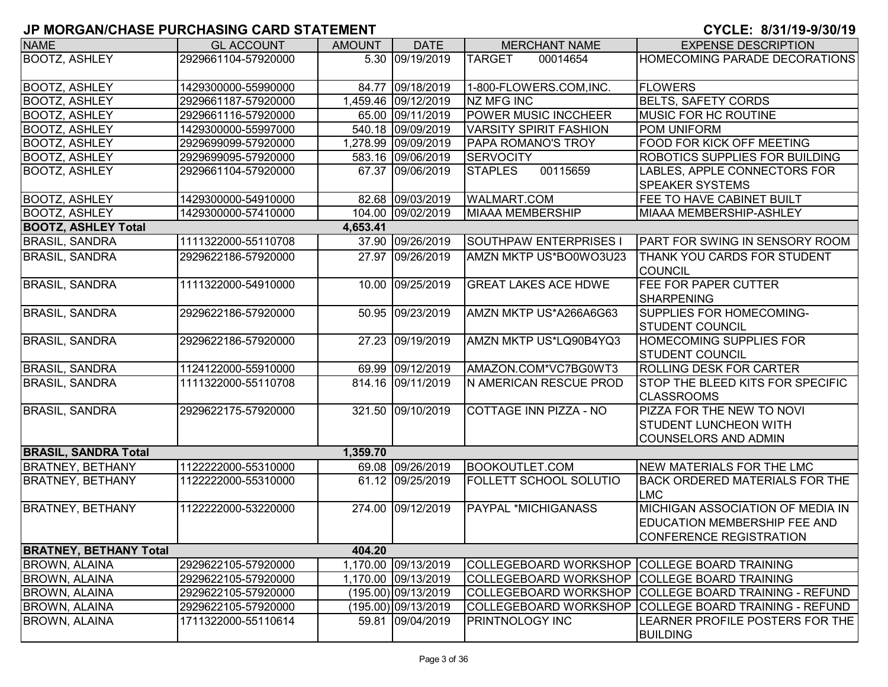# JP MORGAN/CHASE PURCHASING CARD STATEMENT

**CYCLE: 8/31/19-9/30/19**

| NAME | GL ACCOUNT | AMOUNT | DATE | MERCHANT NAME | EXPENSE DESCRIPTION |
|---|---|---|---|---|---|
| BOOTZ, ASHLEY | 2929661104-57920000 | 5.30 | 09/19/2019 | TARGET 00014654 | HOMECOMING PARADE DECORATIONS |
| BOOTZ, ASHLEY | 1429300000-55990000 | 84.77 | 09/18/2019 | 1-800-FLOWERS.COM,INC. | FLOWERS |
| BOOTZ, ASHLEY | 2929661187-57920000 | 1,459.46 | 09/12/2019 | NZ MFG INC | BELTS, SAFETY CORDS |
| BOOTZ, ASHLEY | 2929661116-57920000 | 65.00 | 09/11/2019 | POWER MUSIC INCCHEER | MUSIC FOR HC ROUTINE |
| BOOTZ, ASHLEY | 1429300000-55997000 | 540.18 | 09/09/2019 | VARSITY SPIRIT FASHION | POM UNIFORM |
| BOOTZ, ASHLEY | 2929699099-57920000 | 1,278.99 | 09/09/2019 | PAPA ROMANO'S TROY | FOOD FOR KICK OFF MEETING |
| BOOTZ, ASHLEY | 2929699095-57920000 | 583.16 | 09/06/2019 | SERVOCITY | ROBOTICS SUPPLIES FOR BUILDING |
| BOOTZ, ASHLEY | 2929661104-57920000 | 67.37 | 09/06/2019 | STAPLES 00115659 | LABLES, APPLE CONNECTORS FOR SPEAKER SYSTEMS |
| BOOTZ, ASHLEY | 1429300000-54910000 | 82.68 | 09/03/2019 | WALMART.COM | FEE TO HAVE CABINET BUILT |
| BOOTZ, ASHLEY | 1429300000-57410000 | 104.00 | 09/02/2019 | MIAAA MEMBERSHIP | MIAAA MEMBERSHIP-ASHLEY |
| **BOOTZ, ASHLEY Total** | | **4,653.41** | | | |
| BRASIL, SANDRA | 1111322000-55110708 | 37.90 | 09/26/2019 | SOUTHPAW ENTERPRISES I | PART FOR SWING IN SENSORY ROOM |
| BRASIL, SANDRA | 2929622186-57920000 | 27.97 | 09/26/2019 | AMZN MKTP US*BO0WO3U23 | THANK YOU CARDS FOR STUDENT COUNCIL |
| BRASIL, SANDRA | 1111322000-54910000 | 10.00 | 09/25/2019 | GREAT LAKES ACE HDWE | FEE FOR PAPER CUTTER SHARPENING |
| BRASIL, SANDRA | 2929622186-57920000 | 50.95 | 09/23/2019 | AMZN MKTP US*A266A6G63 | SUPPLIES FOR HOMECOMING-STUDENT COUNCIL |
| BRASIL, SANDRA | 2929622186-57920000 | 27.23 | 09/19/2019 | AMZN MKTP US*LQ90B4YQ3 | HOMECOMING SUPPLIES FOR STUDENT COUNCIL |
| BRASIL, SANDRA | 1124122000-55910000 | 69.99 | 09/12/2019 | AMAZON.COM*VC7BG0WT3 | ROLLING DESK FOR CARTER |
| BRASIL, SANDRA | 1111322000-55110708 | 814.16 | 09/11/2019 | N AMERICAN RESCUE PROD | STOP THE BLEED KITS FOR SPECIFIC CLASSROOMS |
| BRASIL, SANDRA | 2929622175-57920000 | 321.50 | 09/10/2019 | COTTAGE INN PIZZA - NO | PIZZA FOR THE NEW TO NOVI STUDENT LUNCHEON WITH COUNSELORS AND ADMIN |
| **BRASIL, SANDRA Total** | | **1,359.70** | | | |
| BRATNEY, BETHANY | 1122222000-55310000 | 69.08 | 09/26/2019 | BOOKOUTLET.COM | NEW MATERIALS FOR THE LMC |
| BRATNEY, BETHANY | 1122222000-55310000 | 61.12 | 09/25/2019 | FOLLETT SCHOOL SOLUTIO | BACK ORDERED MATERIALS FOR THE LMC |
| BRATNEY, BETHANY | 1122222000-53220000 | 274.00 | 09/12/2019 | PAYPAL *MICHIGANASS | MICHIGAN ASSOCIATION OF MEDIA IN EDUCATION MEMBERSHIP FEE AND CONFERENCE REGISTRATION |
| **BRATNEY, BETHANY Total** | | **404.20** | | | |
| BROWN, ALAINA | 2929622105-57920000 | 1,170.00 | 09/13/2019 | COLLEGEBOARD WORKSHOP | COLLEGE BOARD TRAINING |
| BROWN, ALAINA | 2929622105-57920000 | 1,170.00 | 09/13/2019 | COLLEGEBOARD WORKSHOP | COLLEGE BOARD TRAINING |
| BROWN, ALAINA | 2929622105-57920000 | (195.00) | 09/13/2019 | COLLEGEBOARD WORKSHOP | COLLEGE BOARD TRAINING - REFUND |
| BROWN, ALAINA | 2929622105-57920000 | (195.00) | 09/13/2019 | COLLEGEBOARD WORKSHOP | COLLEGE BOARD TRAINING - REFUND |
| BROWN, ALAINA | 1711322000-55110614 | 59.81 | 09/04/2019 | PRINTNOLOGY INC | LEARNER PROFILE POSTERS FOR THE BUILDING |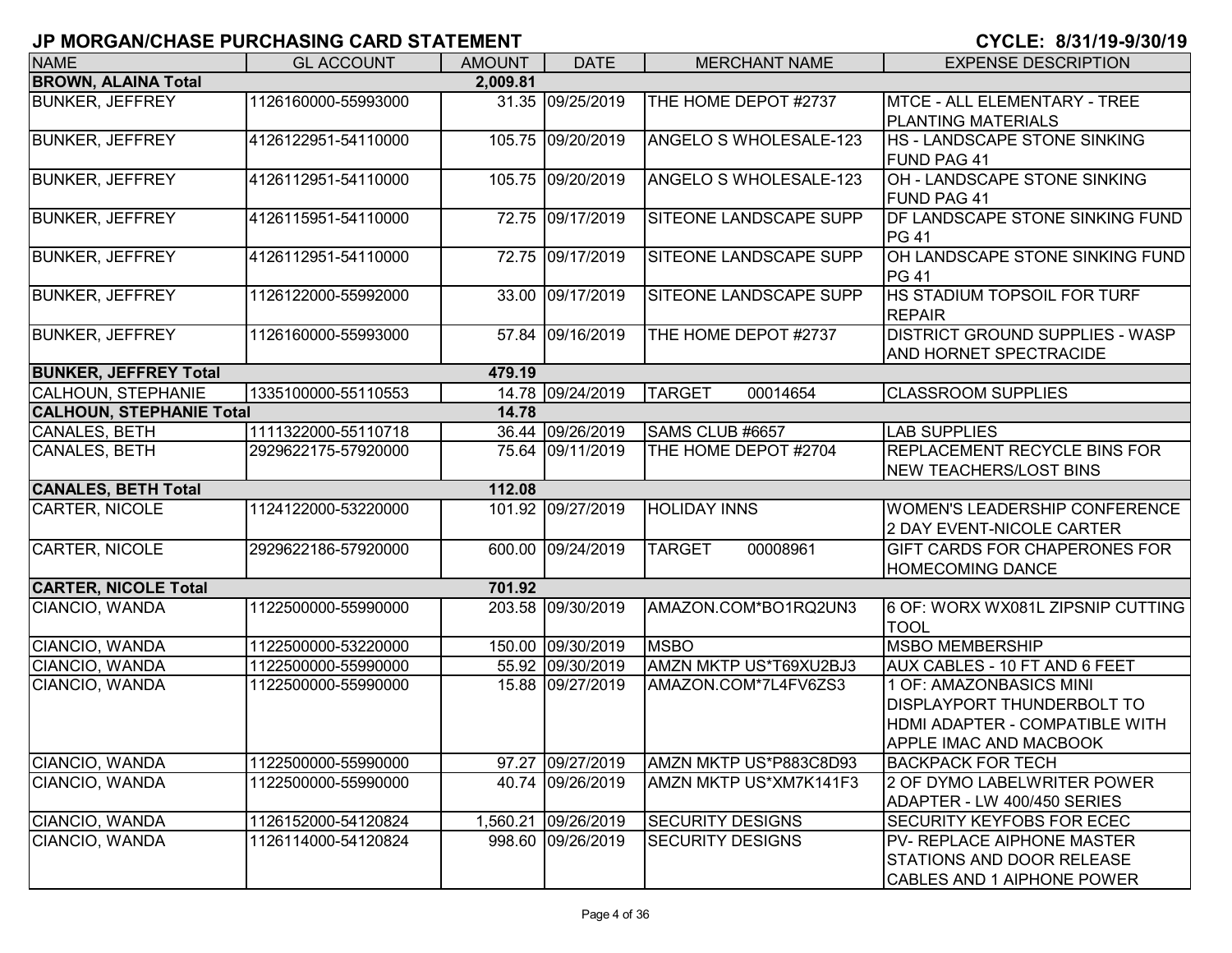# JP MORGAN/CHASE PURCHASING CARD STATEMENT

**CYCLE: 8/31/19-9/30/19**

| NAME | GL ACCOUNT | AMOUNT | DATE | MERCHANT NAME | EXPENSE DESCRIPTION |
|---|---|---|---|---|---|
| **BROWN, ALAINA Total** | | **2,009.81** | | | |
| BUNKER, JEFFREY | 1126160000-55993000 | 31.35 | 09/25/2019 | THE HOME DEPOT #2737 | MTCE - ALL ELEMENTARY - TREE PLANTING MATERIALS |
| BUNKER, JEFFREY | 4126122951-54110000 | 105.75 | 09/20/2019 | ANGELO S WHOLESALE-123 | HS - LANDSCAPE STONE SINKING FUND PAG 41 |
| BUNKER, JEFFREY | 4126112951-54110000 | 105.75 | 09/20/2019 | ANGELO S WHOLESALE-123 | OH - LANDSCAPE STONE SINKING FUND PAG 41 |
| BUNKER, JEFFREY | 4126115951-54110000 | 72.75 | 09/17/2019 | SITEONE LANDSCAPE SUPP | DF LANDSCAPE STONE SINKING FUND PG 41 |
| BUNKER, JEFFREY | 4126112951-54110000 | 72.75 | 09/17/2019 | SITEONE LANDSCAPE SUPP | OH LANDSCAPE STONE SINKING FUND PG 41 |
| BUNKER, JEFFREY | 1126122000-55992000 | 33.00 | 09/17/2019 | SITEONE LANDSCAPE SUPP | HS STADIUM TOPSOIL FOR TURF REPAIR |
| BUNKER, JEFFREY | 1126160000-55993000 | 57.84 | 09/16/2019 | THE HOME DEPOT #2737 | DISTRICT GROUND SUPPLIES - WASP AND HORNET SPECTRACIDE |
| **BUNKER, JEFFREY Total** | | **479.19** | | | |
| CALHOUN, STEPHANIE | 1335100000-55110553 | 14.78 | 09/24/2019 | TARGET 00014654 | CLASSROOM SUPPLIES |
| **CALHOUN, STEPHANIE Total** | | **14.78** | | | |
| CANALES, BETH | 1111322000-55110718 | 36.44 | 09/26/2019 | SAMS CLUB #6657 | LAB SUPPLIES |
| CANALES, BETH | 2929622175-57920000 | 75.64 | 09/11/2019 | THE HOME DEPOT #2704 | REPLACEMENT RECYCLE BINS FOR NEW TEACHERS/LOST BINS |
| **CANALES, BETH Total** | | **112.08** | | | |
| CARTER, NICOLE | 1124122000-53220000 | 101.92 | 09/27/2019 | HOLIDAY INNS | WOMEN'S LEADERSHIP CONFERENCE 2 DAY EVENT-NICOLE CARTER |
| CARTER, NICOLE | 2929622186-57920000 | 600.00 | 09/24/2019 | TARGET 00008961 | GIFT CARDS FOR CHAPERONES FOR HOMECOMING DANCE |
| **CARTER, NICOLE Total** | | **701.92** | | | |
| CIANCIO, WANDA | 1122500000-55990000 | 203.58 | 09/30/2019 | AMAZON.COM*BO1RQ2UN3 | 6 OF: WORX WX081L ZIPSNIP CUTTING TOOL |
| CIANCIO, WANDA | 1122500000-53220000 | 150.00 | 09/30/2019 | MSBO | MSBO MEMBERSHIP |
| CIANCIO, WANDA | 1122500000-55990000 | 55.92 | 09/30/2019 | AMZN MKTP US*T69XU2BJ3 | AUX CABLES - 10 FT AND 6 FEET |
| CIANCIO, WANDA | 1122500000-55990000 | 15.88 | 09/27/2019 | AMAZON.COM*7L4FV6ZS3 | 1 OF: AMAZONBASICS MINI DISPLAYPORT THUNDERBOLT TO HDMI ADAPTER - COMPATIBLE WITH APPLE IMAC AND MACBOOK |
| CIANCIO, WANDA | 1122500000-55990000 | 97.27 | 09/27/2019 | AMZN MKTP US*P883C8D93 | BACKPACK FOR TECH |
| CIANCIO, WANDA | 1122500000-55990000 | 40.74 | 09/26/2019 | AMZN MKTP US*XM7K141F3 | 2 OF DYMO LABELWRITER POWER ADAPTER - LW 400/450 SERIES |
| CIANCIO, WANDA | 1126152000-54120824 | 1,560.21 | 09/26/2019 | SECURITY DESIGNS | SECURITY KEYFOBS FOR ECEC |
| CIANCIO, WANDA | 1126114000-54120824 | 998.60 | 09/26/2019 | SECURITY DESIGNS | PV- REPLACE AIPHONE MASTER STATIONS AND DOOR RELEASE CABLES AND 1 AIPHONE POWER |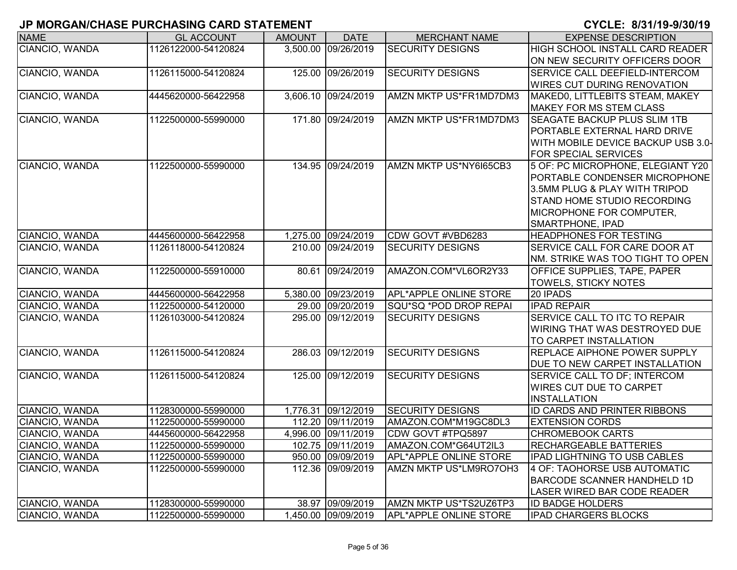# JP MORGAN/CHASE PURCHASING CARD STATEMENT

**CYCLE: 8/31/19-9/30/19**

| NAME | GL ACCOUNT | AMOUNT | DATE | MERCHANT NAME | EXPENSE DESCRIPTION |
|---|---|---|---|---|---|
| CIANCIO, WANDA | 1126122000-54120824 | 3,500.00 | 09/26/2019 | SECURITY DESIGNS | HIGH SCHOOL INSTALL CARD READER ON NEW SECURITY OFFICERS DOOR |
| CIANCIO, WANDA | 1126115000-54120824 | 125.00 | 09/26/2019 | SECURITY DESIGNS | SERVICE CALL DEEFIELD-INTERCOM WIRES CUT DURING RENOVATION |
| CIANCIO, WANDA | 4445620000-56422958 | 3,606.10 | 09/24/2019 | AMZN MKTP US*FR1MD7DM3 | MAKED0, LITTLEBITS STEAM, MAKEY MAKEY FOR MS STEM CLASS |
| CIANCIO, WANDA | 1122500000-55990000 | 171.80 | 09/24/2019 | AMZN MKTP US*FR1MD7DM3 | SEAGATE BACKUP PLUS SLIM 1TB PORTABLE EXTERNAL HARD DRIVE WITH MOBILE DEVICE BACKUP USB 3.0-FOR SPECIAL SERVICES |
| CIANCIO, WANDA | 1122500000-55990000 | 134.95 | 09/24/2019 | AMZN MKTP US*NY6I65CB3 | 5 OF: PC MICROPHONE, ELEGIANT Y20 PORTABLE CONDENSER MICROPHONE 3.5MM PLUG & PLAY WITH TRIPOD STAND HOME STUDIO RECORDING MICROPHONE FOR COMPUTER, SMARTPHONE, IPAD |
| CIANCIO, WANDA | 4445600000-56422958 | 1,275.00 | 09/24/2019 | CDW GOVT #VBD6283 | HEADPHONES FOR TESTING |
| CIANCIO, WANDA | 1126118000-54120824 | 210.00 | 09/24/2019 | SECURITY DESIGNS | SERVICE CALL FOR CARE DOOR AT NM. STRIKE WAS TOO TIGHT TO OPEN |
| CIANCIO, WANDA | 1122500000-55910000 | 80.61 | 09/24/2019 | AMAZON.COM*VL6OR2Y33 | OFFICE SUPPLIES, TAPE, PAPER TOWELS, STICKY NOTES |
| CIANCIO, WANDA | 4445600000-56422958 | 5,380.00 | 09/23/2019 | APL*APPLE ONLINE STORE | 20 IPADS |
| CIANCIO, WANDA | 1122500000-54120000 | 29.00 | 09/20/2019 | SQU*SQ *POD DROP REPAI | IPAD REPAIR |
| CIANCIO, WANDA | 1126103000-54120824 | 295.00 | 09/12/2019 | SECURITY DESIGNS | SERVICE CALL TO ITC TO REPAIR WIRING THAT WAS DESTROYED DUE TO CARPET INSTALLATION |
| CIANCIO, WANDA | 1126115000-54120824 | 286.03 | 09/12/2019 | SECURITY DESIGNS | REPLACE AIPHONE POWER SUPPLY DUE TO NEW CARPET INSTALLATION |
| CIANCIO, WANDA | 1126115000-54120824 | 125.00 | 09/12/2019 | SECURITY DESIGNS | SERVICE CALL TO DF; INTERCOM WIRES CUT DUE TO CARPET INSTALLATION |
| CIANCIO, WANDA | 1128300000-55990000 | 1,776.31 | 09/12/2019 | SECURITY DESIGNS | ID CARDS AND PRINTER RIBBONS |
| CIANCIO, WANDA | 1122500000-55990000 | 112.20 | 09/11/2019 | AMAZON.COM*M19GC8DL3 | EXTENSION CORDS |
| CIANCIO, WANDA | 4445600000-56422958 | 4,996.00 | 09/11/2019 | CDW GOVT #TPQ5897 | CHROMEBOOK CARTS |
| CIANCIO, WANDA | 1122500000-55990000 | 102.75 | 09/11/2019 | AMAZON.COM*G64UT2IL3 | RECHARGEABLE BATTERIES |
| CIANCIO, WANDA | 1122500000-55990000 | 950.00 | 09/09/2019 | APL*APPLE ONLINE STORE | IPAD LIGHTNING TO USB CABLES |
| CIANCIO, WANDA | 1122500000-55990000 | 112.36 | 09/09/2019 | AMZN MKTP US*LM9RO7OH3 | 4 OF: TAOHORSE USB AUTOMATIC BARCODE SCANNER HANDHELD 1D LASER WIRED BAR CODE READER |
| CIANCIO, WANDA | 1128300000-55990000 | 38.97 | 09/09/2019 | AMZN MKTP US*TS2UZ6TP3 | ID BADGE HOLDERS |
| CIANCIO, WANDA | 1122500000-55990000 | 1,450.00 | 09/09/2019 | APL*APPLE ONLINE STORE | IPAD CHARGERS BLOCKS |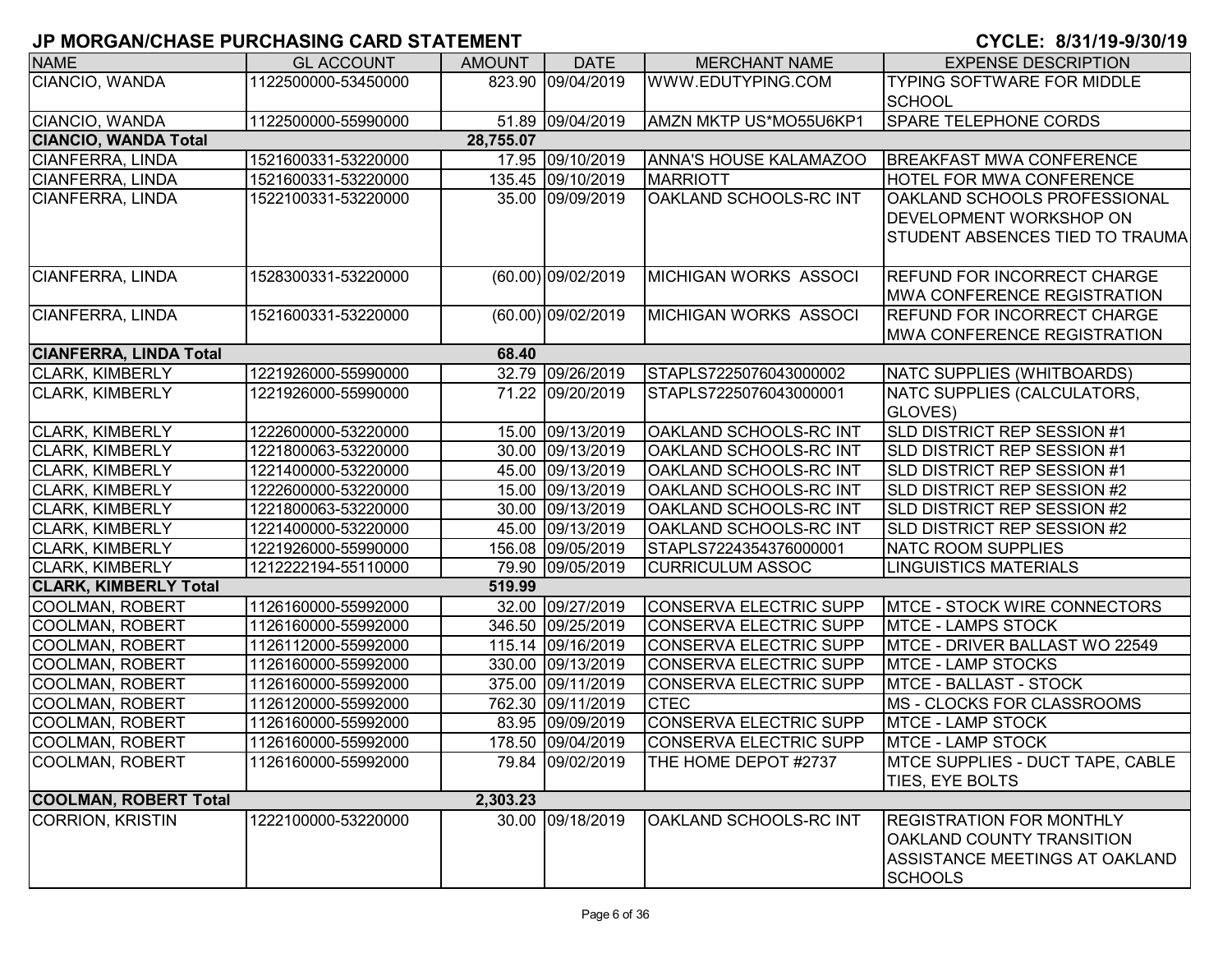# JP MORGAN/CHASE PURCHASING CARD STATEMENT

**CYCLE: 8/31/19-9/30/19**

| NAME | GL ACCOUNT | AMOUNT | DATE | MERCHANT NAME | EXPENSE DESCRIPTION |
|---|---|---|---|---|---|
| CIANCIO, WANDA | 1122500000-53450000 | 823.90 | 09/04/2019 | WWW.EDUTYPING.COM | TYPING SOFTWARE FOR MIDDLE SCHOOL |
| CIANCIO, WANDA | 1122500000-55990000 | 51.89 | 09/04/2019 | AMZN MKTP US*MO55U6KP1 | SPARE TELEPHONE CORDS |
| **CIANCIO, WANDA Total** | | **28,755.07** | | | |
| CIANFERRA, LINDA | 1521600331-53220000 | 17.95 | 09/10/2019 | ANNA'S HOUSE KALAMAZOO | BREAKFAST MWA CONFERENCE |
| CIANFERRA, LINDA | 1521600331-53220000 | 135.45 | 09/10/2019 | MARRIOTT | HOTEL FOR MWA CONFERENCE |
| CIANFERRA, LINDA | 1522100331-53220000 | 35.00 | 09/09/2019 | OAKLAND SCHOOLS-RC INT | OAKLAND SCHOOLS PROFESSIONAL DEVELOPMENT WORKSHOP ON STUDENT ABSENCES TIED TO TRAUMA |
| CIANFERRA, LINDA | 1528300331-53220000 | (60.00) | 09/02/2019 | MICHIGAN WORKS ASSOCI | REFUND FOR INCORRECT CHARGE MWA CONFERENCE REGISTRATION |
| CIANFERRA, LINDA | 1521600331-53220000 | (60.00) | 09/02/2019 | MICHIGAN WORKS ASSOCI | REFUND FOR INCORRECT CHARGE MWA CONFERENCE REGISTRATION |
| **CIANFERRA, LINDA Total** | | **68.40** | | | |
| CLARK, KIMBERLY | 1221926000-55990000 | 32.79 | 09/26/2019 | STAPLS7225076043000002 | NATC SUPPLIES (WHITBOARDS) |
| CLARK, KIMBERLY | 1221926000-55990000 | 71.22 | 09/20/2019 | STAPLS7225076043000001 | NATC SUPPLIES (CALCULATORS, GLOVES) |
| CLARK, KIMBERLY | 1222600000-53220000 | 15.00 | 09/13/2019 | OAKLAND SCHOOLS-RC INT | SLD DISTRICT REP SESSION #1 |
| CLARK, KIMBERLY | 1221800063-53220000 | 30.00 | 09/13/2019 | OAKLAND SCHOOLS-RC INT | SLD DISTRICT REP SESSION #1 |
| CLARK, KIMBERLY | 1221400000-53220000 | 45.00 | 09/13/2019 | OAKLAND SCHOOLS-RC INT | SLD DISTRICT REP SESSION #1 |
| CLARK, KIMBERLY | 1222600000-53220000 | 15.00 | 09/13/2019 | OAKLAND SCHOOLS-RC INT | SLD DISTRICT REP SESSION #2 |
| CLARK, KIMBERLY | 1221800063-53220000 | 30.00 | 09/13/2019 | OAKLAND SCHOOLS-RC INT | SLD DISTRICT REP SESSION #2 |
| CLARK, KIMBERLY | 1221400000-53220000 | 45.00 | 09/13/2019 | OAKLAND SCHOOLS-RC INT | SLD DISTRICT REP SESSION #2 |
| CLARK, KIMBERLY | 1221926000-55990000 | 156.08 | 09/05/2019 | STAPLS7224354376000001 | NATC ROOM SUPPLIES |
| CLARK, KIMBERLY | 1212222194-55110000 | 79.90 | 09/05/2019 | CURRICULUM ASSOC | LINGUISTICS MATERIALS |
| **CLARK, KIMBERLY Total** | | **519.99** | | | |
| COOLMAN, ROBERT | 1126160000-55992000 | 32.00 | 09/27/2019 | CONSERVA ELECTRIC SUPP | MTCE - STOCK WIRE CONNECTORS |
| COOLMAN, ROBERT | 1126160000-55992000 | 346.50 | 09/25/2019 | CONSERVA ELECTRIC SUPP | MTCE - LAMPS STOCK |
| COOLMAN, ROBERT | 1126112000-55992000 | 115.14 | 09/16/2019 | CONSERVA ELECTRIC SUPP | MTCE - DRIVER BALLAST WO 22549 |
| COOLMAN, ROBERT | 1126160000-55992000 | 330.00 | 09/13/2019 | CONSERVA ELECTRIC SUPP | MTCE - LAMP STOCKS |
| COOLMAN, ROBERT | 1126160000-55992000 | 375.00 | 09/11/2019 | CONSERVA ELECTRIC SUPP | MTCE - BALLAST - STOCK |
| COOLMAN, ROBERT | 1126120000-55992000 | 762.30 | 09/11/2019 | CTEC | MS - CLOCKS FOR CLASSROOMS |
| COOLMAN, ROBERT | 1126160000-55992000 | 83.95 | 09/09/2019 | CONSERVA ELECTRIC SUPP | MTCE - LAMP STOCK |
| COOLMAN, ROBERT | 1126160000-55992000 | 178.50 | 09/04/2019 | CONSERVA ELECTRIC SUPP | MTCE - LAMP STOCK |
| COOLMAN, ROBERT | 1126160000-55992000 | 79.84 | 09/02/2019 | THE HOME DEPOT #2737 | MTCE SUPPLIES - DUCT TAPE, CABLE TIES, EYE BOLTS |
| **COOLMAN, ROBERT Total** | | **2,303.23** | | | |
| CORRION, KRISTIN | 1222100000-53220000 | 30.00 | 09/18/2019 | OAKLAND SCHOOLS-RC INT | REGISTRATION FOR MONTHLY OAKLAND COUNTY TRANSITION ASSISTANCE MEETINGS AT OAKLAND SCHOOLS |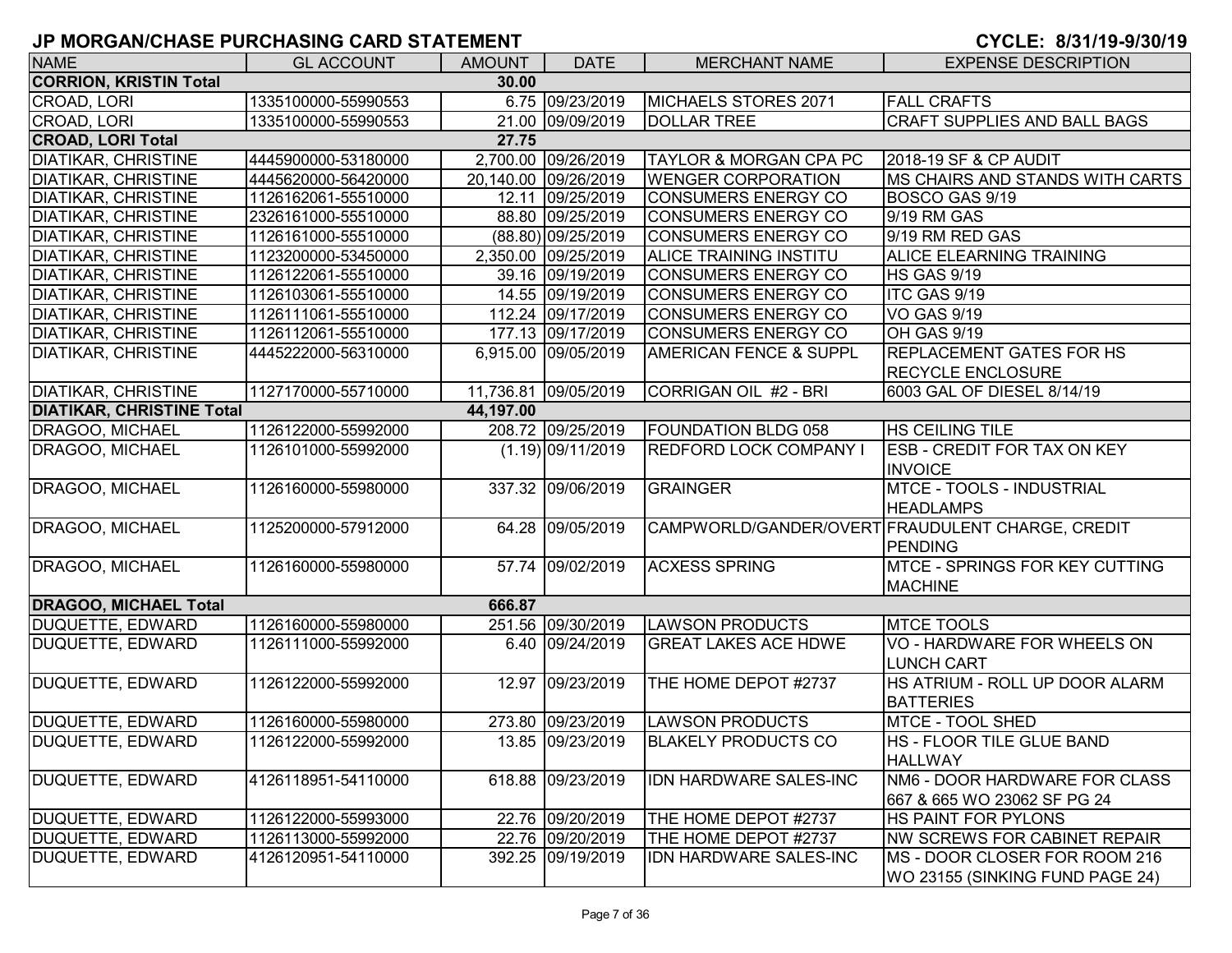## JP MORGAN/CHASE PURCHASING CARD STATEMENT

**CYCLE: 8/31/19-9/30/19**

| NAME | GL ACCOUNT | AMOUNT | DATE | MERCHANT NAME | EXPENSE DESCRIPTION |
|---|---|---|---|---|---|
| **CORRION, KRISTIN Total** | | **30.00** | | | |
| CROAD, LORI | 1335100000-55990553 | 6.75 | 09/23/2019 | MICHAELS STORES 2071 | FALL CRAFTS |
| CROAD, LORI | 1335100000-55990553 | 21.00 | 09/09/2019 | DOLLAR TREE | CRAFT SUPPLIES AND BALL BAGS |
| **CROAD, LORI Total** | | **27.75** | | | |
| DIATIKAR, CHRISTINE | 4445900000-53180000 | 2,700.00 | 09/26/2019 | TAYLOR & MORGAN CPA PC | 2018-19 SF & CP AUDIT |
| DIATIKAR, CHRISTINE | 4445620000-56420000 | 20,140.00 | 09/26/2019 | WENGER CORPORATION | MS CHAIRS AND STANDS WITH CARTS |
| DIATIKAR, CHRISTINE | 1126162061-55510000 | 12.11 | 09/25/2019 | CONSUMERS ENERGY CO | BOSCO GAS 9/19 |
| DIATIKAR, CHRISTINE | 2326161000-55510000 | 88.80 | 09/25/2019 | CONSUMERS ENERGY CO | 9/19 RM GAS |
| DIATIKAR, CHRISTINE | 1126161000-55510000 | (88.80) | 09/25/2019 | CONSUMERS ENERGY CO | 9/19 RM RED GAS |
| DIATIKAR, CHRISTINE | 1123200000-53450000 | 2,350.00 | 09/25/2019 | ALICE TRAINING INSTITU | ALICE ELEARNING TRAINING |
| DIATIKAR, CHRISTINE | 1126122061-55510000 | 39.16 | 09/19/2019 | CONSUMERS ENERGY CO | HS GAS 9/19 |
| DIATIKAR, CHRISTINE | 1126103061-55510000 | 14.55 | 09/19/2019 | CONSUMERS ENERGY CO | ITC GAS 9/19 |
| DIATIKAR, CHRISTINE | 1126111061-55510000 | 112.24 | 09/17/2019 | CONSUMERS ENERGY CO | VO GAS 9/19 |
| DIATIKAR, CHRISTINE | 1126112061-55510000 | 177.13 | 09/17/2019 | CONSUMERS ENERGY CO | OH GAS 9/19 |
| DIATIKAR, CHRISTINE | 4445222000-56310000 | 6,915.00 | 09/05/2019 | AMERICAN FENCE & SUPPL | REPLACEMENT GATES FOR HS RECYCLE ENCLOSURE |
| DIATIKAR, CHRISTINE | 1127170000-55710000 | 11,736.81 | 09/05/2019 | CORRIGAN OIL #2 - BRI | 6003 GAL OF DIESEL 8/14/19 |
| **DIATIKAR, CHRISTINE Total** | | **44,197.00** | | | |
| DRAGOO, MICHAEL | 1126122000-55992000 | 208.72 | 09/25/2019 | FOUNDATION BLDG 058 | HS CEILING TILE |
| DRAGOO, MICHAEL | 1126101000-55992000 | (1.19) | 09/11/2019 | REDFORD LOCK COMPANY I | ESB - CREDIT FOR TAX ON KEY INVOICE |
| DRAGOO, MICHAEL | 1126160000-55980000 | 337.32 | 09/06/2019 | GRAINGER | MTCE - TOOLS - INDUSTRIAL HEADLAMPS |
| DRAGOO, MICHAEL | 1125200000-57912000 | 64.28 | 09/05/2019 | CAMPWORLD/GANDER/OVERT | FRAUDULENT CHARGE, CREDIT PENDING |
| DRAGOO, MICHAEL | 1126160000-55980000 | 57.74 | 09/02/2019 | ACXESS SPRING | MTCE - SPRINGS FOR KEY CUTTING MACHINE |
| **DRAGOO, MICHAEL Total** | | **666.87** | | | |
| DUQUETTE, EDWARD | 1126160000-55980000 | 251.56 | 09/30/2019 | LAWSON PRODUCTS | MTCE TOOLS |
| DUQUETTE, EDWARD | 1126111000-55992000 | 6.40 | 09/24/2019 | GREAT LAKES ACE HDWE | VO - HARDWARE FOR WHEELS ON LUNCH CART |
| DUQUETTE, EDWARD | 1126122000-55992000 | 12.97 | 09/23/2019 | THE HOME DEPOT #2737 | HS ATRIUM - ROLL UP DOOR ALARM BATTERIES |
| DUQUETTE, EDWARD | 1126160000-55980000 | 273.80 | 09/23/2019 | LAWSON PRODUCTS | MTCE - TOOL SHED |
| DUQUETTE, EDWARD | 1126122000-55992000 | 13.85 | 09/23/2019 | BLAKELY PRODUCTS CO | HS - FLOOR TILE GLUE BAND HALLWAY |
| DUQUETTE, EDWARD | 4126118951-54110000 | 618.88 | 09/23/2019 | IDN HARDWARE SALES-INC | NM6 - DOOR HARDWARE FOR CLASS 667 & 665 WO 23062 SF PG 24 |
| DUQUETTE, EDWARD | 1126122000-55993000 | 22.76 | 09/20/2019 | THE HOME DEPOT #2737 | HS PAINT FOR PYLONS |
| DUQUETTE, EDWARD | 1126113000-55992000 | 22.76 | 09/20/2019 | THE HOME DEPOT #2737 | NW SCREWS FOR CABINET REPAIR |
| DUQUETTE, EDWARD | 4126120951-54110000 | 392.25 | 09/19/2019 | IDN HARDWARE SALES-INC | MS - DOOR CLOSER FOR ROOM 216 WO 23155 (SINKING FUND PAGE 24) |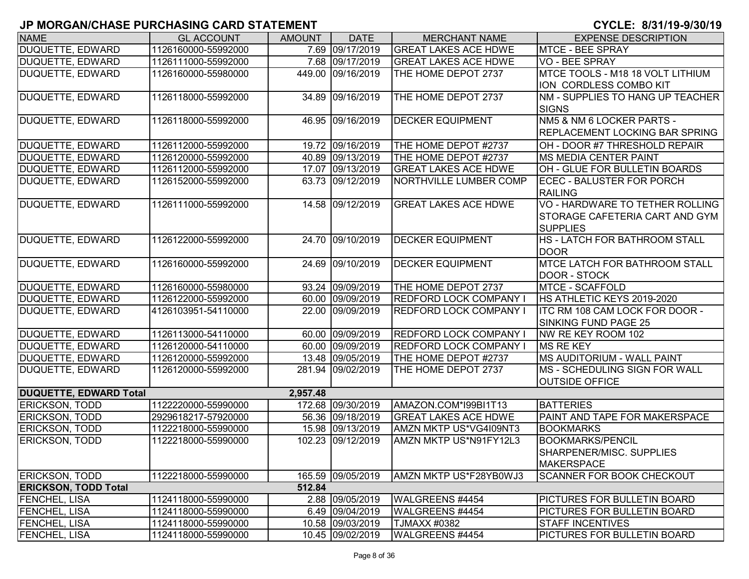## JP MORGAN/CHASE PURCHASING CARD STATEMENT

**CYCLE: 8/31/19-9/30/19**

| NAME | GL ACCOUNT | AMOUNT | DATE | MERCHANT NAME | EXPENSE DESCRIPTION |
|---|---|---|---|---|---|
| DUQUETTE, EDWARD | 1126160000-55992000 | 7.69 | 09/17/2019 | GREAT LAKES ACE HDWE | MTCE - BEE SPRAY |
| DUQUETTE, EDWARD | 1126111000-55992000 | 7.68 | 09/17/2019 | GREAT LAKES ACE HDWE | VO - BEE SPRAY |
| DUQUETTE, EDWARD | 1126160000-55980000 | 449.00 | 09/16/2019 | THE HOME DEPOT 2737 | MTCE TOOLS - M18 18 VOLT LITHIUM ION CORDLESS COMBO KIT |
| DUQUETTE, EDWARD | 1126118000-55992000 | 34.89 | 09/16/2019 | THE HOME DEPOT 2737 | NM - SUPPLIES TO HANG UP TEACHER SIGNS |
| DUQUETTE, EDWARD | 1126118000-55992000 | 46.95 | 09/16/2019 | DECKER EQUIPMENT | NM5 & NM 6 LOCKER PARTS - REPLACEMENT LOCKING BAR SPRING |
| DUQUETTE, EDWARD | 1126112000-55992000 | 19.72 | 09/16/2019 | THE HOME DEPOT #2737 | OH - DOOR #7 THRESHOLD REPAIR |
| DUQUETTE, EDWARD | 1126120000-55992000 | 40.89 | 09/13/2019 | THE HOME DEPOT #2737 | MS MEDIA CENTER PAINT |
| DUQUETTE, EDWARD | 1126112000-55992000 | 17.07 | 09/13/2019 | GREAT LAKES ACE HDWE | OH - GLUE FOR BULLETIN BOARDS |
| DUQUETTE, EDWARD | 1126152000-55992000 | 63.73 | 09/12/2019 | NORTHVILLE LUMBER COMP | ECEC - BALUSTER FOR PORCH RAILING |
| DUQUETTE, EDWARD | 1126111000-55992000 | 14.58 | 09/12/2019 | GREAT LAKES ACE HDWE | VO - HARDWARE TO TETHER ROLLING STORAGE CAFETERIA CART AND GYM SUPPLIES |
| DUQUETTE, EDWARD | 1126122000-55992000 | 24.70 | 09/10/2019 | DECKER EQUIPMENT | HS - LATCH FOR BATHROOM STALL DOOR |
| DUQUETTE, EDWARD | 1126160000-55992000 | 24.69 | 09/10/2019 | DECKER EQUIPMENT | MTCE LATCH FOR BATHROOM STALL DOOR - STOCK |
| DUQUETTE, EDWARD | 1126160000-55980000 | 93.24 | 09/09/2019 | THE HOME DEPOT 2737 | MTCE - SCAFFOLD |
| DUQUETTE, EDWARD | 1126122000-55992000 | 60.00 | 09/09/2019 | REDFORD LOCK COMPANY I | HS ATHLETIC KEYS 2019-2020 |
| DUQUETTE, EDWARD | 4126103951-54110000 | 22.00 | 09/09/2019 | REDFORD LOCK COMPANY I | ITC RM 108 CAM LOCK FOR DOOR - SINKING FUND PAGE 25 |
| DUQUETTE, EDWARD | 1126113000-54110000 | 60.00 | 09/09/2019 | REDFORD LOCK COMPANY I | NW RE KEY ROOM 102 |
| DUQUETTE, EDWARD | 1126120000-54110000 | 60.00 | 09/09/2019 | REDFORD LOCK COMPANY I | MS RE KEY |
| DUQUETTE, EDWARD | 1126120000-55992000 | 13.48 | 09/05/2019 | THE HOME DEPOT #2737 | MS AUDITORIUM - WALL PAINT |
| DUQUETTE, EDWARD | 1126120000-55992000 | 281.94 | 09/02/2019 | THE HOME DEPOT 2737 | MS - SCHEDULING SIGN FOR WALL OUTSIDE OFFICE |
| **DUQUETTE, EDWARD Total** | | **2,957.48** | | | |
| ERICKSON, TODD | 1122220000-55990000 | 172.68 | 09/30/2019 | AMAZON.COM*I99BI1T13 | BATTERIES |
| ERICKSON, TODD | 2929618217-57920000 | 56.36 | 09/18/2019 | GREAT LAKES ACE HDWE | PAINT AND TAPE FOR MAKERSPACE |
| ERICKSON, TODD | 1122218000-55990000 | 15.98 | 09/13/2019 | AMZN MKTP US*VG4I09NT3 | BOOKMARKS |
| ERICKSON, TODD | 1122218000-55990000 | 102.23 | 09/12/2019 | AMZN MKTP US*N91FY12L3 | BOOKMARKS/PENCIL SHARPENER/MISC. SUPPLIES MAKERSPACE |
| ERICKSON, TODD | 1122218000-55990000 | 165.59 | 09/05/2019 | AMZN MKTP US*F28YB0WJ3 | SCANNER FOR BOOK CHECKOUT |
| **ERICKSON, TODD Total** | | **512.84** | | | |
| FENCHEL, LISA | 1124118000-55990000 | 2.88 | 09/05/2019 | WALGREENS #4454 | PICTURES FOR BULLETIN BOARD |
| FENCHEL, LISA | 1124118000-55990000 | 6.49 | 09/04/2019 | WALGREENS #4454 | PICTURES FOR BULLETIN BOARD |
| FENCHEL, LISA | 1124118000-55990000 | 10.58 | 09/03/2019 | TJMAXX #0382 | STAFF INCENTIVES |
| FENCHEL, LISA | 1124118000-55990000 | 10.45 | 09/02/2019 | WALGREENS #4454 | PICTURES FOR BULLETIN BOARD |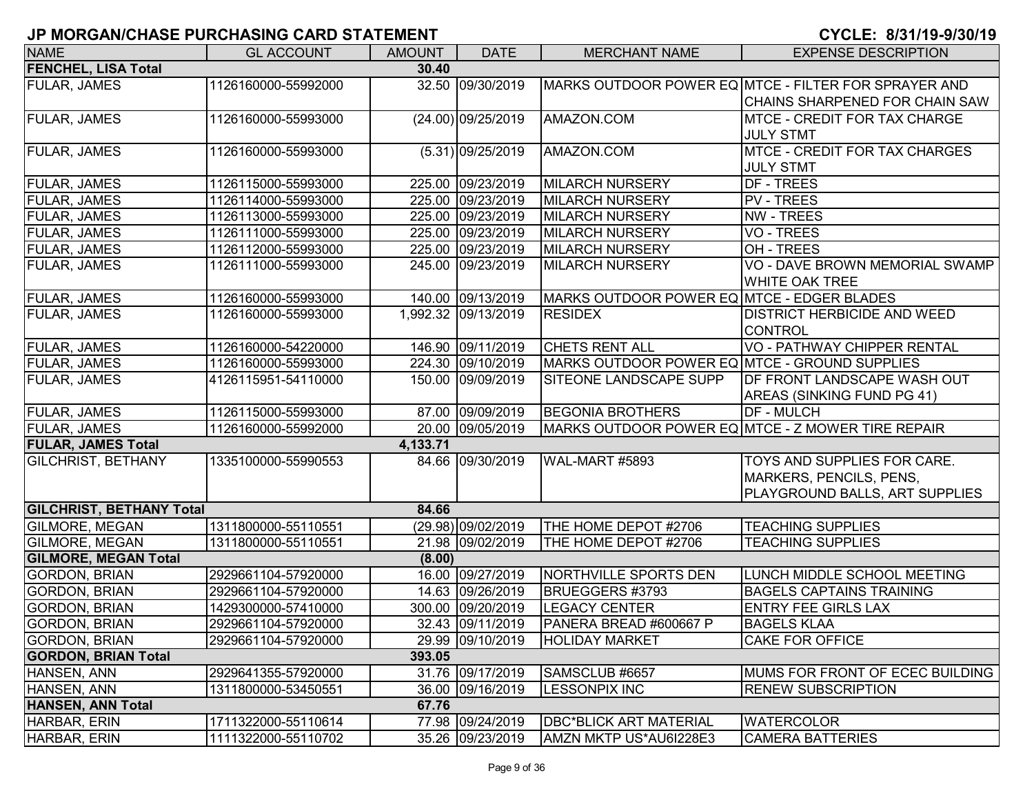# JP MORGAN/CHASE PURCHASING CARD STATEMENT

**CYCLE: 8/31/19-9/30/19**

| NAME | GL ACCOUNT | AMOUNT | DATE | MERCHANT NAME | EXPENSE DESCRIPTION |
|---|---|---|---|---|---|
| **FENCHEL, LISA Total** | | **30.40** | | | |
| FULAR, JAMES | 1126160000-55992000 | 32.50 | 09/30/2019 | MARKS OUTDOOR POWER EQ | MTCE - FILTER FOR SPRAYER AND CHAINS SHARPENED FOR CHAIN SAW |
| FULAR, JAMES | 1126160000-55993000 | (24.00) | 09/25/2019 | AMAZON.COM | MTCE - CREDIT FOR TAX CHARGE JULY STMT |
| FULAR, JAMES | 1126160000-55993000 | (5.31) | 09/25/2019 | AMAZON.COM | MTCE - CREDIT FOR TAX CHARGES JULY STMT |
| FULAR, JAMES | 1126115000-55993000 | 225.00 | 09/23/2019 | MILARCH NURSERY | DF - TREES |
| FULAR, JAMES | 1126114000-55993000 | 225.00 | 09/23/2019 | MILARCH NURSERY | PV - TREES |
| FULAR, JAMES | 1126113000-55993000 | 225.00 | 09/23/2019 | MILARCH NURSERY | NW - TREES |
| FULAR, JAMES | 1126111000-55993000 | 225.00 | 09/23/2019 | MILARCH NURSERY | VO - TREES |
| FULAR, JAMES | 1126112000-55993000 | 225.00 | 09/23/2019 | MILARCH NURSERY | OH - TREES |
| FULAR, JAMES | 1126111000-55993000 | 245.00 | 09/23/2019 | MILARCH NURSERY | VO - DAVE BROWN MEMORIAL SWAMP WHITE OAK TREE |
| FULAR, JAMES | 1126160000-55993000 | 140.00 | 09/13/2019 | MARKS OUTDOOR POWER EQ | MTCE - EDGER BLADES |
| FULAR, JAMES | 1126160000-55993000 | 1,992.32 | 09/13/2019 | RESIDEX | DISTRICT HERBICIDE AND WEED CONTROL |
| FULAR, JAMES | 1126160000-54220000 | 146.90 | 09/11/2019 | CHETS RENT ALL | VO - PATHWAY CHIPPER RENTAL |
| FULAR, JAMES | 1126160000-55993000 | 224.30 | 09/10/2019 | MARKS OUTDOOR POWER EQ | MTCE - GROUND SUPPLIES |
| FULAR, JAMES | 4126115951-54110000 | 150.00 | 09/09/2019 | SITEONE LANDSCAPE SUPP | DF FRONT LANDSCAPE WASH OUT AREAS (SINKING FUND PG 41) |
| FULAR, JAMES | 1126115000-55993000 | 87.00 | 09/09/2019 | BEGONIA BROTHERS | DF - MULCH |
| FULAR, JAMES | 1126160000-55992000 | 20.00 | 09/05/2019 | MARKS OUTDOOR POWER EQ | MTCE - Z MOWER TIRE REPAIR |
| **FULAR, JAMES Total** | | **4,133.71** | | | |
| GILCHRIST, BETHANY | 1335100000-55990553 | 84.66 | 09/30/2019 | WAL-MART #5893 | TOYS AND SUPPLIES FOR CARE. MARKERS, PENCILS, PENS, PLAYGROUND BALLS, ART SUPPLIES |
| **GILCHRIST, BETHANY Total** | | **84.66** | | | |
| GILMORE, MEGAN | 1311800000-55110551 | (29.98) | 09/02/2019 | THE HOME DEPOT #2706 | TEACHING SUPPLIES |
| GILMORE, MEGAN | 1311800000-55110551 | 21.98 | 09/02/2019 | THE HOME DEPOT #2706 | TEACHING SUPPLIES |
| **GILMORE, MEGAN Total** | | **(8.00)** | | | |
| GORDON, BRIAN | 2929661104-57920000 | 16.00 | 09/27/2019 | NORTHVILLE SPORTS DEN | LUNCH MIDDLE SCHOOL MEETING |
| GORDON, BRIAN | 2929661104-57920000 | 14.63 | 09/26/2019 | BRUEGGERS #3793 | BAGELS CAPTAINS TRAINING |
| GORDON, BRIAN | 1429300000-57410000 | 300.00 | 09/20/2019 | LEGACY CENTER | ENTRY FEE GIRLS LAX |
| GORDON, BRIAN | 2929661104-57920000 | 32.43 | 09/11/2019 | PANERA BREAD #600667 P | BAGELS KLAA |
| GORDON, BRIAN | 2929661104-57920000 | 29.99 | 09/10/2019 | HOLIDAY MARKET | CAKE FOR OFFICE |
| **GORDON, BRIAN Total** | | **393.05** | | | |
| HANSEN, ANN | 2929641355-57920000 | 31.76 | 09/17/2019 | SAMSCLUB #6657 | MUMS FOR FRONT OF ECEC BUILDING |
| HANSEN, ANN | 1311800000-53450551 | 36.00 | 09/16/2019 | LESSONPIX INC | RENEW SUBSCRIPTION |
| **HANSEN, ANN Total** | | **67.76** | | | |
| HARBAR, ERIN | 1711322000-55110614 | 77.98 | 09/24/2019 | DBC*BLICK ART MATERIAL | WATERCOLOR |
| HARBAR, ERIN | 1111322000-55110702 | 35.26 | 09/23/2019 | AMZN MKTP US*AU6I228E3 | CAMERA BATTERIES |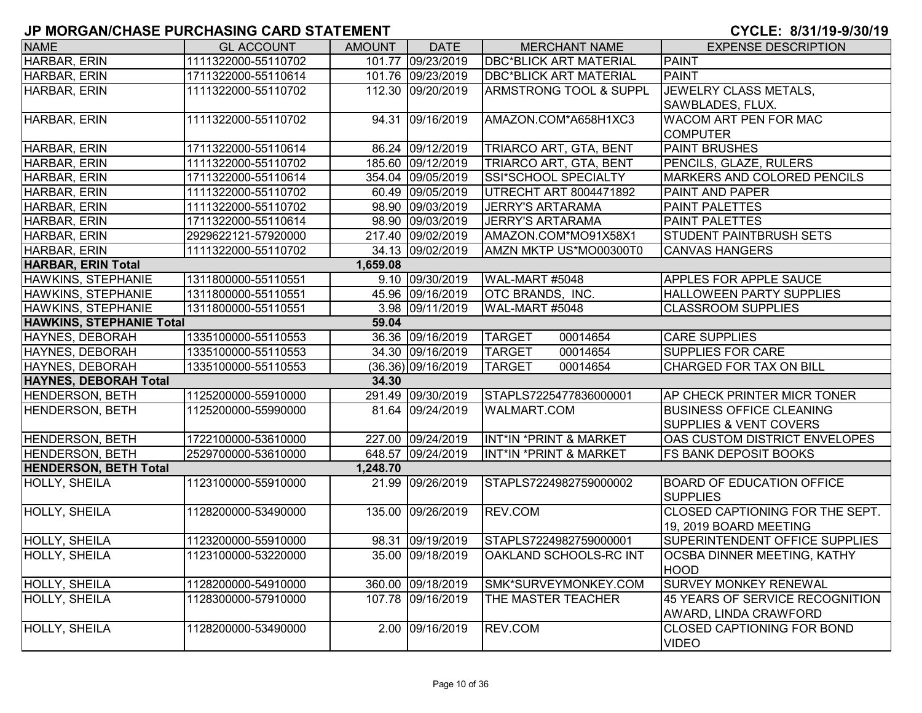## JP MORGAN/CHASE PURCHASING CARD STATEMENT

**CYCLE: 8/31/19-9/30/19**

| NAME | GL ACCOUNT | AMOUNT | DATE | MERCHANT NAME | EXPENSE DESCRIPTION |
|---|---|---|---|---|---|
| HARBAR, ERIN | 1111322000-55110702 | 101.77 | 09/23/2019 | DBC*BLICK ART MATERIAL | PAINT |
| HARBAR, ERIN | 1711322000-55110614 | 101.76 | 09/23/2019 | DBC*BLICK ART MATERIAL | PAINT |
| HARBAR, ERIN | 1111322000-55110702 | 112.30 | 09/20/2019 | ARMSTRONG TOOL & SUPPL | JEWELRY CLASS METALS, SAWBLADES, FLUX. |
| HARBAR, ERIN | 1111322000-55110702 | 94.31 | 09/16/2019 | AMAZON.COM*A658H1XC3 | WACOM ART PEN FOR MAC COMPUTER |
| HARBAR, ERIN | 1711322000-55110614 | 86.24 | 09/12/2019 | TRIARCO ART, GTA, BENT | PAINT BRUSHES |
| HARBAR, ERIN | 1111322000-55110702 | 185.60 | 09/12/2019 | TRIARCO ART, GTA, BENT | PENCILS, GLAZE, RULERS |
| HARBAR, ERIN | 1711322000-55110614 | 354.04 | 09/05/2019 | SSI*SCHOOL SPECIALTY | MARKERS AND COLORED PENCILS |
| HARBAR, ERIN | 1111322000-55110702 | 60.49 | 09/05/2019 | UTRECHT ART 8004471892 | PAINT AND PAPER |
| HARBAR, ERIN | 1111322000-55110702 | 98.90 | 09/03/2019 | JERRY'S ARTARAMA | PAINT PALETTES |
| HARBAR, ERIN | 1711322000-55110614 | 98.90 | 09/03/2019 | JERRY'S ARTARAMA | PAINT PALETTES |
| HARBAR, ERIN | 2929622121-57920000 | 217.40 | 09/02/2019 | AMAZON.COM*MO91X58X1 | STUDENT PAINTBRUSH SETS |
| HARBAR, ERIN | 1111322000-55110702 | 34.13 | 09/02/2019 | AMZN MKTP US*MO00300T0 | CANVAS HANGERS |
| **HARBAR, ERIN Total** | | **1,659.08** | | | |
| HAWKINS, STEPHANIE | 1311800000-55110551 | 9.10 | 09/30/2019 | WAL-MART #5048 | APPLES FOR APPLE SAUCE |
| HAWKINS, STEPHANIE | 1311800000-55110551 | 45.96 | 09/16/2019 | OTC BRANDS, INC. | HALLOWEEN PARTY SUPPLIES |
| HAWKINS, STEPHANIE | 1311800000-55110551 | 3.98 | 09/11/2019 | WAL-MART #5048 | CLASSROOM SUPPLIES |
| **HAWKINS, STEPHANIE Total** | | **59.04** | | | |
| HAYNES, DEBORAH | 1335100000-55110553 | 36.36 | 09/16/2019 | TARGET 00014654 | CARE SUPPLIES |
| HAYNES, DEBORAH | 1335100000-55110553 | 34.30 | 09/16/2019 | TARGET 00014654 | SUPPLIES FOR CARE |
| HAYNES, DEBORAH | 1335100000-55110553 | (36.36) | 09/16/2019 | TARGET 00014654 | CHARGED FOR TAX ON BILL |
| **HAYNES, DEBORAH Total** | | **34.30** | | | |
| HENDERSON, BETH | 1125200000-55910000 | 291.49 | 09/30/2019 | STAPLS7225477836000001 | AP CHECK PRINTER MICR TONER |
| HENDERSON, BETH | 1125200000-55990000 | 81.64 | 09/24/2019 | WALMART.COM | BUSINESS OFFICE CLEANING SUPPLIES & VENT COVERS |
| HENDERSON, BETH | 1722100000-53610000 | 227.00 | 09/24/2019 | INT*IN *PRINT & MARKET | OAS CUSTOM DISTRICT ENVELOPES |
| HENDERSON, BETH | 2529700000-53610000 | 648.57 | 09/24/2019 | INT*IN *PRINT & MARKET | FS BANK DEPOSIT BOOKS |
| **HENDERSON, BETH Total** | | **1,248.70** | | | |
| HOLLY, SHEILA | 1123100000-55910000 | 21.99 | 09/26/2019 | STAPLS7224982759000002 | BOARD OF EDUCATION OFFICE SUPPLIES |
| HOLLY, SHEILA | 1128200000-53490000 | 135.00 | 09/26/2019 | REV.COM | CLOSED CAPTIONING FOR THE SEPT. 19, 2019 BOARD MEETING |
| HOLLY, SHEILA | 1123200000-55910000 | 98.31 | 09/19/2019 | STAPLS7224982759000001 | SUPERINTENDENT OFFICE SUPPLIES |
| HOLLY, SHEILA | 1123100000-53220000 | 35.00 | 09/18/2019 | OAKLAND SCHOOLS-RC INT | OCSBA DINNER MEETING, KATHY HOOD |
| HOLLY, SHEILA | 1128200000-54910000 | 360.00 | 09/18/2019 | SMK*SURVEYMONKEY.COM | SURVEY MONKEY RENEWAL |
| HOLLY, SHEILA | 1128300000-57910000 | 107.78 | 09/16/2019 | THE MASTER TEACHER | 45 YEARS OF SERVICE RECOGNITION AWARD, LINDA CRAWFORD |
| HOLLY, SHEILA | 1128200000-53490000 | 2.00 | 09/16/2019 | REV.COM | CLOSED CAPTIONING FOR BOND VIDEO |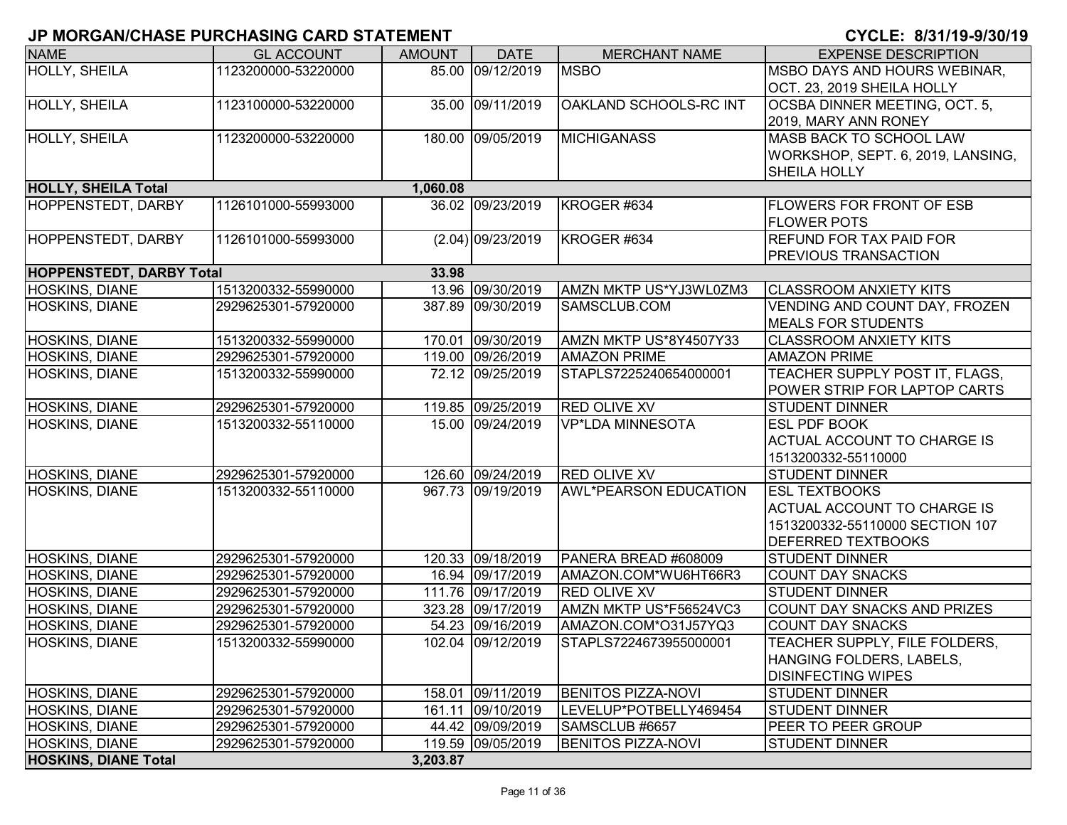# JP MORGAN/CHASE PURCHASING CARD STATEMENT

**CYCLE: 8/31/19-9/30/19**

| NAME | GL ACCOUNT | AMOUNT | DATE | MERCHANT NAME | EXPENSE DESCRIPTION |
|---|---|---|---|---|---|
| HOLLY, SHEILA | 1123200000-53220000 | 85.00 | 09/12/2019 | MSBO | MSBO DAYS AND HOURS WEBINAR, OCT. 23, 2019 SHEILA HOLLY |
| HOLLY, SHEILA | 1123100000-53220000 | 35.00 | 09/11/2019 | OAKLAND SCHOOLS-RC INT | OCSBA DINNER MEETING, OCT. 5, 2019, MARY ANN RONEY |
| HOLLY, SHEILA | 1123200000-53220000 | 180.00 | 09/05/2019 | MICHIGANASS | MASB BACK TO SCHOOL LAW WORKSHOP, SEPT. 6, 2019, LANSING, SHEILA HOLLY |
| **HOLLY, SHEILA Total** | | **1,060.08** | | | |
| HOPPENSTEDT, DARBY | 1126101000-55993000 | 36.02 | 09/23/2019 | KROGER #634 | FLOWERS FOR FRONT OF ESB FLOWER POTS |
| HOPPENSTEDT, DARBY | 1126101000-55993000 | (2.04) | 09/23/2019 | KROGER #634 | REFUND FOR TAX PAID FOR PREVIOUS TRANSACTION |
| **HOPPENSTEDT, DARBY Total** | | **33.98** | | | |
| HOSKINS, DIANE | 1513200332-55990000 | 13.96 | 09/30/2019 | AMZN MKTP US*YJ3WL0ZM3 | CLASSROOM ANXIETY KITS |
| HOSKINS, DIANE | 2929625301-57920000 | 387.89 | 09/30/2019 | SAMSCLUB.COM | VENDING AND COUNT DAY, FROZEN MEALS FOR STUDENTS |
| HOSKINS, DIANE | 1513200332-55990000 | 170.01 | 09/30/2019 | AMZN MKTP US*8Y4507Y33 | CLASSROOM ANXIETY KITS |
| HOSKINS, DIANE | 2929625301-57920000 | 119.00 | 09/26/2019 | AMAZON PRIME | AMAZON PRIME |
| HOSKINS, DIANE | 1513200332-55990000 | 72.12 | 09/25/2019 | STAPLS7225240654000001 | TEACHER SUPPLY POST IT, FLAGS, POWER STRIP FOR LAPTOP CARTS |
| HOSKINS, DIANE | 2929625301-57920000 | 119.85 | 09/25/2019 | RED OLIVE XV | STUDENT DINNER |
| HOSKINS, DIANE | 1513200332-55110000 | 15.00 | 09/24/2019 | VP*LDA MINNESOTA | ESL PDF BOOK ACTUAL ACCOUNT TO CHARGE IS 1513200332-55110000 |
| HOSKINS, DIANE | 2929625301-57920000 | 126.60 | 09/24/2019 | RED OLIVE XV | STUDENT DINNER |
| HOSKINS, DIANE | 1513200332-55110000 | 967.73 | 09/19/2019 | AWL*PEARSON EDUCATION | ESL TEXTBOOKS ACTUAL ACCOUNT TO CHARGE IS 1513200332-55110000 SECTION 107 DEFERRED TEXTBOOKS |
| HOSKINS, DIANE | 2929625301-57920000 | 120.33 | 09/18/2019 | PANERA BREAD #608009 | STUDENT DINNER |
| HOSKINS, DIANE | 2929625301-57920000 | 16.94 | 09/17/2019 | AMAZON.COM*WU6HT66R3 | COUNT DAY SNACKS |
| HOSKINS, DIANE | 2929625301-57920000 | 111.76 | 09/17/2019 | RED OLIVE XV | STUDENT DINNER |
| HOSKINS, DIANE | 2929625301-57920000 | 323.28 | 09/17/2019 | AMZN MKTP US*F56524VC3 | COUNT DAY SNACKS AND PRIZES |
| HOSKINS, DIANE | 2929625301-57920000 | 54.23 | 09/16/2019 | AMAZON.COM*O31J57YQ3 | COUNT DAY SNACKS |
| HOSKINS, DIANE | 1513200332-55990000 | 102.04 | 09/12/2019 | STAPLS7224673955000001 | TEACHER SUPPLY, FILE FOLDERS, HANGING FOLDERS, LABELS, DISINFECTING WIPES |
| HOSKINS, DIANE | 2929625301-57920000 | 158.01 | 09/11/2019 | BENITOS PIZZA-NOVI | STUDENT DINNER |
| HOSKINS, DIANE | 2929625301-57920000 | 161.11 | 09/10/2019 | LEVELUP*POTBELLY469454 | STUDENT DINNER |
| HOSKINS, DIANE | 2929625301-57920000 | 44.42 | 09/09/2019 | SAMSCLUB #6657 | PEER TO PEER GROUP |
| HOSKINS, DIANE | 2929625301-57920000 | 119.59 | 09/05/2019 | BENITOS PIZZA-NOVI | STUDENT DINNER |
| **HOSKINS, DIANE Total** | | **3,203.87** | | | |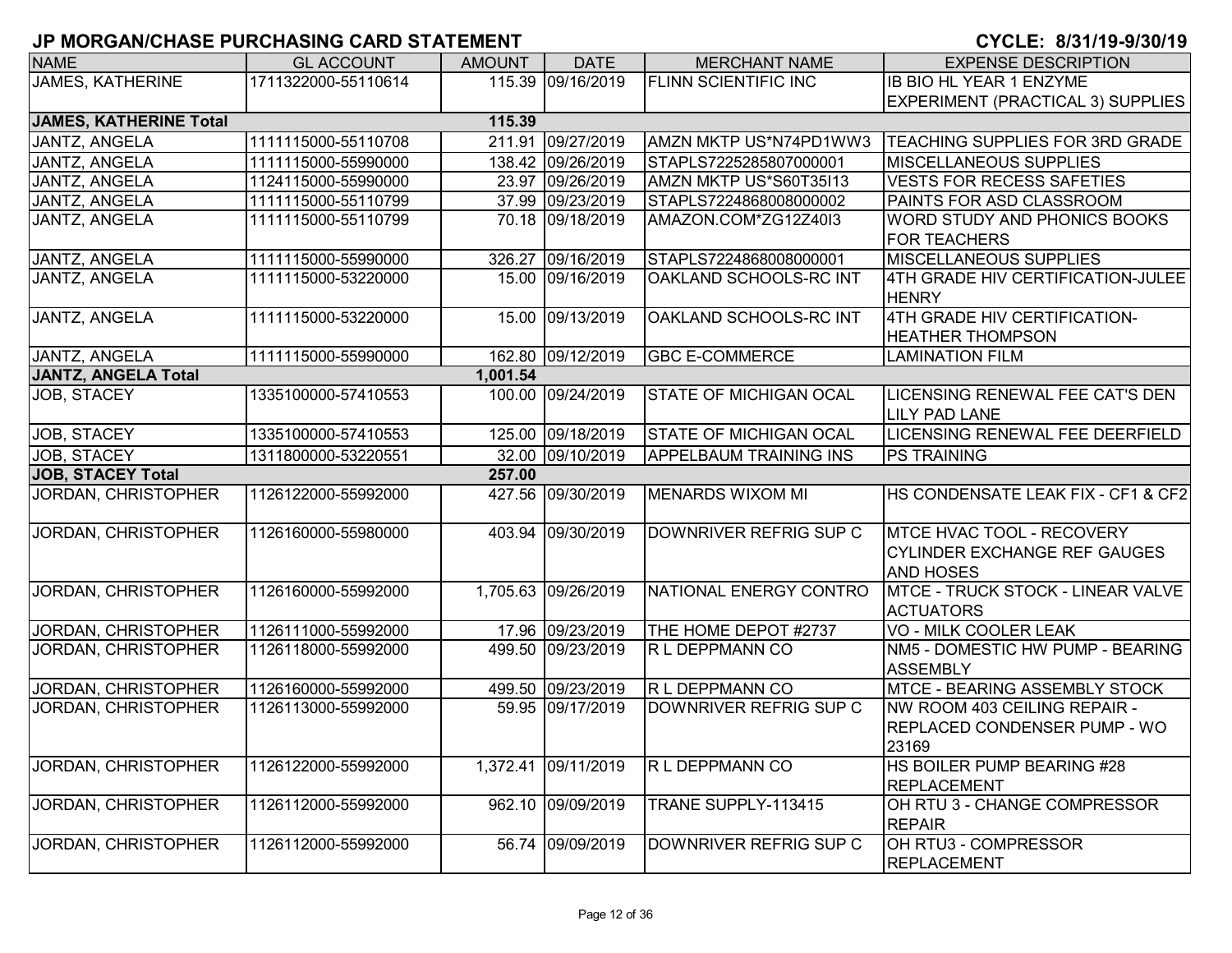# JP MORGAN/CHASE PURCHASING CARD STATEMENT

**CYCLE: 8/31/19-9/30/19**

| NAME | GL ACCOUNT | AMOUNT | DATE | MERCHANT NAME | EXPENSE DESCRIPTION |
|---|---|---|---|---|---|
| JAMES, KATHERINE | 1711322000-55110614 | 115.39 | 09/16/2019 | FLINN SCIENTIFIC INC | IB BIO HL YEAR 1 ENZYME EXPERIMENT (PRACTICAL 3) SUPPLIES |
| **JAMES, KATHERINE Total** | | **115.39** | | | |
| JANTZ, ANGELA | 1111115000-55110708 | 211.91 | 09/27/2019 | AMZN MKTP US*N74PD1WW3 | TEACHING SUPPLIES FOR 3RD GRADE |
| JANTZ, ANGELA | 1111115000-55990000 | 138.42 | 09/26/2019 | STAPLS7225285807000001 | MISCELLANEOUS SUPPLIES |
| JANTZ, ANGELA | 1124115000-55990000 | 23.97 | 09/26/2019 | AMZN MKTP US*S60T35I13 | VESTS FOR RECESS SAFETIES |
| JANTZ, ANGELA | 1111115000-55110799 | 37.99 | 09/23/2019 | STAPLS7224868008000002 | PAINTS FOR ASD CLASSROOM |
| JANTZ, ANGELA | 1111115000-55110799 | 70.18 | 09/18/2019 | AMAZON.COM*ZG12Z40I3 | WORD STUDY AND PHONICS BOOKS FOR TEACHERS |
| JANTZ, ANGELA | 1111115000-55990000 | 326.27 | 09/16/2019 | STAPLS7224868008000001 | MISCELLANEOUS SUPPLIES |
| JANTZ, ANGELA | 1111115000-53220000 | 15.00 | 09/16/2019 | OAKLAND SCHOOLS-RC INT | 4TH GRADE HIV CERTIFICATION-JULEE HENRY |
| JANTZ, ANGELA | 1111115000-53220000 | 15.00 | 09/13/2019 | OAKLAND SCHOOLS-RC INT | 4TH GRADE HIV CERTIFICATION-HEATHER THOMPSON |
| JANTZ, ANGELA | 1111115000-55990000 | 162.80 | 09/12/2019 | GBC E-COMMERCE | LAMINATION FILM |
| **JANTZ, ANGELA Total** | | **1,001.54** | | | |
| JOB, STACEY | 1335100000-57410553 | 100.00 | 09/24/2019 | STATE OF MICHIGAN OCAL | LICENSING RENEWAL FEE CAT'S DEN LILY PAD LANE |
| JOB, STACEY | 1335100000-57410553 | 125.00 | 09/18/2019 | STATE OF MICHIGAN OCAL | LICENSING RENEWAL FEE DEERFIELD |
| JOB, STACEY | 1311800000-53220551 | 32.00 | 09/10/2019 | APPELBAUM TRAINING INS | PS TRAINING |
| **JOB, STACEY Total** | | **257.00** | | | |
| JORDAN, CHRISTOPHER | 1126122000-55992000 | 427.56 | 09/30/2019 | MENARDS WIXOM MI | HS CONDENSATE LEAK FIX - CF1 & CF2 |
| JORDAN, CHRISTOPHER | 1126160000-55980000 | 403.94 | 09/30/2019 | DOWNRIVER REFRIG SUP C | MTCE HVAC TOOL - RECOVERY CYLINDER EXCHANGE REF GAUGES AND HOSES |
| JORDAN, CHRISTOPHER | 1126160000-55992000 | 1,705.63 | 09/26/2019 | NATIONAL ENERGY CONTRO | MTCE - TRUCK STOCK - LINEAR VALVE ACTUATORS |
| JORDAN, CHRISTOPHER | 1126111000-55992000 | 17.96 | 09/23/2019 | THE HOME DEPOT #2737 | VO - MILK COOLER LEAK |
| JORDAN, CHRISTOPHER | 1126118000-55992000 | 499.50 | 09/23/2019 | R L DEPPMANN CO | NM5 - DOMESTIC HW PUMP - BEARING ASSEMBLY |
| JORDAN, CHRISTOPHER | 1126160000-55992000 | 499.50 | 09/23/2019 | R L DEPPMANN CO | MTCE - BEARING ASSEMBLY STOCK |
| JORDAN, CHRISTOPHER | 1126113000-55992000 | 59.95 | 09/17/2019 | DOWNRIVER REFRIG SUP C | NW ROOM 403 CEILING REPAIR - REPLACED CONDENSER PUMP - WO 23169 |
| JORDAN, CHRISTOPHER | 1126122000-55992000 | 1,372.41 | 09/11/2019 | R L DEPPMANN CO | HS BOILER PUMP BEARING #28 REPLACEMENT |
| JORDAN, CHRISTOPHER | 1126112000-55992000 | 962.10 | 09/09/2019 | TRANE SUPPLY-113415 | OH RTU 3 - CHANGE COMPRESSOR REPAIR |
| JORDAN, CHRISTOPHER | 1126112000-55992000 | 56.74 | 09/09/2019 | DOWNRIVER REFRIG SUP C | OH RTU3 - COMPRESSOR REPLACEMENT |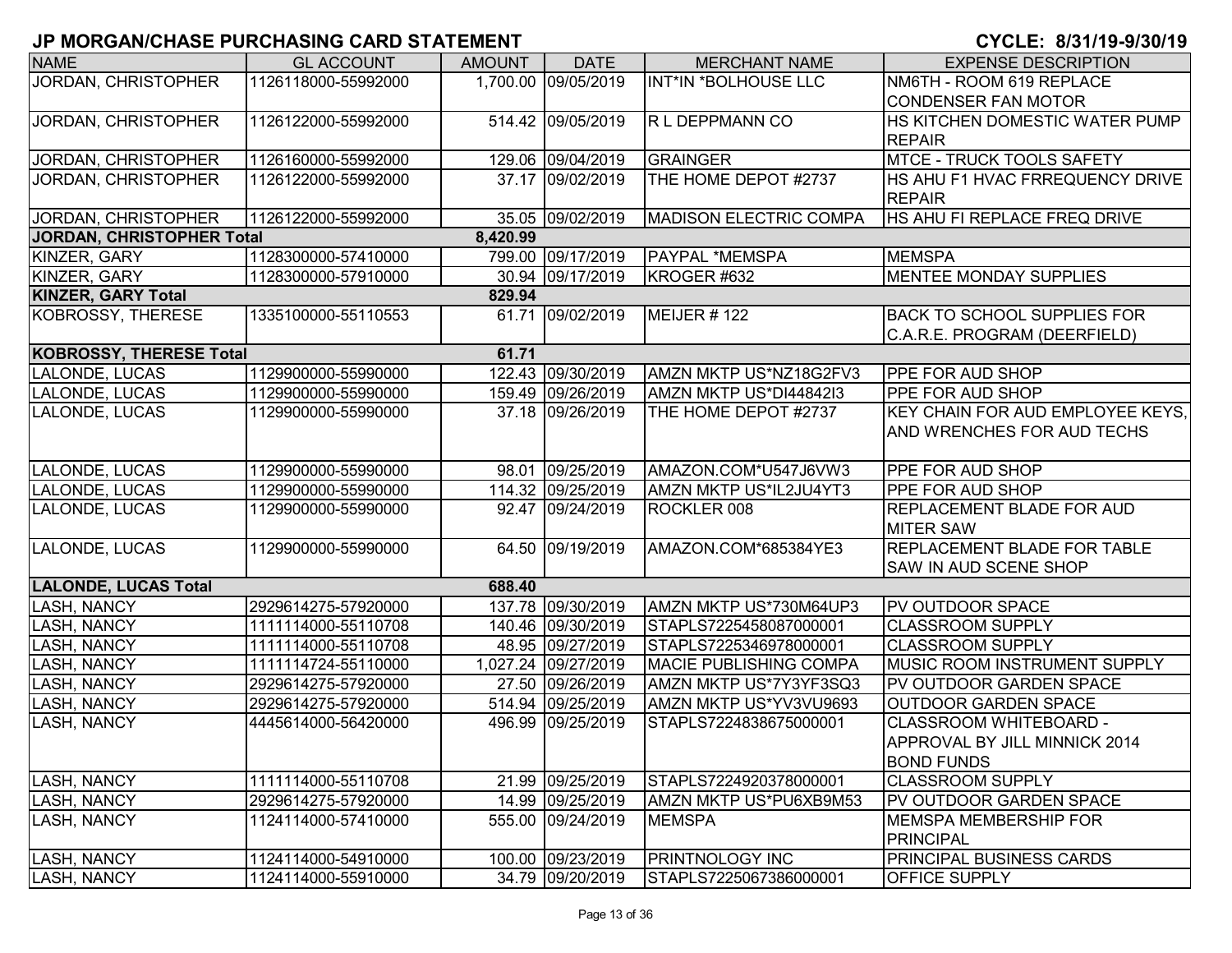# JP MORGAN/CHASE PURCHASING CARD STATEMENT

**CYCLE: 8/31/19-9/30/19**

| NAME | GL ACCOUNT | AMOUNT | DATE | MERCHANT NAME | EXPENSE DESCRIPTION |
|---|---|---|---|---|---|
| JORDAN, CHRISTOPHER | 1126118000-55992000 | 1,700.00 | 09/05/2019 | INT*IN *BOLHOUSE LLC | NM6TH - ROOM 619 REPLACE CONDENSER FAN MOTOR |
| JORDAN, CHRISTOPHER | 1126122000-55992000 | 514.42 | 09/05/2019 | R L DEPPMANN CO | HS KITCHEN DOMESTIC WATER PUMP REPAIR |
| JORDAN, CHRISTOPHER | 1126160000-55992000 | 129.06 | 09/04/2019 | GRAINGER | MTCE - TRUCK TOOLS SAFETY |
| JORDAN, CHRISTOPHER | 1126122000-55992000 | 37.17 | 09/02/2019 | THE HOME DEPOT #2737 | HS AHU F1 HVAC FRREQUENCY DRIVE REPAIR |
| JORDAN, CHRISTOPHER | 1126122000-55992000 | 35.05 | 09/02/2019 | MADISON ELECTRIC COMPA | HS AHU FI REPLACE FREQ DRIVE |
| **JORDAN, CHRISTOPHER Total** | | **8,420.99** | | | |
| KINZER, GARY | 1128300000-57410000 | 799.00 | 09/17/2019 | PAYPAL *MEMSPA | MEMSPA |
| KINZER, GARY | 1128300000-57910000 | 30.94 | 09/17/2019 | KROGER #632 | MENTEE MONDAY SUPPLIES |
| **KINZER, GARY Total** | | **829.94** | | | |
| KOBROSSY, THERESE | 1335100000-55110553 | 61.71 | 09/02/2019 | MEIJER # 122 | BACK TO SCHOOL SUPPLIES FOR C.A.R.E. PROGRAM (DEERFIELD) |
| **KOBROSSY, THERESE Total** | | **61.71** | | | |
| LALONDE, LUCAS | 1129900000-55990000 | 122.43 | 09/30/2019 | AMZN MKTP US*NZ18G2FV3 | PPE FOR AUD SHOP |
| LALONDE, LUCAS | 1129900000-55990000 | 159.49 | 09/26/2019 | AMZN MKTP US*DI44842I3 | PPE FOR AUD SHOP |
| LALONDE, LUCAS | 1129900000-55990000 | 37.18 | 09/26/2019 | THE HOME DEPOT #2737 | KEY CHAIN FOR AUD EMPLOYEE KEYS, AND WRENCHES FOR AUD TECHS |
| LALONDE, LUCAS | 1129900000-55990000 | 98.01 | 09/25/2019 | AMAZON.COM*U547J6VW3 | PPE FOR AUD SHOP |
| LALONDE, LUCAS | 1129900000-55990000 | 114.32 | 09/25/2019 | AMZN MKTP US*IL2JU4YT3 | PPE FOR AUD SHOP |
| LALONDE, LUCAS | 1129900000-55990000 | 92.47 | 09/24/2019 | ROCKLER 008 | REPLACEMENT BLADE FOR AUD MITER SAW |
| LALONDE, LUCAS | 1129900000-55990000 | 64.50 | 09/19/2019 | AMAZON.COM*685384YE3 | REPLACEMENT BLADE FOR TABLE SAW IN AUD SCENE SHOP |
| **LALONDE, LUCAS Total** | | **688.40** | | | |
| LASH, NANCY | 2929614275-57920000 | 137.78 | 09/30/2019 | AMZN MKTP US*730M64UP3 | PV OUTDOOR SPACE |
| LASH, NANCY | 1111114000-55110708 | 140.46 | 09/30/2019 | STAPLS7225458087000001 | CLASSROOM SUPPLY |
| LASH, NANCY | 1111114000-55110708 | 48.95 | 09/27/2019 | STAPLS7225346978000001 | CLASSROOM SUPPLY |
| LASH, NANCY | 1111114724-55110000 | 1,027.24 | 09/27/2019 | MACIE PUBLISHING COMPA | MUSIC ROOM INSTRUMENT SUPPLY |
| LASH, NANCY | 2929614275-57920000 | 27.50 | 09/26/2019 | AMZN MKTP US*7Y3YF3SQ3 | PV OUTDOOR GARDEN SPACE |
| LASH, NANCY | 2929614275-57920000 | 514.94 | 09/25/2019 | AMZN MKTP US*YV3VU9693 | OUTDOOR GARDEN SPACE |
| LASH, NANCY | 4445614000-56420000 | 496.99 | 09/25/2019 | STAPLS7224838675000001 | CLASSROOM WHITEBOARD - APPROVAL BY JILL MINNICK 2014 BOND FUNDS |
| LASH, NANCY | 1111114000-55110708 | 21.99 | 09/25/2019 | STAPLS7224920378000001 | CLASSROOM SUPPLY |
| LASH, NANCY | 2929614275-57920000 | 14.99 | 09/25/2019 | AMZN MKTP US*PU6XB9M53 | PV OUTDOOR GARDEN SPACE |
| LASH, NANCY | 1124114000-57410000 | 555.00 | 09/24/2019 | MEMSPA | MEMSPA MEMBERSHIP FOR PRINCIPAL |
| LASH, NANCY | 1124114000-54910000 | 100.00 | 09/23/2019 | PRINTNOLOGY INC | PRINCIPAL BUSINESS CARDS |
| LASH, NANCY | 1124114000-55910000 | 34.79 | 09/20/2019 | STAPLS7225067386000001 | OFFICE SUPPLY |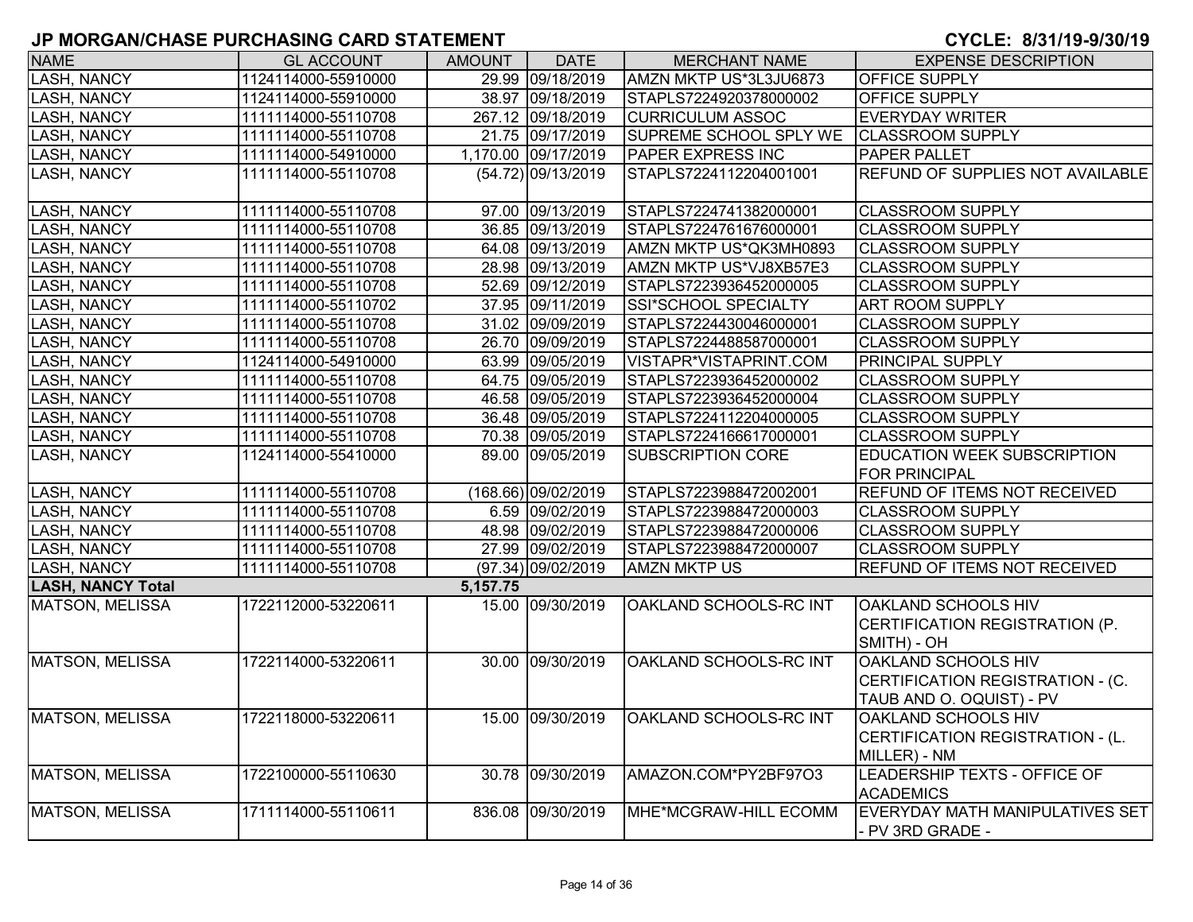# JP MORGAN/CHASE PURCHASING CARD STATEMENT

**CYCLE: 8/31/19-9/30/19**

| NAME | GL ACCOUNT | AMOUNT | DATE | MERCHANT NAME | EXPENSE DESCRIPTION |
|---|---|---|---|---|---|
| LASH, NANCY | 1124114000-55910000 | 29.99 | 09/18/2019 | AMZN MKTP US*3L3JU6873 | OFFICE SUPPLY |
| LASH, NANCY | 1124114000-55910000 | 38.97 | 09/18/2019 | STAPLS7224920378000002 | OFFICE SUPPLY |
| LASH, NANCY | 1111114000-55110708 | 267.12 | 09/18/2019 | CURRICULUM ASSOC | EVERYDAY WRITER |
| LASH, NANCY | 1111114000-55110708 | 21.75 | 09/17/2019 | SUPREME SCHOOL SPLY WE | CLASSROOM SUPPLY |
| LASH, NANCY | 1111114000-54910000 | 1,170.00 | 09/17/2019 | PAPER EXPRESS INC | PAPER PALLET |
| LASH, NANCY | 1111114000-55110708 | (54.72) | 09/13/2019 | STAPLS7224112204001001 | REFUND OF SUPPLIES NOT AVAILABLE |
| LASH, NANCY | 1111114000-55110708 | 97.00 | 09/13/2019 | STAPLS7224741382000001 | CLASSROOM SUPPLY |
| LASH, NANCY | 1111114000-55110708 | 36.85 | 09/13/2019 | STAPLS7224761676000001 | CLASSROOM SUPPLY |
| LASH, NANCY | 1111114000-55110708 | 64.08 | 09/13/2019 | AMZN MKTP US*QK3MH0893 | CLASSROOM SUPPLY |
| LASH, NANCY | 1111114000-55110708 | 28.98 | 09/13/2019 | AMZN MKTP US*VJ8XB57E3 | CLASSROOM SUPPLY |
| LASH, NANCY | 1111114000-55110708 | 52.69 | 09/12/2019 | STAPLS7223936452000005 | CLASSROOM SUPPLY |
| LASH, NANCY | 1111114000-55110702 | 37.95 | 09/11/2019 | SSI*SCHOOL SPECIALTY | ART ROOM SUPPLY |
| LASH, NANCY | 1111114000-55110708 | 31.02 | 09/09/2019 | STAPLS7224430046000001 | CLASSROOM SUPPLY |
| LASH, NANCY | 1111114000-55110708 | 26.70 | 09/09/2019 | STAPLS7224488587000001 | CLASSROOM SUPPLY |
| LASH, NANCY | 1124114000-54910000 | 63.99 | 09/05/2019 | VISTAPR*VISTAPRINT.COM | PRINCIPAL SUPPLY |
| LASH, NANCY | 1111114000-55110708 | 64.75 | 09/05/2019 | STAPLS7223936452000002 | CLASSROOM SUPPLY |
| LASH, NANCY | 1111114000-55110708 | 46.58 | 09/05/2019 | STAPLS7223936452000004 | CLASSROOM SUPPLY |
| LASH, NANCY | 1111114000-55110708 | 36.48 | 09/05/2019 | STAPLS7224112204000005 | CLASSROOM SUPPLY |
| LASH, NANCY | 1111114000-55110708 | 70.38 | 09/05/2019 | STAPLS7224166617000001 | CLASSROOM SUPPLY |
| LASH, NANCY | 1124114000-55410000 | 89.00 | 09/05/2019 | SUBSCRIPTION CORE | EDUCATION WEEK SUBSCRIPTION FOR PRINCIPAL |
| LASH, NANCY | 1111114000-55110708 | (168.66) | 09/02/2019 | STAPLS7223988472002001 | REFUND OF ITEMS NOT RECEIVED |
| LASH, NANCY | 1111114000-55110708 | 6.59 | 09/02/2019 | STAPLS7223988472000003 | CLASSROOM SUPPLY |
| LASH, NANCY | 1111114000-55110708 | 48.98 | 09/02/2019 | STAPLS7223988472000006 | CLASSROOM SUPPLY |
| LASH, NANCY | 1111114000-55110708 | 27.99 | 09/02/2019 | STAPLS7223988472000007 | CLASSROOM SUPPLY |
| LASH, NANCY | 1111114000-55110708 | (97.34) | 09/02/2019 | AMZN MKTP US | REFUND OF ITEMS NOT RECEIVED |
| **LASH, NANCY Total** | | **5,157.75** | | | |
| MATSON, MELISSA | 1722112000-53220611 | 15.00 | 09/30/2019 | OAKLAND SCHOOLS-RC INT | OAKLAND SCHOOLS HIV CERTIFICATION REGISTRATION (P. SMITH) - OH |
| MATSON, MELISSA | 1722114000-53220611 | 30.00 | 09/30/2019 | OAKLAND SCHOOLS-RC INT | OAKLAND SCHOOLS HIV CERTIFICATION REGISTRATION - (C. TAUB AND O. OQUIST) - PV |
| MATSON, MELISSA | 1722118000-53220611 | 15.00 | 09/30/2019 | OAKLAND SCHOOLS-RC INT | OAKLAND SCHOOLS HIV CERTIFICATION REGISTRATION - (L. MILLER) - NM |
| MATSON, MELISSA | 1722100000-55110630 | 30.78 | 09/30/2019 | AMAZON.COM*PY2BF97O3 | LEADERSHIP TEXTS - OFFICE OF ACADEMICS |
| MATSON, MELISSA | 1711114000-55110611 | 836.08 | 09/30/2019 | MHE*MCGRAW-HILL ECOMM | EVERYDAY MATH MANIPULATIVES SET - PV 3RD GRADE - |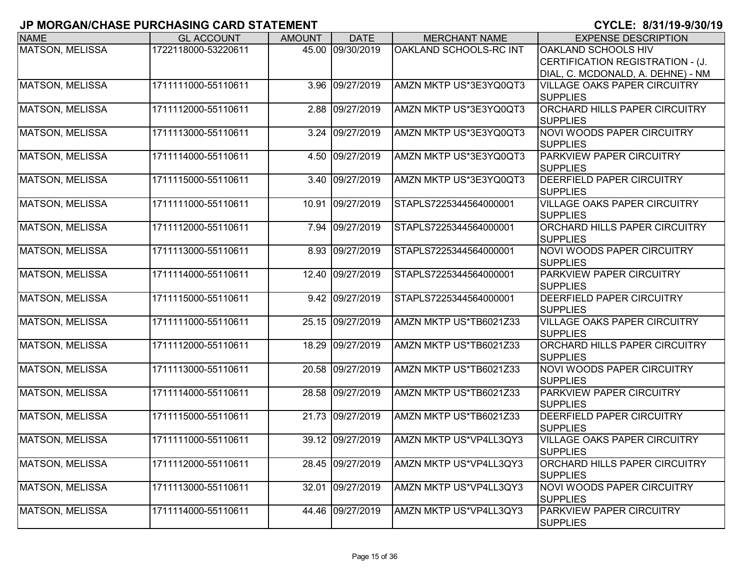## JP MORGAN/CHASE PURCHASING CARD STATEMENT

**CYCLE: 8/31/19-9/30/19**

| NAME | GL ACCOUNT | AMOUNT | DATE | MERCHANT NAME | EXPENSE DESCRIPTION |
|---|---|---|---|---|---|
| MATSON, MELISSA | 1722118000-53220611 | 45.00 | 09/30/2019 | OAKLAND SCHOOLS-RC INT | OAKLAND SCHOOLS HIV CERTIFICATION REGISTRATION - (J. DIAL, C. MCDONALD, A. DEHNE) - NM |
| MATSON, MELISSA | 1711111000-55110611 | 3.96 | 09/27/2019 | AMZN MKTP US*3E3YQ0QT3 | VILLAGE OAKS PAPER CIRCUITRY SUPPLIES |
| MATSON, MELISSA | 1711112000-55110611 | 2.88 | 09/27/2019 | AMZN MKTP US*3E3YQ0QT3 | ORCHARD HILLS PAPER CIRCUITRY SUPPLIES |
| MATSON, MELISSA | 1711113000-55110611 | 3.24 | 09/27/2019 | AMZN MKTP US*3E3YQ0QT3 | NOVI WOODS PAPER CIRCUITRY SUPPLIES |
| MATSON, MELISSA | 1711114000-55110611 | 4.50 | 09/27/2019 | AMZN MKTP US*3E3YQ0QT3 | PARKVIEW PAPER CIRCUITRY SUPPLIES |
| MATSON, MELISSA | 1711115000-55110611 | 3.40 | 09/27/2019 | AMZN MKTP US*3E3YQ0QT3 | DEERFIELD PAPER CIRCUITRY SUPPLIES |
| MATSON, MELISSA | 1711111000-55110611 | 10.91 | 09/27/2019 | STAPLS7225344564000001 | VILLAGE OAKS PAPER CIRCUITRY SUPPLIES |
| MATSON, MELISSA | 1711112000-55110611 | 7.94 | 09/27/2019 | STAPLS7225344564000001 | ORCHARD HILLS PAPER CIRCUITRY SUPPLIES |
| MATSON, MELISSA | 1711113000-55110611 | 8.93 | 09/27/2019 | STAPLS7225344564000001 | NOVI WOODS PAPER CIRCUITRY SUPPLIES |
| MATSON, MELISSA | 1711114000-55110611 | 12.40 | 09/27/2019 | STAPLS7225344564000001 | PARKVIEW PAPER CIRCUITRY SUPPLIES |
| MATSON, MELISSA | 1711115000-55110611 | 9.42 | 09/27/2019 | STAPLS7225344564000001 | DEERFIELD PAPER CIRCUITRY SUPPLIES |
| MATSON, MELISSA | 1711111000-55110611 | 25.15 | 09/27/2019 | AMZN MKTP US*TB6021Z33 | VILLAGE OAKS PAPER CIRCUITRY SUPPLIES |
| MATSON, MELISSA | 1711112000-55110611 | 18.29 | 09/27/2019 | AMZN MKTP US*TB6021Z33 | ORCHARD HILLS PAPER CIRCUITRY SUPPLIES |
| MATSON, MELISSA | 1711113000-55110611 | 20.58 | 09/27/2019 | AMZN MKTP US*TB6021Z33 | NOVI WOODS PAPER CIRCUITRY SUPPLIES |
| MATSON, MELISSA | 1711114000-55110611 | 28.58 | 09/27/2019 | AMZN MKTP US*TB6021Z33 | PARKVIEW PAPER CIRCUITRY SUPPLIES |
| MATSON, MELISSA | 1711115000-55110611 | 21.73 | 09/27/2019 | AMZN MKTP US*TB6021Z33 | DEERFIELD PAPER CIRCUITRY SUPPLIES |
| MATSON, MELISSA | 1711111000-55110611 | 39.12 | 09/27/2019 | AMZN MKTP US*VP4LL3QY3 | VILLAGE OAKS PAPER CIRCUITRY SUPPLIES |
| MATSON, MELISSA | 1711112000-55110611 | 28.45 | 09/27/2019 | AMZN MKTP US*VP4LL3QY3 | ORCHARD HILLS PAPER CIRCUITRY SUPPLIES |
| MATSON, MELISSA | 1711113000-55110611 | 32.01 | 09/27/2019 | AMZN MKTP US*VP4LL3QY3 | NOVI WOODS PAPER CIRCUITRY SUPPLIES |
| MATSON, MELISSA | 1711114000-55110611 | 44.46 | 09/27/2019 | AMZN MKTP US*VP4LL3QY3 | PARKVIEW PAPER CIRCUITRY SUPPLIES |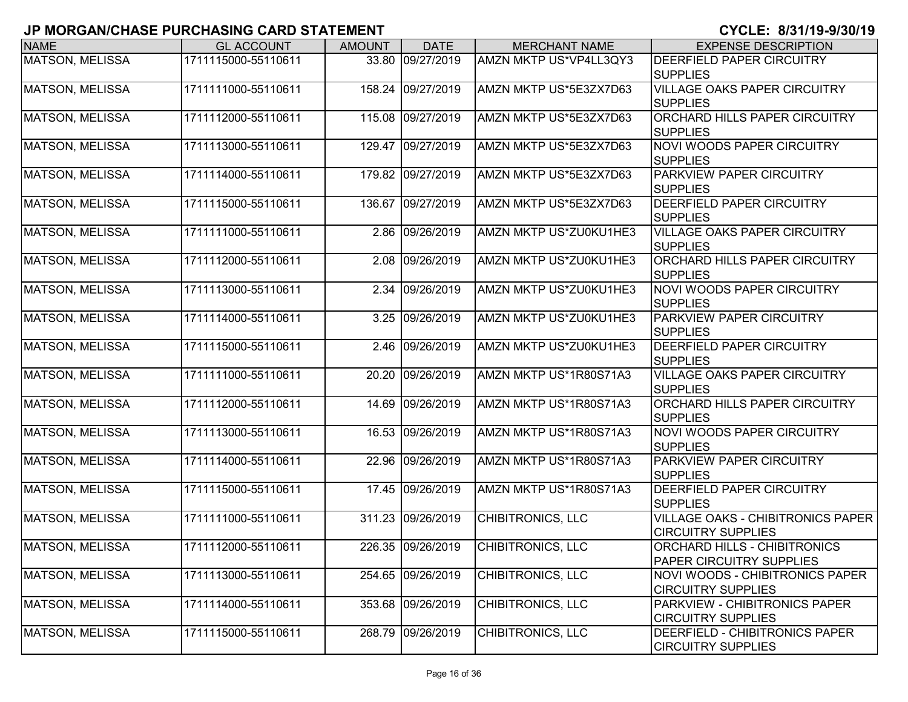# JP MORGAN/CHASE PURCHASING CARD STATEMENT

**CYCLE: 8/31/19-9/30/19**

| NAME | GL ACCOUNT | AMOUNT | DATE | MERCHANT NAME | EXPENSE DESCRIPTION |
|---|---|---|---|---|---|
| MATSON, MELISSA | 1711115000-55110611 | 33.80 | 09/27/2019 | AMZN MKTP US*VP4LL3QY3 | DEERFIELD PAPER CIRCUITRY SUPPLIES |
| MATSON, MELISSA | 1711111000-55110611 | 158.24 | 09/27/2019 | AMZN MKTP US*5E3ZX7D63 | VILLAGE OAKS PAPER CIRCUITRY SUPPLIES |
| MATSON, MELISSA | 1711112000-55110611 | 115.08 | 09/27/2019 | AMZN MKTP US*5E3ZX7D63 | ORCHARD HILLS PAPER CIRCUITRY SUPPLIES |
| MATSON, MELISSA | 1711113000-55110611 | 129.47 | 09/27/2019 | AMZN MKTP US*5E3ZX7D63 | NOVI WOODS PAPER CIRCUITRY SUPPLIES |
| MATSON, MELISSA | 1711114000-55110611 | 179.82 | 09/27/2019 | AMZN MKTP US*5E3ZX7D63 | PARKVIEW PAPER CIRCUITRY SUPPLIES |
| MATSON, MELISSA | 1711115000-55110611 | 136.67 | 09/27/2019 | AMZN MKTP US*5E3ZX7D63 | DEERFIELD PAPER CIRCUITRY SUPPLIES |
| MATSON, MELISSA | 1711111000-55110611 | 2.86 | 09/26/2019 | AMZN MKTP US*ZU0KU1HE3 | VILLAGE OAKS PAPER CIRCUITRY SUPPLIES |
| MATSON, MELISSA | 1711112000-55110611 | 2.08 | 09/26/2019 | AMZN MKTP US*ZU0KU1HE3 | ORCHARD HILLS PAPER CIRCUITRY SUPPLIES |
| MATSON, MELISSA | 1711113000-55110611 | 2.34 | 09/26/2019 | AMZN MKTP US*ZU0KU1HE3 | NOVI WOODS PAPER CIRCUITRY SUPPLIES |
| MATSON, MELISSA | 1711114000-55110611 | 3.25 | 09/26/2019 | AMZN MKTP US*ZU0KU1HE3 | PARKVIEW PAPER CIRCUITRY SUPPLIES |
| MATSON, MELISSA | 1711115000-55110611 | 2.46 | 09/26/2019 | AMZN MKTP US*ZU0KU1HE3 | DEERFIELD PAPER CIRCUITRY SUPPLIES |
| MATSON, MELISSA | 1711111000-55110611 | 20.20 | 09/26/2019 | AMZN MKTP US*1R80S71A3 | VILLAGE OAKS PAPER CIRCUITRY SUPPLIES |
| MATSON, MELISSA | 1711112000-55110611 | 14.69 | 09/26/2019 | AMZN MKTP US*1R80S71A3 | ORCHARD HILLS PAPER CIRCUITRY SUPPLIES |
| MATSON, MELISSA | 1711113000-55110611 | 16.53 | 09/26/2019 | AMZN MKTP US*1R80S71A3 | NOVI WOODS PAPER CIRCUITRY SUPPLIES |
| MATSON, MELISSA | 1711114000-55110611 | 22.96 | 09/26/2019 | AMZN MKTP US*1R80S71A3 | PARKVIEW PAPER CIRCUITRY SUPPLIES |
| MATSON, MELISSA | 1711115000-55110611 | 17.45 | 09/26/2019 | AMZN MKTP US*1R80S71A3 | DEERFIELD PAPER CIRCUITRY SUPPLIES |
| MATSON, MELISSA | 1711111000-55110611 | 311.23 | 09/26/2019 | CHIBITRONICS, LLC | VILLAGE OAKS - CHIBITRONICS PAPER CIRCUITRY SUPPLIES |
| MATSON, MELISSA | 1711112000-55110611 | 226.35 | 09/26/2019 | CHIBITRONICS, LLC | ORCHARD HILLS - CHIBITRONICS PAPER CIRCUITRY SUPPLIES |
| MATSON, MELISSA | 1711113000-55110611 | 254.65 | 09/26/2019 | CHIBITRONICS, LLC | NOVI WOODS - CHIBITRONICS PAPER CIRCUITRY SUPPLIES |
| MATSON, MELISSA | 1711114000-55110611 | 353.68 | 09/26/2019 | CHIBITRONICS, LLC | PARKVIEW - CHIBITRONICS PAPER CIRCUITRY SUPPLIES |
| MATSON, MELISSA | 1711115000-55110611 | 268.79 | 09/26/2019 | CHIBITRONICS, LLC | DEERFIELD - CHIBITRONICS PAPER CIRCUITRY SUPPLIES |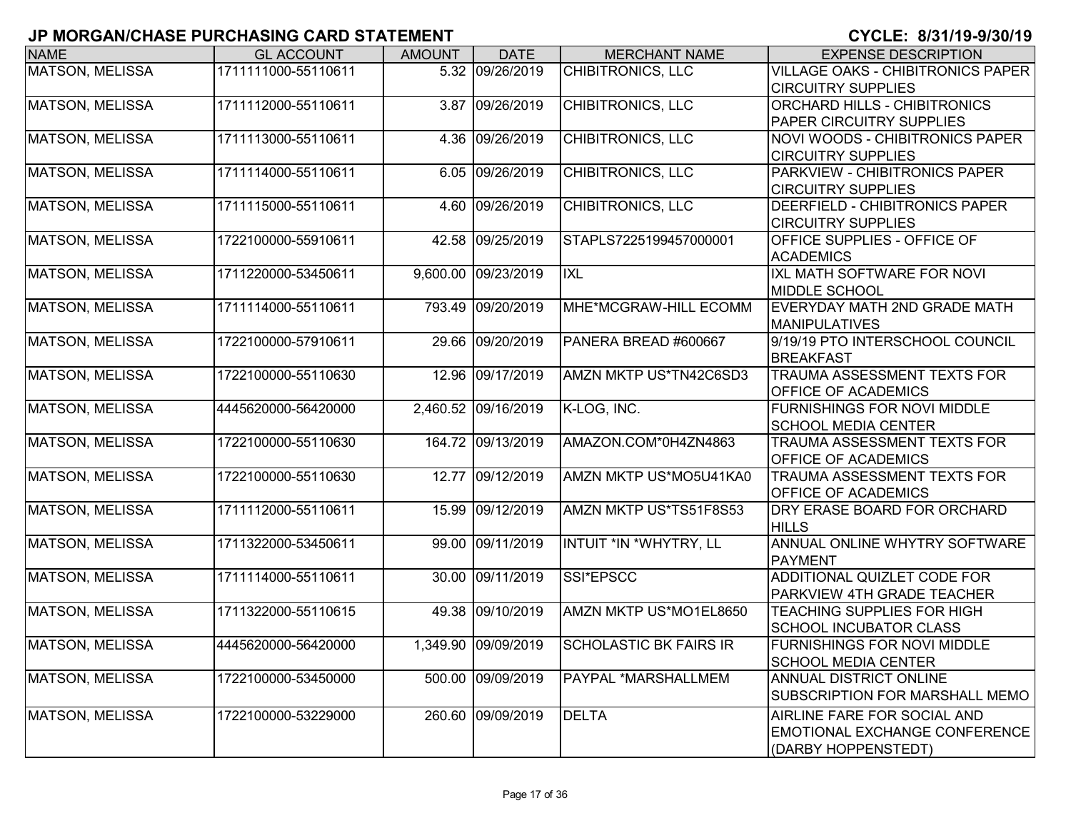# JP MORGAN/CHASE PURCHASING CARD STATEMENT

**CYCLE: 8/31/19-9/30/19**

| NAME | GL ACCOUNT | AMOUNT | DATE | MERCHANT NAME | EXPENSE DESCRIPTION |
|---|---|---|---|---|---|
| MATSON, MELISSA | 1711111000-55110611 | 5.32 | 09/26/2019 | CHIBITRONICS, LLC | VILLAGE OAKS - CHIBITRONICS PAPER CIRCUITRY SUPPLIES |
| MATSON, MELISSA | 1711112000-55110611 | 3.87 | 09/26/2019 | CHIBITRONICS, LLC | ORCHARD HILLS - CHIBITRONICS PAPER CIRCUITRY SUPPLIES |
| MATSON, MELISSA | 1711113000-55110611 | 4.36 | 09/26/2019 | CHIBITRONICS, LLC | NOVI WOODS - CHIBITRONICS PAPER CIRCUITRY SUPPLIES |
| MATSON, MELISSA | 1711114000-55110611 | 6.05 | 09/26/2019 | CHIBITRONICS, LLC | PARKVIEW - CHIBITRONICS PAPER CIRCUITRY SUPPLIES |
| MATSON, MELISSA | 1711115000-55110611 | 4.60 | 09/26/2019 | CHIBITRONICS, LLC | DEERFIELD - CHIBITRONICS PAPER CIRCUITRY SUPPLIES |
| MATSON, MELISSA | 1722100000-55910611 | 42.58 | 09/25/2019 | STAPLS7225199457000001 | OFFICE SUPPLIES - OFFICE OF ACADEMICS |
| MATSON, MELISSA | 1711220000-53450611 | 9,600.00 | 09/23/2019 | IXL | IXL MATH SOFTWARE FOR NOVI MIDDLE SCHOOL |
| MATSON, MELISSA | 1711114000-55110611 | 793.49 | 09/20/2019 | MHE*MCGRAW-HILL ECOMM | EVERYDAY MATH 2ND GRADE MATH MANIPULATIVES |
| MATSON, MELISSA | 1722100000-57910611 | 29.66 | 09/20/2019 | PANERA BREAD #600667 | 9/19/19 PTO INTERSCHOOL COUNCIL BREAKFAST |
| MATSON, MELISSA | 1722100000-55110630 | 12.96 | 09/17/2019 | AMZN MKTP US*TN42C6SD3 | TRAUMA ASSESSMENT TEXTS FOR OFFICE OF ACADEMICS |
| MATSON, MELISSA | 4445620000-56420000 | 2,460.52 | 09/16/2019 | K-LOG, INC. | FURNISHINGS FOR NOVI MIDDLE SCHOOL MEDIA CENTER |
| MATSON, MELISSA | 1722100000-55110630 | 164.72 | 09/13/2019 | AMAZON.COM*0H4ZN4863 | TRAUMA ASSESSMENT TEXTS FOR OFFICE OF ACADEMICS |
| MATSON, MELISSA | 1722100000-55110630 | 12.77 | 09/12/2019 | AMZN MKTP US*MO5U41KA0 | TRAUMA ASSESSMENT TEXTS FOR OFFICE OF ACADEMICS |
| MATSON, MELISSA | 1711112000-55110611 | 15.99 | 09/12/2019 | AMZN MKTP US*TS51F8S53 | DRY ERASE BOARD FOR ORCHARD HILLS |
| MATSON, MELISSA | 1711322000-53450611 | 99.00 | 09/11/2019 | INTUIT *IN *WHYTRY, LL | ANNUAL ONLINE WHYTRY SOFTWARE PAYMENT |
| MATSON, MELISSA | 1711114000-55110611 | 30.00 | 09/11/2019 | SSI*EPSCC | ADDITIONAL QUIZLET CODE FOR PARKVIEW 4TH GRADE TEACHER |
| MATSON, MELISSA | 1711322000-55110615 | 49.38 | 09/10/2019 | AMZN MKTP US*MO1EL8650 | TEACHING SUPPLIES FOR HIGH SCHOOL INCUBATOR CLASS |
| MATSON, MELISSA | 4445620000-56420000 | 1,349.90 | 09/09/2019 | SCHOLASTIC BK FAIRS IR | FURNISHINGS FOR NOVI MIDDLE SCHOOL MEDIA CENTER |
| MATSON, MELISSA | 1722100000-53450000 | 500.00 | 09/09/2019 | PAYPAL *MARSHALLMEM | ANNUAL DISTRICT ONLINE SUBSCRIPTION FOR MARSHALL MEMO |
| MATSON, MELISSA | 1722100000-53229000 | 260.60 | 09/09/2019 | DELTA | AIRLINE FARE FOR SOCIAL AND EMOTIONAL EXCHANGE CONFERENCE (DARBY HOPPENSTEDT) |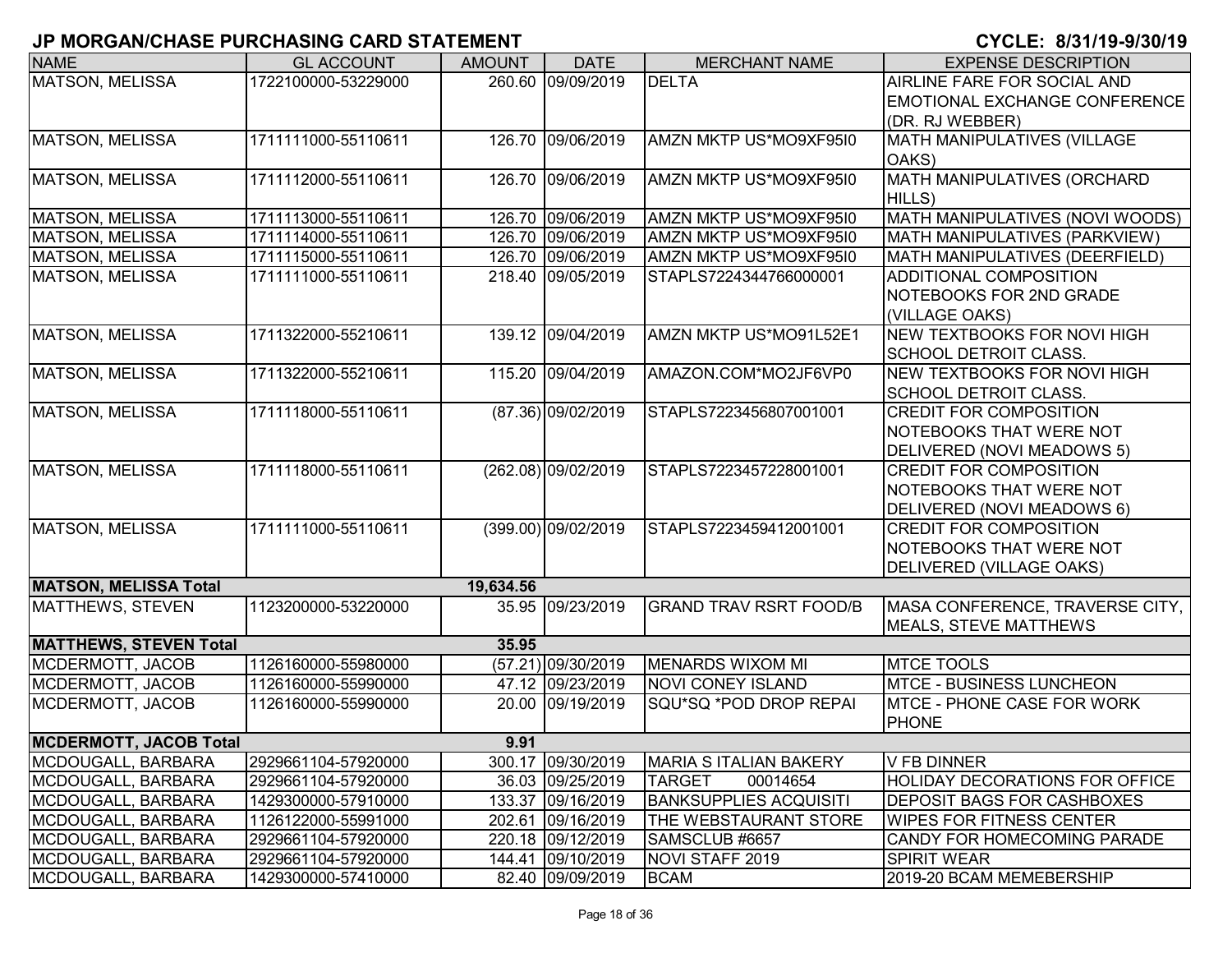## JP MORGAN/CHASE PURCHASING CARD STATEMENT

**CYCLE: 8/31/19-9/30/19**

| NAME | GL ACCOUNT | AMOUNT | DATE | MERCHANT NAME | EXPENSE DESCRIPTION |
|---|---|---|---|---|---|
| MATSON, MELISSA | 1722100000-53229000 | 260.60 | 09/09/2019 | DELTA | AIRLINE FARE FOR SOCIAL AND EMOTIONAL EXCHANGE CONFERENCE (DR. RJ WEBBER) |
| MATSON, MELISSA | 1711111000-55110611 | 126.70 | 09/06/2019 | AMZN MKTP US*MO9XF95I0 | MATH MANIPULATIVES (VILLAGE OAKS) |
| MATSON, MELISSA | 1711112000-55110611 | 126.70 | 09/06/2019 | AMZN MKTP US*MO9XF95I0 | MATH MANIPULATIVES (ORCHARD HILLS) |
| MATSON, MELISSA | 1711113000-55110611 | 126.70 | 09/06/2019 | AMZN MKTP US*MO9XF95I0 | MATH MANIPULATIVES (NOVI WOODS) |
| MATSON, MELISSA | 1711114000-55110611 | 126.70 | 09/06/2019 | AMZN MKTP US*MO9XF95I0 | MATH MANIPULATIVES (PARKVIEW) |
| MATSON, MELISSA | 1711115000-55110611 | 126.70 | 09/06/2019 | AMZN MKTP US*MO9XF95I0 | MATH MANIPULATIVES (DEERFIELD) |
| MATSON, MELISSA | 1711111000-55110611 | 218.40 | 09/05/2019 | STAPLS7224344766000001 | ADDITIONAL COMPOSITION NOTEBOOKS FOR 2ND GRADE (VILLAGE OAKS) |
| MATSON, MELISSA | 1711322000-55210611 | 139.12 | 09/04/2019 | AMZN MKTP US*MO91L52E1 | NEW TEXTBOOKS FOR NOVI HIGH SCHOOL DETROIT CLASS. |
| MATSON, MELISSA | 1711322000-55210611 | 115.20 | 09/04/2019 | AMAZON.COM*MO2JF6VP0 | NEW TEXTBOOKS FOR NOVI HIGH SCHOOL DETROIT CLASS. |
| MATSON, MELISSA | 1711118000-55110611 | (87.36) | 09/02/2019 | STAPLS7223456807001001 | CREDIT FOR COMPOSITION NOTEBOOKS THAT WERE NOT DELIVERED (NOVI MEADOWS 5) |
| MATSON, MELISSA | 1711118000-55110611 | (262.08) | 09/02/2019 | STAPLS7223457228001001 | CREDIT FOR COMPOSITION NOTEBOOKS THAT WERE NOT DELIVERED (NOVI MEADOWS 6) |
| MATSON, MELISSA | 1711111000-55110611 | (399.00) | 09/02/2019 | STAPLS7223459412001001 | CREDIT FOR COMPOSITION NOTEBOOKS THAT WERE NOT DELIVERED (VILLAGE OAKS) |
| **MATSON, MELISSA Total** | | **19,634.56** | | | |
| MATTHEWS, STEVEN | 1123200000-53220000 | 35.95 | 09/23/2019 | GRAND TRAV RSRT FOOD/B | MASA CONFERENCE, TRAVERSE CITY, MEALS, STEVE MATTHEWS |
| **MATTHEWS, STEVEN Total** | | **35.95** | | | |
| MCDERMOTT, JACOB | 1126160000-55980000 | (57.21) | 09/30/2019 | MENARDS WIXOM MI | MTCE TOOLS |
| MCDERMOTT, JACOB | 1126160000-55990000 | 47.12 | 09/23/2019 | NOVI CONEY ISLAND | MTCE - BUSINESS LUNCHEON |
| MCDERMOTT, JACOB | 1126160000-55990000 | 20.00 | 09/19/2019 | SQU*SQ *POD DROP REPAI | MTCE - PHONE CASE FOR WORK PHONE |
| **MCDERMOTT, JACOB Total** | | **9.91** | | | |
| MCDOUGALL, BARBARA | 2929661104-57920000 | 300.17 | 09/30/2019 | MARIA S ITALIAN BAKERY | V FB DINNER |
| MCDOUGALL, BARBARA | 2929661104-57920000 | 36.03 | 09/25/2019 | TARGET 00014654 | HOLIDAY DECORATIONS FOR OFFICE |
| MCDOUGALL, BARBARA | 1429300000-57910000 | 133.37 | 09/16/2019 | BANKSUPPLIES ACQUISITI | DEPOSIT BAGS FOR CASHBOXES |
| MCDOUGALL, BARBARA | 1126122000-55991000 | 202.61 | 09/16/2019 | THE WEBSTAURANT STORE | WIPES FOR FITNESS CENTER |
| MCDOUGALL, BARBARA | 2929661104-57920000 | 220.18 | 09/12/2019 | SAMSCLUB #6657 | CANDY FOR HOMECOMING PARADE |
| MCDOUGALL, BARBARA | 2929661104-57920000 | 144.41 | 09/10/2019 | NOVI STAFF 2019 | SPIRIT WEAR |
| MCDOUGALL, BARBARA | 1429300000-57410000 | 82.40 | 09/09/2019 | BCAM | 2019-20 BCAM MEMEBERSHIP |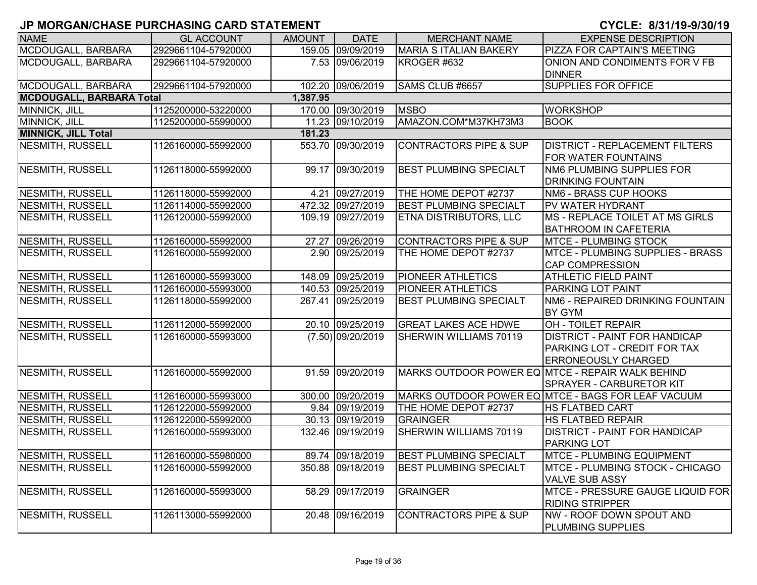# JP MORGAN/CHASE PURCHASING CARD STATEMENT

**CYCLE: 8/31/19-9/30/19**

| NAME | GL ACCOUNT | AMOUNT | DATE | MERCHANT NAME | EXPENSE DESCRIPTION |
|---|---|---|---|---|---|
| MCDOUGALL, BARBARA | 2929661104-57920000 | 159.05 | 09/09/2019 | MARIA S ITALIAN BAKERY | PIZZA FOR CAPTAIN'S MEETING |
| MCDOUGALL, BARBARA | 2929661104-57920000 | 7.53 | 09/06/2019 | KROGER #632 | ONION AND CONDIMENTS FOR V FB DINNER |
| MCDOUGALL, BARBARA | 2929661104-57920000 | 102.20 | 09/06/2019 | SAMS CLUB #6657 | SUPPLIES FOR OFFICE |
| **MCDOUGALL, BARBARA Total** | | **1,387.95** | | | |
| MINNICK, JILL | 1125200000-53220000 | 170.00 | 09/30/2019 | MSBO | WORKSHOP |
| MINNICK, JILL | 1125200000-55990000 | 11.23 | 09/10/2019 | AMAZON.COM*M37KH73M3 | BOOK |
| **MINNICK, JILL Total** | | **181.23** | | | |
| NESMITH, RUSSELL | 1126160000-55992000 | 553.70 | 09/30/2019 | CONTRACTORS PIPE & SUP | DISTRICT - REPLACEMENT FILTERS FOR WATER FOUNTAINS |
| NESMITH, RUSSELL | 1126118000-55992000 | 99.17 | 09/30/2019 | BEST PLUMBING SPECIALT | NM6 PLUMBING SUPPLIES FOR DRINKING FOUNTAIN |
| NESMITH, RUSSELL | 1126118000-55992000 | 4.21 | 09/27/2019 | THE HOME DEPOT #2737 | NM6 - BRASS CUP HOOKS |
| NESMITH, RUSSELL | 1126114000-55992000 | 472.32 | 09/27/2019 | BEST PLUMBING SPECIALT | PV WATER HYDRANT |
| NESMITH, RUSSELL | 1126120000-55992000 | 109.19 | 09/27/2019 | ETNA DISTRIBUTORS, LLC | MS - REPLACE TOILET AT MS GIRLS BATHROOM IN CAFETERIA |
| NESMITH, RUSSELL | 1126160000-55992000 | 27.27 | 09/26/2019 | CONTRACTORS PIPE & SUP | MTCE - PLUMBING STOCK |
| NESMITH, RUSSELL | 1126160000-55992000 | 2.90 | 09/25/2019 | THE HOME DEPOT #2737 | MTCE - PLUMBING SUPPLIES - BRASS CAP COMPRESSION |
| NESMITH, RUSSELL | 1126160000-55993000 | 148.09 | 09/25/2019 | PIONEER ATHLETICS | ATHLETIC FIELD PAINT |
| NESMITH, RUSSELL | 1126160000-55993000 | 140.53 | 09/25/2019 | PIONEER ATHLETICS | PARKING LOT PAINT |
| NESMITH, RUSSELL | 1126118000-55992000 | 267.41 | 09/25/2019 | BEST PLUMBING SPECIALT | NM6 - REPAIRED DRINKING FOUNTAIN BY GYM |
| NESMITH, RUSSELL | 1126112000-55992000 | 20.10 | 09/25/2019 | GREAT LAKES ACE HDWE | OH - TOILET REPAIR |
| NESMITH, RUSSELL | 1126160000-55993000 | (7.50) | 09/20/2019 | SHERWIN WILLIAMS 70119 | DISTRICT - PAINT FOR HANDICAP PARKING LOT - CREDIT FOR TAX ERRONEOUSLY CHARGED |
| NESMITH, RUSSELL | 1126160000-55992000 | 91.59 | 09/20/2019 | MARKS OUTDOOR POWER EQ | MTCE - REPAIR WALK BEHIND SPRAYER - CARBURETOR KIT |
| NESMITH, RUSSELL | 1126160000-55993000 | 300.00 | 09/20/2019 | MARKS OUTDOOR POWER EQ | MTCE - BAGS FOR LEAF VACUUM |
| NESMITH, RUSSELL | 1126122000-55992000 | 9.84 | 09/19/2019 | THE HOME DEPOT #2737 | HS FLATBED CART |
| NESMITH, RUSSELL | 1126122000-55992000 | 30.13 | 09/19/2019 | GRAINGER | HS FLATBED REPAIR |
| NESMITH, RUSSELL | 1126160000-55993000 | 132.46 | 09/19/2019 | SHERWIN WILLIAMS 70119 | DISTRICT - PAINT FOR HANDICAP PARKING LOT |
| NESMITH, RUSSELL | 1126160000-55980000 | 89.74 | 09/18/2019 | BEST PLUMBING SPECIALT | MTCE - PLUMBING EQUIPMENT |
| NESMITH, RUSSELL | 1126160000-55992000 | 350.88 | 09/18/2019 | BEST PLUMBING SPECIALT | MTCE - PLUMBING STOCK - CHICAGO VALVE SUB ASSY |
| NESMITH, RUSSELL | 1126160000-55993000 | 58.29 | 09/17/2019 | GRAINGER | MTCE - PRESSURE GAUGE LIQUID FOR RIDING STRIPPER |
| NESMITH, RUSSELL | 1126113000-55992000 | 20.48 | 09/16/2019 | CONTRACTORS PIPE & SUP | NW - ROOF DOWN SPOUT AND PLUMBING SUPPLIES |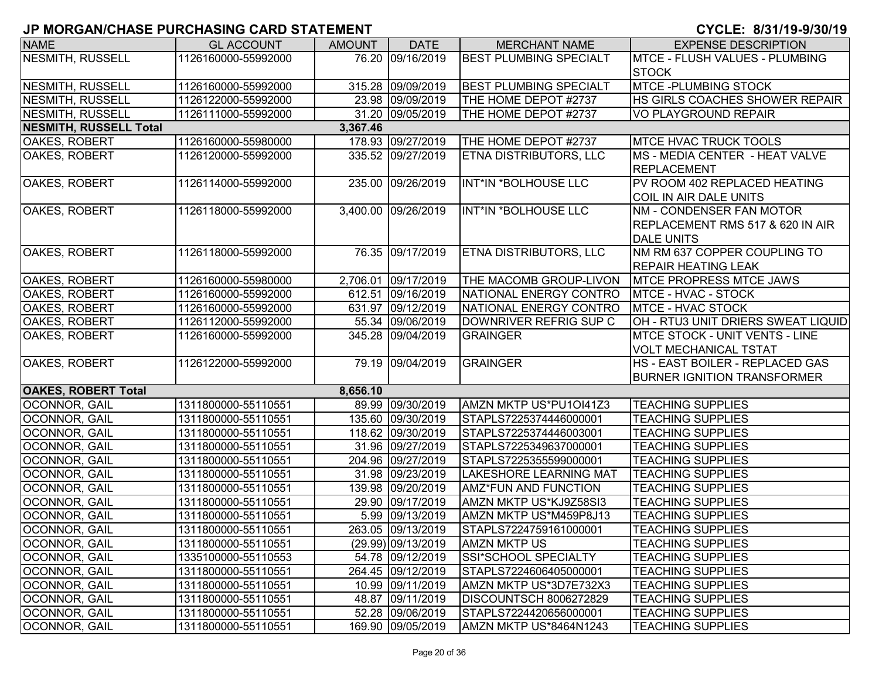# JP MORGAN/CHASE PURCHASING CARD STATEMENT

**CYCLE: 8/31/19-9/30/19**

| NAME | GL ACCOUNT | AMOUNT | DATE | MERCHANT NAME | EXPENSE DESCRIPTION |
|---|---|---|---|---|---|
| NESMITH, RUSSELL | 1126160000-55992000 | 76.20 | 09/16/2019 | BEST PLUMBING SPECIALT | MTCE - FLUSH VALUES - PLUMBING STOCK |
| NESMITH, RUSSELL | 1126160000-55992000 | 315.28 | 09/09/2019 | BEST PLUMBING SPECIALT | MTCE -PLUMBING STOCK |
| NESMITH, RUSSELL | 1126122000-55992000 | 23.98 | 09/09/2019 | THE HOME DEPOT #2737 | HS GIRLS COACHES SHOWER REPAIR |
| NESMITH, RUSSELL | 1126111000-55992000 | 31.20 | 09/05/2019 | THE HOME DEPOT #2737 | VO PLAYGROUND REPAIR |
| **NESMITH, RUSSELL Total** | | **3,367.46** | | | |
| OAKES, ROBERT | 1126160000-55980000 | 178.93 | 09/27/2019 | THE HOME DEPOT #2737 | MTCE HVAC TRUCK TOOLS |
| OAKES, ROBERT | 1126120000-55992000 | 335.52 | 09/27/2019 | ETNA DISTRIBUTORS, LLC | MS - MEDIA CENTER - HEAT VALVE REPLACEMENT |
| OAKES, ROBERT | 1126114000-55992000 | 235.00 | 09/26/2019 | INT*IN *BOLHOUSE LLC | PV ROOM 402 REPLACED HEATING COIL IN AIR DALE UNITS |
| OAKES, ROBERT | 1126118000-55992000 | 3,400.00 | 09/26/2019 | INT*IN *BOLHOUSE LLC | NM - CONDENSER FAN MOTOR REPLACEMENT RMS 517 & 620 IN AIR DALE UNITS |
| OAKES, ROBERT | 1126118000-55992000 | 76.35 | 09/17/2019 | ETNA DISTRIBUTORS, LLC | NM RM 637 COPPER COUPLING TO REPAIR HEATING LEAK |
| OAKES, ROBERT | 1126160000-55980000 | 2,706.01 | 09/17/2019 | THE MACOMB GROUP-LIVON | MTCE PROPRESS MTCE JAWS |
| OAKES, ROBERT | 1126160000-55992000 | 612.51 | 09/16/2019 | NATIONAL ENERGY CONTRO | MTCE - HVAC - STOCK |
| OAKES, ROBERT | 1126160000-55992000 | 631.97 | 09/12/2019 | NATIONAL ENERGY CONTRO | MTCE - HVAC STOCK |
| OAKES, ROBERT | 1126112000-55992000 | 55.34 | 09/06/2019 | DOWNRIVER REFRIG SUP C | OH - RTU3 UNIT DRIERS SWEAT LIQUID |
| OAKES, ROBERT | 1126160000-55992000 | 345.28 | 09/04/2019 | GRAINGER | MTCE STOCK - UNIT VENTS - LINE VOLT MECHANICAL TSTAT |
| OAKES, ROBERT | 1126122000-55992000 | 79.19 | 09/04/2019 | GRAINGER | HS - EAST BOILER - REPLACED GAS BURNER IGNITION TRANSFORMER |
| **OAKES, ROBERT Total** | | **8,656.10** | | | |
| OCONNOR, GAIL | 1311800000-55110551 | 89.99 | 09/30/2019 | AMZN MKTP US*PU1OI41Z3 | TEACHING SUPPLIES |
| OCONNOR, GAIL | 1311800000-55110551 | 135.60 | 09/30/2019 | STAPLS7225374446000001 | TEACHING SUPPLIES |
| OCONNOR, GAIL | 1311800000-55110551 | 118.62 | 09/30/2019 | STAPLS7225374446003001 | TEACHING SUPPLIES |
| OCONNOR, GAIL | 1311800000-55110551 | 31.96 | 09/27/2019 | STAPLS7225349637000001 | TEACHING SUPPLIES |
| OCONNOR, GAIL | 1311800000-55110551 | 204.96 | 09/27/2019 | STAPLS7225355599000001 | TEACHING SUPPLIES |
| OCONNOR, GAIL | 1311800000-55110551 | 31.98 | 09/23/2019 | LAKESHORE LEARNING MAT | TEACHING SUPPLIES |
| OCONNOR, GAIL | 1311800000-55110551 | 139.98 | 09/20/2019 | AMZ*FUN AND FUNCTION | TEACHING SUPPLIES |
| OCONNOR, GAIL | 1311800000-55110551 | 29.90 | 09/17/2019 | AMZN MKTP US*KJ9Z58SI3 | TEACHING SUPPLIES |
| OCONNOR, GAIL | 1311800000-55110551 | 5.99 | 09/13/2019 | AMZN MKTP US*M459P8J13 | TEACHING SUPPLIES |
| OCONNOR, GAIL | 1311800000-55110551 | 263.05 | 09/13/2019 | STAPLS7224759161000001 | TEACHING SUPPLIES |
| OCONNOR, GAIL | 1311800000-55110551 | (29.99) | 09/13/2019 | AMZN MKTP US | TEACHING SUPPLIES |
| OCONNOR, GAIL | 1335100000-55110553 | 54.78 | 09/12/2019 | SSI*SCHOOL SPECIALTY | TEACHING SUPPLIES |
| OCONNOR, GAIL | 1311800000-55110551 | 264.45 | 09/12/2019 | STAPLS7224606405000001 | TEACHING SUPPLIES |
| OCONNOR, GAIL | 1311800000-55110551 | 10.99 | 09/11/2019 | AMZN MKTP US*3D7E732X3 | TEACHING SUPPLIES |
| OCONNOR, GAIL | 1311800000-55110551 | 48.87 | 09/11/2019 | DISCOUNTSCH 8006272829 | TEACHING SUPPLIES |
| OCONNOR, GAIL | 1311800000-55110551 | 52.28 | 09/06/2019 | STAPLS7224420656000001 | TEACHING SUPPLIES |
| OCONNOR, GAIL | 1311800000-55110551 | 169.90 | 09/05/2019 | AMZN MKTP US*8464N1243 | TEACHING SUPPLIES |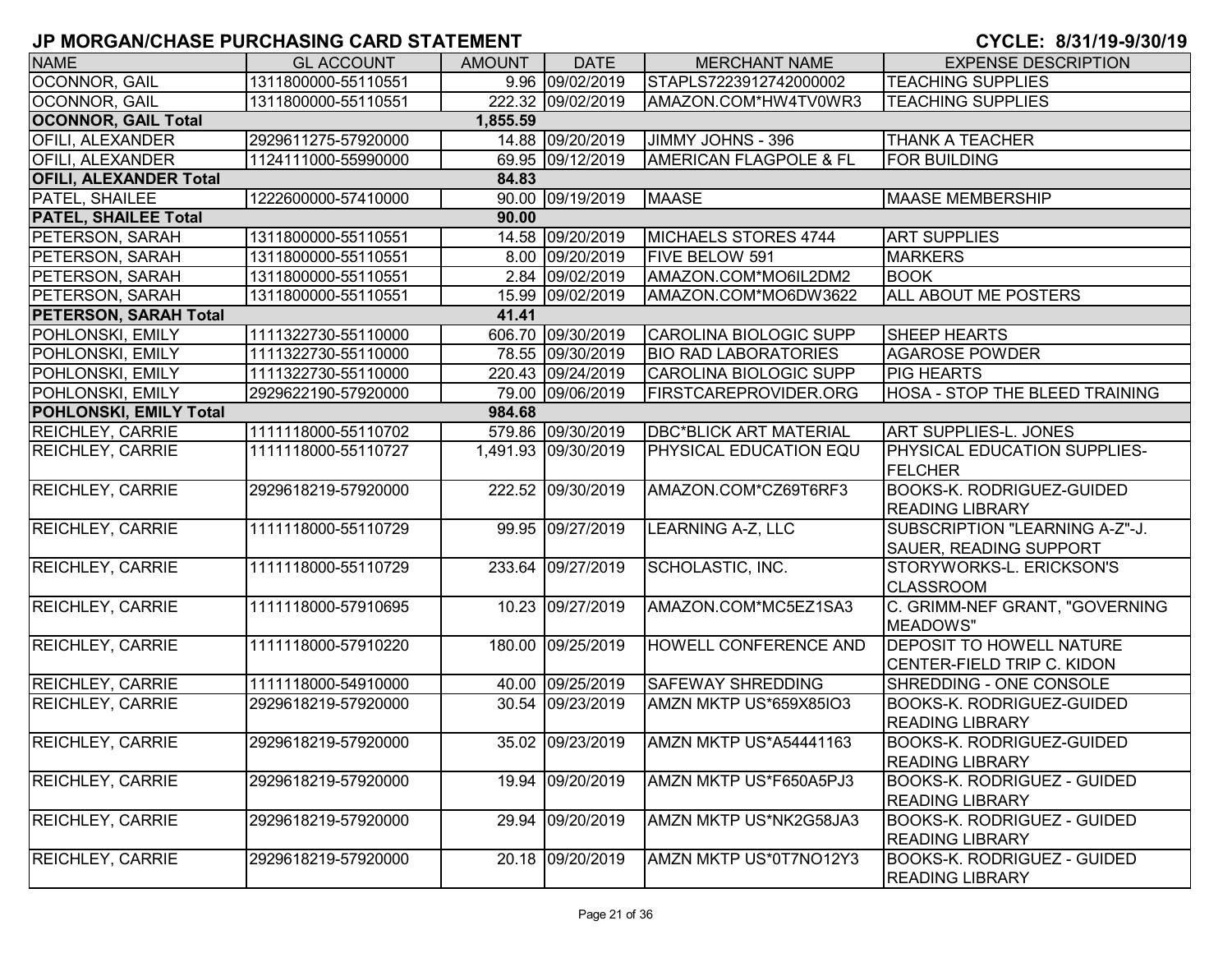# JP MORGAN/CHASE PURCHASING CARD STATEMENT

**CYCLE: 8/31/19-9/30/19**

| NAME | GL ACCOUNT | AMOUNT | DATE | MERCHANT NAME | EXPENSE DESCRIPTION |
|---|---|---|---|---|---|
| OCONNOR, GAIL | 1311800000-55110551 | 9.96 | 09/02/2019 | STAPLS7223912742000002 | TEACHING SUPPLIES |
| OCONNOR, GAIL | 1311800000-55110551 | 222.32 | 09/02/2019 | AMAZON.COM*HW4TV0WR3 | TEACHING SUPPLIES |
| **OCONNOR, GAIL Total** | | **1,855.59** | | | |
| OFILI, ALEXANDER | 2929611275-57920000 | 14.88 | 09/20/2019 | JIMMY JOHNS - 396 | THANK A TEACHER |
| OFILI, ALEXANDER | 1124111000-55990000 | 69.95 | 09/12/2019 | AMERICAN FLAGPOLE & FL | FOR BUILDING |
| **OFILI, ALEXANDER Total** | | **84.83** | | | |
| PATEL, SHAILEE | 1222600000-57410000 | 90.00 | 09/19/2019 | MAASE | MAASE MEMBERSHIP |
| **PATEL, SHAILEE Total** | | **90.00** | | | |
| PETERSON, SARAH | 1311800000-55110551 | 14.58 | 09/20/2019 | MICHAELS STORES 4744 | ART SUPPLIES |
| PETERSON, SARAH | 1311800000-55110551 | 8.00 | 09/20/2019 | FIVE BELOW 591 | MARKERS |
| PETERSON, SARAH | 1311800000-55110551 | 2.84 | 09/02/2019 | AMAZON.COM*MO6IL2DM2 | BOOK |
| PETERSON, SARAH | 1311800000-55110551 | 15.99 | 09/02/2019 | AMAZON.COM*MO6DW3622 | ALL ABOUT ME POSTERS |
| **PETERSON, SARAH Total** | | **41.41** | | | |
| POHLONSKI, EMILY | 1111322730-55110000 | 606.70 | 09/30/2019 | CAROLINA BIOLOGIC SUPP | SHEEP HEARTS |
| POHLONSKI, EMILY | 1111322730-55110000 | 78.55 | 09/30/2019 | BIO RAD LABORATORIES | AGAROSE POWDER |
| POHLONSKI, EMILY | 1111322730-55110000 | 220.43 | 09/24/2019 | CAROLINA BIOLOGIC SUPP | PIG HEARTS |
| POHLONSKI, EMILY | 2929622190-57920000 | 79.00 | 09/06/2019 | FIRSTCAREPROVIDER.ORG | HOSA - STOP THE BLEED TRAINING |
| **POHLONSKI, EMILY Total** | | **984.68** | | | |
| REICHLEY, CARRIE | 1111118000-55110702 | 579.86 | 09/30/2019 | DBC*BLICK ART MATERIAL | ART SUPPLIES-L. JONES |
| REICHLEY, CARRIE | 1111118000-55110727 | 1,491.93 | 09/30/2019 | PHYSICAL EDUCATION EQU | PHYSICAL EDUCATION SUPPLIES-FELCHER |
| REICHLEY, CARRIE | 2929618219-57920000 | 222.52 | 09/30/2019 | AMAZON.COM*CZ69T6RF3 | BOOKS-K. RODRIGUEZ-GUIDED READING LIBRARY |
| REICHLEY, CARRIE | 1111118000-55110729 | 99.95 | 09/27/2019 | LEARNING A-Z, LLC | SUBSCRIPTION "LEARNING A-Z"-J. SAUER, READING SUPPORT |
| REICHLEY, CARRIE | 1111118000-55110729 | 233.64 | 09/27/2019 | SCHOLASTIC, INC. | STORYWORKS-L. ERICKSON'S CLASSROOM |
| REICHLEY, CARRIE | 1111118000-57910695 | 10.23 | 09/27/2019 | AMAZON.COM*MC5EZ1SA3 | C. GRIMM-NEF GRANT, "GOVERNING MEADOWS" |
| REICHLEY, CARRIE | 1111118000-57910220 | 180.00 | 09/25/2019 | HOWELL CONFERENCE AND | DEPOSIT TO HOWELL NATURE CENTER-FIELD TRIP C. KIDON |
| REICHLEY, CARRIE | 1111118000-54910000 | 40.00 | 09/25/2019 | SAFEWAY SHREDDING | SHREDDING - ONE CONSOLE |
| REICHLEY, CARRIE | 2929618219-57920000 | 30.54 | 09/23/2019 | AMZN MKTP US*659X85IO3 | BOOKS-K. RODRIGUEZ-GUIDED READING LIBRARY |
| REICHLEY, CARRIE | 2929618219-57920000 | 35.02 | 09/23/2019 | AMZN MKTP US*A54441163 | BOOKS-K. RODRIGUEZ-GUIDED READING LIBRARY |
| REICHLEY, CARRIE | 2929618219-57920000 | 19.94 | 09/20/2019 | AMZN MKTP US*F650A5PJ3 | BOOKS-K. RODRIGUEZ - GUIDED READING LIBRARY |
| REICHLEY, CARRIE | 2929618219-57920000 | 29.94 | 09/20/2019 | AMZN MKTP US*NK2G58JA3 | BOOKS-K. RODRIGUEZ - GUIDED READING LIBRARY |
| REICHLEY, CARRIE | 2929618219-57920000 | 20.18 | 09/20/2019 | AMZN MKTP US*0T7NO12Y3 | BOOKS-K. RODRIGUEZ - GUIDED READING LIBRARY |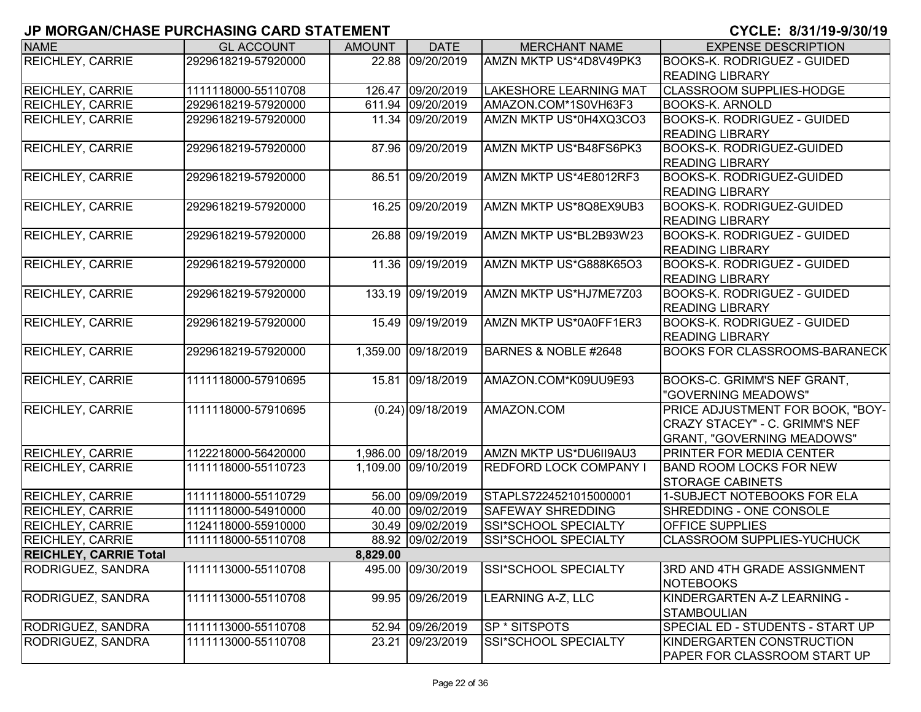## JP MORGAN/CHASE PURCHASING CARD STATEMENT

**CYCLE: 8/31/19-9/30/19**

| NAME | GL ACCOUNT | AMOUNT | DATE | MERCHANT NAME | EXPENSE DESCRIPTION |
|---|---|---|---|---|---|
| REICHLEY, CARRIE | 2929618219-57920000 | 22.88 | 09/20/2019 | AMZN MKTP US*4D8V49PK3 | BOOKS-K. RODRIGUEZ - GUIDED READING LIBRARY |
| REICHLEY, CARRIE | 1111118000-55110708 | 126.47 | 09/20/2019 | LAKESHORE LEARNING MAT | CLASSROOM SUPPLIES-HODGE |
| REICHLEY, CARRIE | 2929618219-57920000 | 611.94 | 09/20/2019 | AMAZON.COM*1S0VH63F3 | BOOKS-K. ARNOLD |
| REICHLEY, CARRIE | 2929618219-57920000 | 11.34 | 09/20/2019 | AMZN MKTP US*0H4XQ3CO3 | BOOKS-K. RODRIGUEZ - GUIDED READING LIBRARY |
| REICHLEY, CARRIE | 2929618219-57920000 | 87.96 | 09/20/2019 | AMZN MKTP US*B48FS6PK3 | BOOKS-K. RODRIGUEZ-GUIDED READING LIBRARY |
| REICHLEY, CARRIE | 2929618219-57920000 | 86.51 | 09/20/2019 | AMZN MKTP US*4E8012RF3 | BOOKS-K. RODRIGUEZ-GUIDED READING LIBRARY |
| REICHLEY, CARRIE | 2929618219-57920000 | 16.25 | 09/20/2019 | AMZN MKTP US*8Q8EX9UB3 | BOOKS-K. RODRIGUEZ-GUIDED READING LIBRARY |
| REICHLEY, CARRIE | 2929618219-57920000 | 26.88 | 09/19/2019 | AMZN MKTP US*BL2B93W23 | BOOKS-K. RODRIGUEZ - GUIDED READING LIBRARY |
| REICHLEY, CARRIE | 2929618219-57920000 | 11.36 | 09/19/2019 | AMZN MKTP US*G888K65O3 | BOOKS-K. RODRIGUEZ - GUIDED READING LIBRARY |
| REICHLEY, CARRIE | 2929618219-57920000 | 133.19 | 09/19/2019 | AMZN MKTP US*HJ7ME7Z03 | BOOKS-K. RODRIGUEZ - GUIDED READING LIBRARY |
| REICHLEY, CARRIE | 2929618219-57920000 | 15.49 | 09/19/2019 | AMZN MKTP US*0A0FF1ER3 | BOOKS-K. RODRIGUEZ - GUIDED READING LIBRARY |
| REICHLEY, CARRIE | 2929618219-57920000 | 1,359.00 | 09/18/2019 | BARNES & NOBLE #2648 | BOOKS FOR CLASSROOMS-BARANECK |
| REICHLEY, CARRIE | 1111118000-57910695 | 15.81 | 09/18/2019 | AMAZON.COM*K09UU9E93 | BOOKS-C. GRIMM'S NEF GRANT, "GOVERNING MEADOWS" |
| REICHLEY, CARRIE | 1111118000-57910695 | (0.24) | 09/18/2019 | AMAZON.COM | PRICE ADJUSTMENT FOR BOOK, "BOY-CRAZY STACEY" - C. GRIMM'S NEF GRANT, "GOVERNING MEADOWS" |
| REICHLEY, CARRIE | 1122218000-56420000 | 1,986.00 | 09/18/2019 | AMZN MKTP US*DU6II9AU3 | PRINTER FOR MEDIA CENTER |
| REICHLEY, CARRIE | 1111118000-55110723 | 1,109.00 | 09/10/2019 | REDFORD LOCK COMPANY I | BAND ROOM LOCKS FOR NEW STORAGE CABINETS |
| REICHLEY, CARRIE | 1111118000-55110729 | 56.00 | 09/09/2019 | STAPLS7224521015000001 | 1-SUBJECT NOTEBOOKS FOR ELA |
| REICHLEY, CARRIE | 1111118000-54910000 | 40.00 | 09/02/2019 | SAFEWAY SHREDDING | SHREDDING - ONE CONSOLE |
| REICHLEY, CARRIE | 1124118000-55910000 | 30.49 | 09/02/2019 | SSI*SCHOOL SPECIALTY | OFFICE SUPPLIES |
| REICHLEY, CARRIE | 1111118000-55110708 | 88.92 | 09/02/2019 | SSI*SCHOOL SPECIALTY | CLASSROOM SUPPLIES-YUCHUCK |
| **REICHLEY, CARRIE Total** | | **8,829.00** | | | |
| RODRIGUEZ, SANDRA | 1111113000-55110708 | 495.00 | 09/30/2019 | SSI*SCHOOL SPECIALTY | 3RD AND 4TH GRADE ASSIGNMENT NOTEBOOKS |
| RODRIGUEZ, SANDRA | 1111113000-55110708 | 99.95 | 09/26/2019 | LEARNING A-Z, LLC | KINDERGARTEN A-Z LEARNING - STAMBOULIAN |
| RODRIGUEZ, SANDRA | 1111113000-55110708 | 52.94 | 09/26/2019 | SP * SITSPOTS | SPECIAL ED - STUDENTS - START UP |
| RODRIGUEZ, SANDRA | 1111113000-55110708 | 23.21 | 09/23/2019 | SSI*SCHOOL SPECIALTY | KINDERGARTEN CONSTRUCTION PAPER FOR CLASSROOM START UP |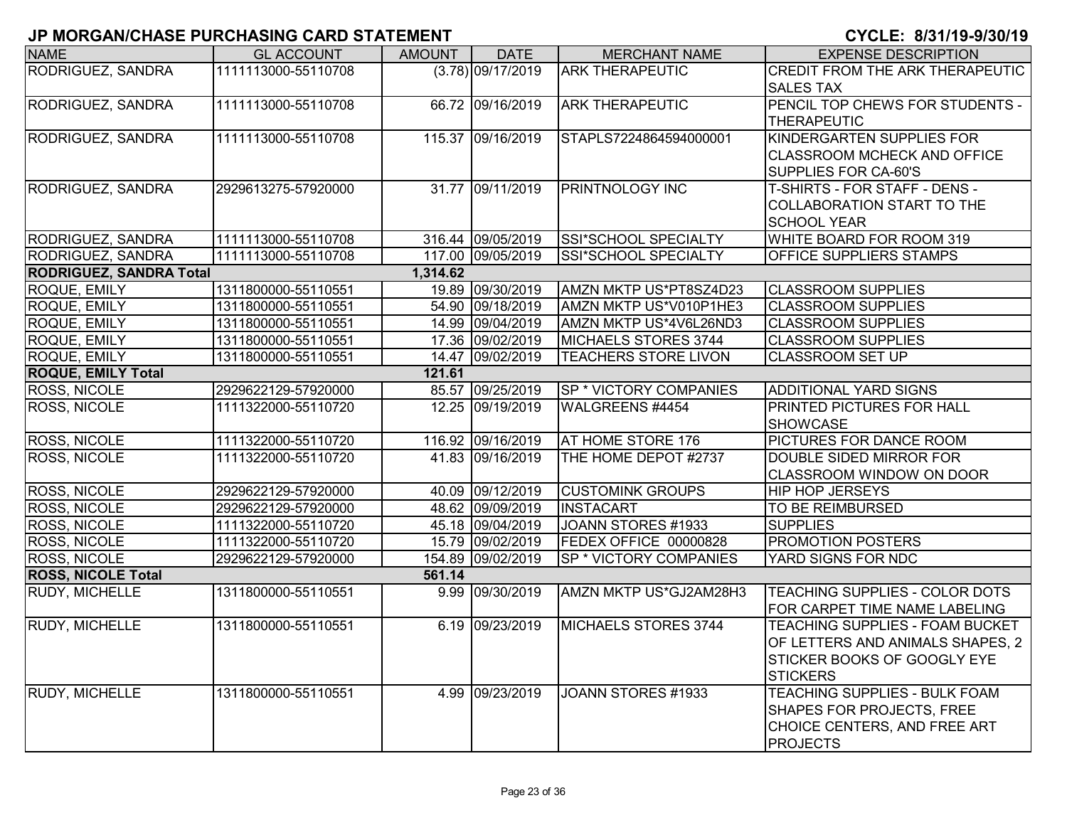## JP MORGAN/CHASE PURCHASING CARD STATEMENT

**CYCLE: 8/31/19-9/30/19**

| NAME | GL ACCOUNT | AMOUNT | DATE | MERCHANT NAME | EXPENSE DESCRIPTION |
|---|---|---|---|---|---|
| RODRIGUEZ, SANDRA | 1111113000-55110708 | (3.78) | 09/17/2019 | ARK THERAPEUTIC | CREDIT FROM THE ARK THERAPEUTIC SALES TAX |
| RODRIGUEZ, SANDRA | 1111113000-55110708 | 66.72 | 09/16/2019 | ARK THERAPEUTIC | PENCIL TOP CHEWS FOR STUDENTS - THERAPEUTIC |
| RODRIGUEZ, SANDRA | 1111113000-55110708 | 115.37 | 09/16/2019 | STAPLS7224864594000001 | KINDERGARTEN SUPPLIES FOR CLASSROOM MCHECK AND OFFICE SUPPLIES FOR CA-60'S |
| RODRIGUEZ, SANDRA | 2929613275-57920000 | 31.77 | 09/11/2019 | PRINTNOLOGY INC | T-SHIRTS - FOR STAFF - DENS - COLLABORATION START TO THE SCHOOL YEAR |
| RODRIGUEZ, SANDRA | 1111113000-55110708 | 316.44 | 09/05/2019 | SSI*SCHOOL SPECIALTY | WHITE BOARD FOR ROOM 319 |
| RODRIGUEZ, SANDRA | 1111113000-55110708 | 117.00 | 09/05/2019 | SSI*SCHOOL SPECIALTY | OFFICE SUPPLIERS STAMPS |
| **RODRIGUEZ, SANDRA Total** | | **1,314.62** | | | |
| ROQUE, EMILY | 1311800000-55110551 | 19.89 | 09/30/2019 | AMZN MKTP US*PT8SZ4D23 | CLASSROOM SUPPLIES |
| ROQUE, EMILY | 1311800000-55110551 | 54.90 | 09/18/2019 | AMZN MKTP US*V010P1HE3 | CLASSROOM SUPPLIES |
| ROQUE, EMILY | 1311800000-55110551 | 14.99 | 09/04/2019 | AMZN MKTP US*4V6L26ND3 | CLASSROOM SUPPLIES |
| ROQUE, EMILY | 1311800000-55110551 | 17.36 | 09/02/2019 | MICHAELS STORES 3744 | CLASSROOM SUPPLIES |
| ROQUE, EMILY | 1311800000-55110551 | 14.47 | 09/02/2019 | TEACHERS STORE LIVON | CLASSROOM SET UP |
| **ROQUE, EMILY Total** | | **121.61** | | | |
| ROSS, NICOLE | 2929622129-57920000 | 85.57 | 09/25/2019 | SP * VICTORY COMPANIES | ADDITIONAL YARD SIGNS |
| ROSS, NICOLE | 1111322000-55110720 | 12.25 | 09/19/2019 | WALGREENS #4454 | PRINTED PICTURES FOR HALL SHOWCASE |
| ROSS, NICOLE | 1111322000-55110720 | 116.92 | 09/16/2019 | AT HOME STORE 176 | PICTURES FOR DANCE ROOM |
| ROSS, NICOLE | 1111322000-55110720 | 41.83 | 09/16/2019 | THE HOME DEPOT #2737 | DOUBLE SIDED MIRROR FOR CLASSROOM WINDOW ON DOOR |
| ROSS, NICOLE | 2929622129-57920000 | 40.09 | 09/12/2019 | CUSTOMINK GROUPS | HIP HOP JERSEYS |
| ROSS, NICOLE | 2929622129-57920000 | 48.62 | 09/09/2019 | INSTACART | TO BE REIMBURSED |
| ROSS, NICOLE | 1111322000-55110720 | 45.18 | 09/04/2019 | JOANN STORES #1933 | SUPPLIES |
| ROSS, NICOLE | 1111322000-55110720 | 15.79 | 09/02/2019 | FEDEX OFFICE 00000828 | PROMOTION POSTERS |
| ROSS, NICOLE | 2929622129-57920000 | 154.89 | 09/02/2019 | SP * VICTORY COMPANIES | YARD SIGNS FOR NDC |
| **ROSS, NICOLE Total** | | **561.14** | | | |
| RUDY, MICHELLE | 1311800000-55110551 | 9.99 | 09/30/2019 | AMZN MKTP US*GJ2AM28H3 | TEACHING SUPPLIES - COLOR DOTS FOR CARPET TIME NAME LABELING |
| RUDY, MICHELLE | 1311800000-55110551 | 6.19 | 09/23/2019 | MICHAELS STORES 3744 | TEACHING SUPPLIES - FOAM BUCKET OF LETTERS AND ANIMALS SHAPES, 2 STICKER BOOKS OF GOOGLY EYE STICKERS |
| RUDY, MICHELLE | 1311800000-55110551 | 4.99 | 09/23/2019 | JOANN STORES #1933 | TEACHING SUPPLIES - BULK FOAM SHAPES FOR PROJECTS, FREE CHOICE CENTERS, AND FREE ART PROJECTS |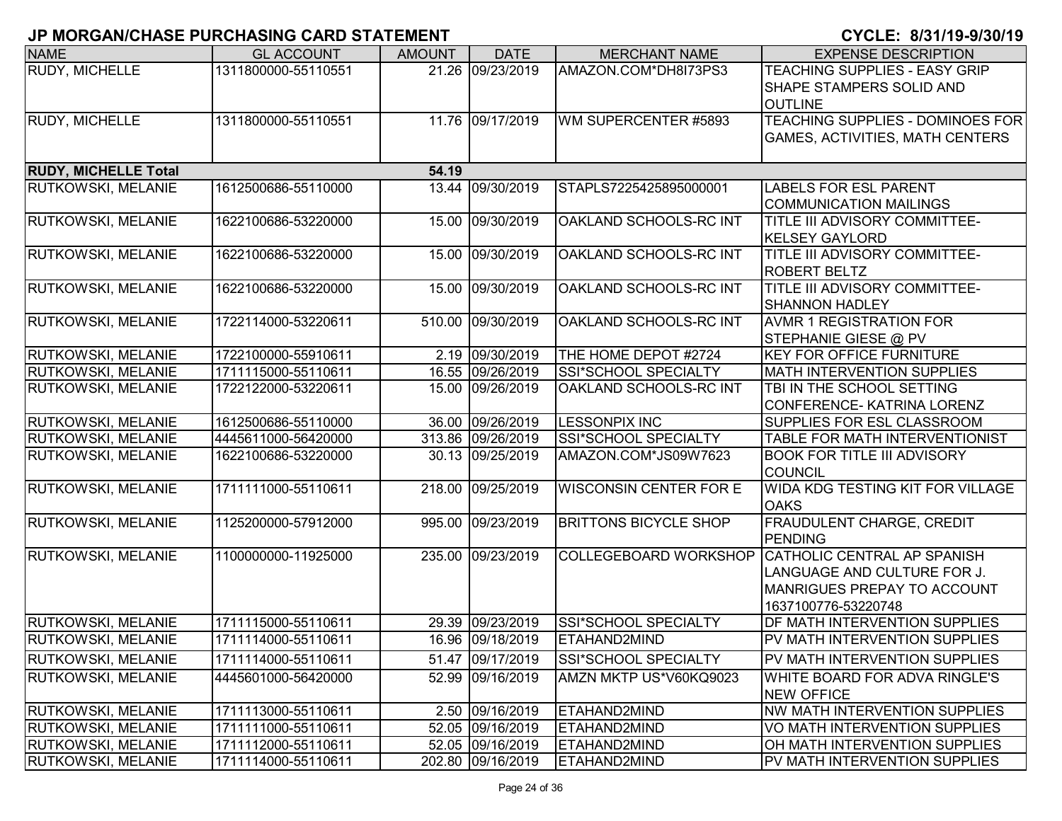## JP MORGAN/CHASE PURCHASING CARD STATEMENT

**CYCLE: 8/31/19-9/30/19**

| NAME | GL ACCOUNT | AMOUNT | DATE | MERCHANT NAME | EXPENSE DESCRIPTION |
|---|---|---|---|---|---|
| RUDY, MICHELLE | 1311800000-55110551 | 21.26 | 09/23/2019 | AMAZON.COM*DH8I73PS3 | TEACHING SUPPLIES - EASY GRIP SHAPE STAMPERS SOLID AND OUTLINE |
| RUDY, MICHELLE | 1311800000-55110551 | 11.76 | 09/17/2019 | WM SUPERCENTER #5893 | TEACHING SUPPLIES - DOMINOES FOR GAMES, ACTIVITIES, MATH CENTERS |
| **RUDY, MICHELLE Total** | | **54.19** | | | |
| RUTKOWSKI, MELANIE | 1612500686-55110000 | 13.44 | 09/30/2019 | STAPLS7225425895000001 | LABELS FOR ESL PARENT COMMUNICATION MAILINGS |
| RUTKOWSKI, MELANIE | 1622100686-53220000 | 15.00 | 09/30/2019 | OAKLAND SCHOOLS-RC INT | TITLE III ADVISORY COMMITTEE- KELSEY GAYLORD |
| RUTKOWSKI, MELANIE | 1622100686-53220000 | 15.00 | 09/30/2019 | OAKLAND SCHOOLS-RC INT | TITLE III ADVISORY COMMITTEE- ROBERT BELTZ |
| RUTKOWSKI, MELANIE | 1622100686-53220000 | 15.00 | 09/30/2019 | OAKLAND SCHOOLS-RC INT | TITLE III ADVISORY COMMITTEE- SHANNON HADLEY |
| RUTKOWSKI, MELANIE | 1722114000-53220611 | 510.00 | 09/30/2019 | OAKLAND SCHOOLS-RC INT | AVMR 1 REGISTRATION FOR STEPHANIE GIESE @ PV |
| RUTKOWSKI, MELANIE | 1722100000-55910611 | 2.19 | 09/30/2019 | THE HOME DEPOT #2724 | KEY FOR OFFICE FURNITURE |
| RUTKOWSKI, MELANIE | 1711115000-55110611 | 16.55 | 09/26/2019 | SSI*SCHOOL SPECIALTY | MATH INTERVENTION SUPPLIES |
| RUTKOWSKI, MELANIE | 1722122000-53220611 | 15.00 | 09/26/2019 | OAKLAND SCHOOLS-RC INT | TBI IN THE SCHOOL SETTING CONFERENCE- KATRINA LORENZ |
| RUTKOWSKI, MELANIE | 1612500686-55110000 | 36.00 | 09/26/2019 | LESSONPIX INC | SUPPLIES FOR ESL CLASSROOM |
| RUTKOWSKI, MELANIE | 4445611000-56420000 | 313.86 | 09/26/2019 | SSI*SCHOOL SPECIALTY | TABLE FOR MATH INTERVENTIONIST |
| RUTKOWSKI, MELANIE | 1622100686-53220000 | 30.13 | 09/25/2019 | AMAZON.COM*JS09W7623 | BOOK FOR TITLE III ADVISORY COUNCIL |
| RUTKOWSKI, MELANIE | 1711111000-55110611 | 218.00 | 09/25/2019 | WISCONSIN CENTER FOR E | WIDA KDG TESTING KIT FOR VILLAGE OAKS |
| RUTKOWSKI, MELANIE | 1125200000-57912000 | 995.00 | 09/23/2019 | BRITTONS BICYCLE SHOP | FRAUDULENT CHARGE, CREDIT PENDING |
| RUTKOWSKI, MELANIE | 1100000000-11925000 | 235.00 | 09/23/2019 | COLLEGEBOARD WORKSHOP | CATHOLIC CENTRAL AP SPANISH LANGUAGE AND CULTURE FOR J. MANRIGUES PREPAY TO ACCOUNT 1637100776-53220748 |
| RUTKOWSKI, MELANIE | 1711115000-55110611 | 29.39 | 09/23/2019 | SSI*SCHOOL SPECIALTY | DF MATH INTERVENTION SUPPLIES |
| RUTKOWSKI, MELANIE | 1711114000-55110611 | 16.96 | 09/18/2019 | ETAHAND2MIND | PV MATH INTERVENTION SUPPLIES |
| RUTKOWSKI, MELANIE | 1711114000-55110611 | 51.47 | 09/17/2019 | SSI*SCHOOL SPECIALTY | PV MATH INTERVENTION SUPPLIES |
| RUTKOWSKI, MELANIE | 4445601000-56420000 | 52.99 | 09/16/2019 | AMZN MKTP US*V60KQ9023 | WHITE BOARD FOR ADVA RINGLE'S NEW OFFICE |
| RUTKOWSKI, MELANIE | 1711113000-55110611 | 2.50 | 09/16/2019 | ETAHAND2MIND | NW MATH INTERVENTION SUPPLIES |
| RUTKOWSKI, MELANIE | 1711111000-55110611 | 52.05 | 09/16/2019 | ETAHAND2MIND | VO MATH INTERVENTION SUPPLIES |
| RUTKOWSKI, MELANIE | 1711112000-55110611 | 52.05 | 09/16/2019 | ETAHAND2MIND | OH MATH INTERVENTION SUPPLIES |
| RUTKOWSKI, MELANIE | 1711114000-55110611 | 202.80 | 09/16/2019 | ETAHAND2MIND | PV MATH INTERVENTION SUPPLIES |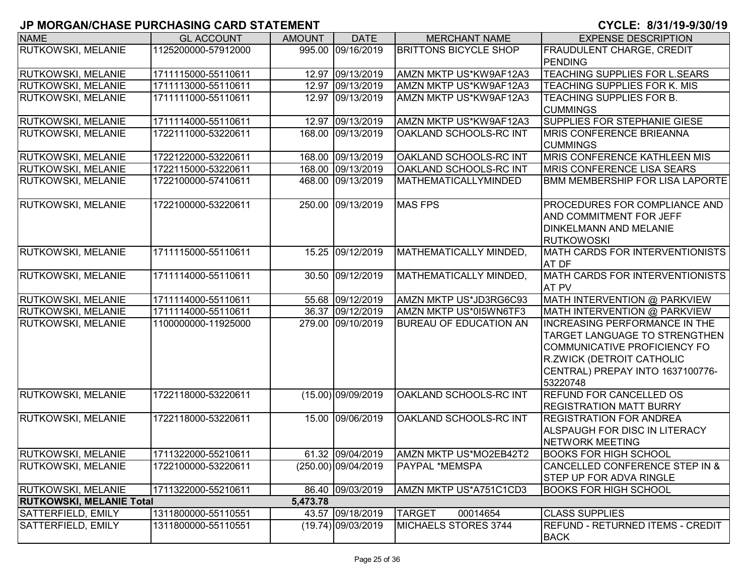# JP MORGAN/CHASE PURCHASING CARD STATEMENT

**CYCLE: 8/31/19-9/30/19**

| NAME | GL ACCOUNT | AMOUNT | DATE | MERCHANT NAME | EXPENSE DESCRIPTION |
|---|---|---|---|---|---|
| RUTKOWSKI, MELANIE | 1125200000-57912000 | 995.00 | 09/16/2019 | BRITTONS BICYCLE SHOP | FRAUDULENT CHARGE, CREDIT PENDING |
| RUTKOWSKI, MELANIE | 1711115000-55110611 | 12.97 | 09/13/2019 | AMZN MKTP US*KW9AF12A3 | TEACHING SUPPLIES FOR L.SEARS |
| RUTKOWSKI, MELANIE | 1711113000-55110611 | 12.97 | 09/13/2019 | AMZN MKTP US*KW9AF12A3 | TEACHING SUPPLIES FOR K. MIS |
| RUTKOWSKI, MELANIE | 1711111000-55110611 | 12.97 | 09/13/2019 | AMZN MKTP US*KW9AF12A3 | TEACHING SUPPLIES FOR B. CUMMINGS |
| RUTKOWSKI, MELANIE | 1711114000-55110611 | 12.97 | 09/13/2019 | AMZN MKTP US*KW9AF12A3 | SUPPLIES FOR STEPHANIE GIESE |
| RUTKOWSKI, MELANIE | 1722111000-53220611 | 168.00 | 09/13/2019 | OAKLAND SCHOOLS-RC INT | MRIS CONFERENCE BRIEANNA CUMMINGS |
| RUTKOWSKI, MELANIE | 1722122000-53220611 | 168.00 | 09/13/2019 | OAKLAND SCHOOLS-RC INT | MRIS CONFERENCE KATHLEEN MIS |
| RUTKOWSKI, MELANIE | 1722115000-53220611 | 168.00 | 09/13/2019 | OAKLAND SCHOOLS-RC INT | MRIS CONFERENCE LISA SEARS |
| RUTKOWSKI, MELANIE | 1722100000-57410611 | 468.00 | 09/13/2019 | MATHEMATICALLYMINDED | BMM MEMBERSHIP FOR LISA LAPORTE |
| RUTKOWSKI, MELANIE | 1722100000-53220611 | 250.00 | 09/13/2019 | MAS FPS | PROCEDURES FOR COMPLIANCE AND AND COMMITMENT FOR JEFF DINKELMANN AND MELANIE RUTKOWOSKI |
| RUTKOWSKI, MELANIE | 1711115000-55110611 | 15.25 | 09/12/2019 | MATHEMATICALLY MINDED, | MATH CARDS FOR INTERVENTIONISTS AT DF |
| RUTKOWSKI, MELANIE | 1711114000-55110611 | 30.50 | 09/12/2019 | MATHEMATICALLY MINDED, | MATH CARDS FOR INTERVENTIONISTS AT PV |
| RUTKOWSKI, MELANIE | 1711114000-55110611 | 55.68 | 09/12/2019 | AMZN MKTP US*JD3RG6C93 | MATH INTERVENTION @ PARKVIEW |
| RUTKOWSKI, MELANIE | 1711114000-55110611 | 36.37 | 09/12/2019 | AMZN MKTP US*0I5WN6TF3 | MATH INTERVENTION @ PARKVIEW |
| RUTKOWSKI, MELANIE | 1100000000-11925000 | 279.00 | 09/10/2019 | BUREAU OF EDUCATION AN | INCREASING PERFORMANCE IN THE TARGET LANGUAGE TO STRENGTHEN COMMUNICATIVE PROFICIENCY FO R.ZWICK (DETROIT CATHOLIC CENTRAL) PREPAY INTO 1637100776-53220748 |
| RUTKOWSKI, MELANIE | 1722118000-53220611 | (15.00) | 09/09/2019 | OAKLAND SCHOOLS-RC INT | REFUND FOR CANCELLED OS REGISTRATION MATT BURRY |
| RUTKOWSKI, MELANIE | 1722118000-53220611 | 15.00 | 09/06/2019 | OAKLAND SCHOOLS-RC INT | REGISTRATION FOR ANDREA ALSPAUGH FOR DISC IN LITERACY NETWORK MEETING |
| RUTKOWSKI, MELANIE | 1711322000-55210611 | 61.32 | 09/04/2019 | AMZN MKTP US*MO2EB42T2 | BOOKS FOR HIGH SCHOOL |
| RUTKOWSKI, MELANIE | 1722100000-53220611 | (250.00) | 09/04/2019 | PAYPAL *MEMSPA | CANCELLED CONFERENCE STEP IN & STEP UP FOR ADVA RINGLE |
| RUTKOWSKI, MELANIE | 1711322000-55210611 | 86.40 | 09/03/2019 | AMZN MKTP US*A751C1CD3 | BOOKS FOR HIGH SCHOOL |
| **RUTKOWSKI, MELANIE Total** | | **5,473.78** | | | |
| SATTERFIELD, EMILY | 1311800000-55110551 | 43.57 | 09/18/2019 | TARGET 00014654 | CLASS SUPPLIES |
| SATTERFIELD, EMILY | 1311800000-55110551 | (19.74) | 09/03/2019 | MICHAELS STORES 3744 | REFUND - RETURNED ITEMS - CREDIT BACK |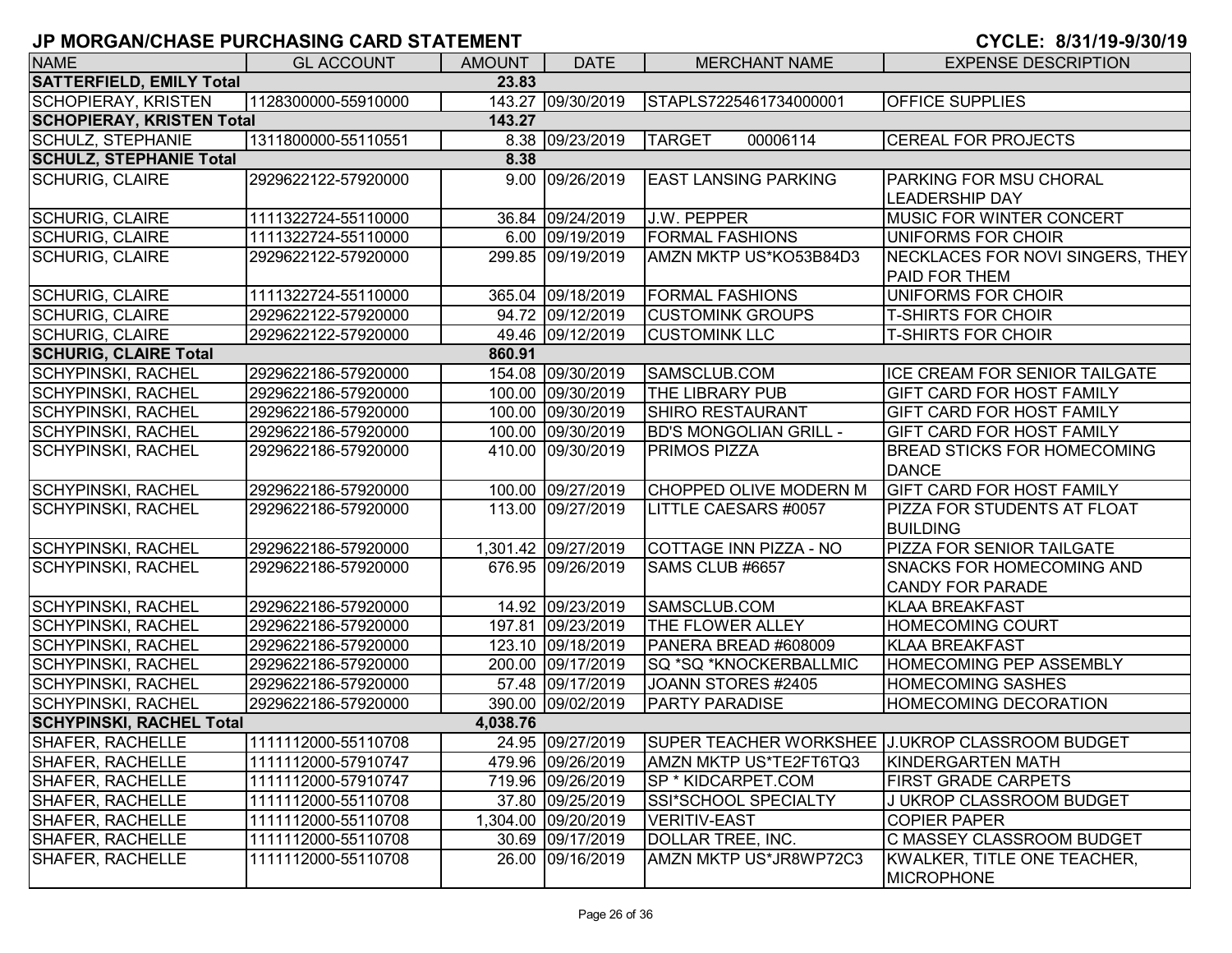# JP MORGAN/CHASE PURCHASING CARD STATEMENT

**CYCLE: 8/31/19-9/30/19**

| NAME | GL ACCOUNT | AMOUNT | DATE | MERCHANT NAME | EXPENSE DESCRIPTION |
|---|---|---|---|---|---|
| **SATTERFIELD, EMILY Total** | | **23.83** | | | |
| SCHOPIERAY, KRISTEN | 1128300000-55910000 | 143.27 | 09/30/2019 | STAPLS7225461734000001 | OFFICE SUPPLIES |
| **SCHOPIERAY, KRISTEN Total** | | **143.27** | | | |
| SCHULZ, STEPHANIE | 1311800000-55110551 | 8.38 | 09/23/2019 | TARGET 00006114 | CEREAL FOR PROJECTS |
| **SCHULZ, STEPHANIE Total** | | **8.38** | | | |
| SCHURIG, CLAIRE | 2929622122-57920000 | 9.00 | 09/26/2019 | EAST LANSING PARKING | PARKING FOR MSU CHORAL LEADERSHIP DAY |
| SCHURIG, CLAIRE | 1111322724-55110000 | 36.84 | 09/24/2019 | J.W. PEPPER | MUSIC FOR WINTER CONCERT |
| SCHURIG, CLAIRE | 1111322724-55110000 | 6.00 | 09/19/2019 | FORMAL FASHIONS | UNIFORMS FOR CHOIR |
| SCHURIG, CLAIRE | 2929622122-57920000 | 299.85 | 09/19/2019 | AMZN MKTP US*KO53B84D3 | NECKLACES FOR NOVI SINGERS, THEY PAID FOR THEM |
| SCHURIG, CLAIRE | 1111322724-55110000 | 365.04 | 09/18/2019 | FORMAL FASHIONS | UNIFORMS FOR CHOIR |
| SCHURIG, CLAIRE | 2929622122-57920000 | 94.72 | 09/12/2019 | CUSTOMINK GROUPS | T-SHIRTS FOR CHOIR |
| SCHURIG, CLAIRE | 2929622122-57920000 | 49.46 | 09/12/2019 | CUSTOMINK LLC | T-SHIRTS FOR CHOIR |
| **SCHURIG, CLAIRE Total** | | **860.91** | | | |
| SCHYPINSKI, RACHEL | 2929622186-57920000 | 154.08 | 09/30/2019 | SAMSCLUB.COM | ICE CREAM FOR SENIOR TAILGATE |
| SCHYPINSKI, RACHEL | 2929622186-57920000 | 100.00 | 09/30/2019 | THE LIBRARY PUB | GIFT CARD FOR HOST FAMILY |
| SCHYPINSKI, RACHEL | 2929622186-57920000 | 100.00 | 09/30/2019 | SHIRO RESTAURANT | GIFT CARD FOR HOST FAMILY |
| SCHYPINSKI, RACHEL | 2929622186-57920000 | 100.00 | 09/30/2019 | BD'S MONGOLIAN GRILL - | GIFT CARD FOR HOST FAMILY |
| SCHYPINSKI, RACHEL | 2929622186-57920000 | 410.00 | 09/30/2019 | PRIMOS PIZZA | BREAD STICKS FOR HOMECOMING DANCE |
| SCHYPINSKI, RACHEL | 2929622186-57920000 | 100.00 | 09/27/2019 | CHOPPED OLIVE MODERN M | GIFT CARD FOR HOST FAMILY |
| SCHYPINSKI, RACHEL | 2929622186-57920000 | 113.00 | 09/27/2019 | LITTLE CAESARS #0057 | PIZZA FOR STUDENTS AT FLOAT BUILDING |
| SCHYPINSKI, RACHEL | 2929622186-57920000 | 1,301.42 | 09/27/2019 | COTTAGE INN PIZZA - NO | PIZZA FOR SENIOR TAILGATE |
| SCHYPINSKI, RACHEL | 2929622186-57920000 | 676.95 | 09/26/2019 | SAMS CLUB #6657 | SNACKS FOR HOMECOMING AND CANDY FOR PARADE |
| SCHYPINSKI, RACHEL | 2929622186-57920000 | 14.92 | 09/23/2019 | SAMSCLUB.COM | KLAA BREAKFAST |
| SCHYPINSKI, RACHEL | 2929622186-57920000 | 197.81 | 09/23/2019 | THE FLOWER ALLEY | HOMECOMING COURT |
| SCHYPINSKI, RACHEL | 2929622186-57920000 | 123.10 | 09/18/2019 | PANERA BREAD #608009 | KLAA BREAKFAST |
| SCHYPINSKI, RACHEL | 2929622186-57920000 | 200.00 | 09/17/2019 | SQ *SQ *KNOCKERBALLMIC | HOMECOMING PEP ASSEMBLY |
| SCHYPINSKI, RACHEL | 2929622186-57920000 | 57.48 | 09/17/2019 | JOANN STORES #2405 | HOMECOMING SASHES |
| SCHYPINSKI, RACHEL | 2929622186-57920000 | 390.00 | 09/02/2019 | PARTY PARADISE | HOMECOMING DECORATION |
| **SCHYPINSKI, RACHEL Total** | | **4,038.76** | | | |
| SHAFER, RACHELLE | 1111112000-55110708 | 24.95 | 09/27/2019 | SUPER TEACHER WORKSHEE | J.UKROP CLASSROOM BUDGET |
| SHAFER, RACHELLE | 1111112000-57910747 | 479.96 | 09/26/2019 | AMZN MKTP US*TE2FT6TQ3 | KINDERGARTEN MATH |
| SHAFER, RACHELLE | 1111112000-57910747 | 719.96 | 09/26/2019 | SP * KIDCARPET.COM | FIRST GRADE CARPETS |
| SHAFER, RACHELLE | 1111112000-55110708 | 37.80 | 09/25/2019 | SSI*SCHOOL SPECIALTY | J UKROP CLASSROOM BUDGET |
| SHAFER, RACHELLE | 1111112000-55110708 | 1,304.00 | 09/20/2019 | VERITIV-EAST | COPIER PAPER |
| SHAFER, RACHELLE | 1111112000-55110708 | 30.69 | 09/17/2019 | DOLLAR TREE, INC. | C MASSEY CLASSROOM BUDGET |
| SHAFER, RACHELLE | 1111112000-55110708 | 26.00 | 09/16/2019 | AMZN MKTP US*JR8WP72C3 | KWALKER, TITLE ONE TEACHER, MICROPHONE |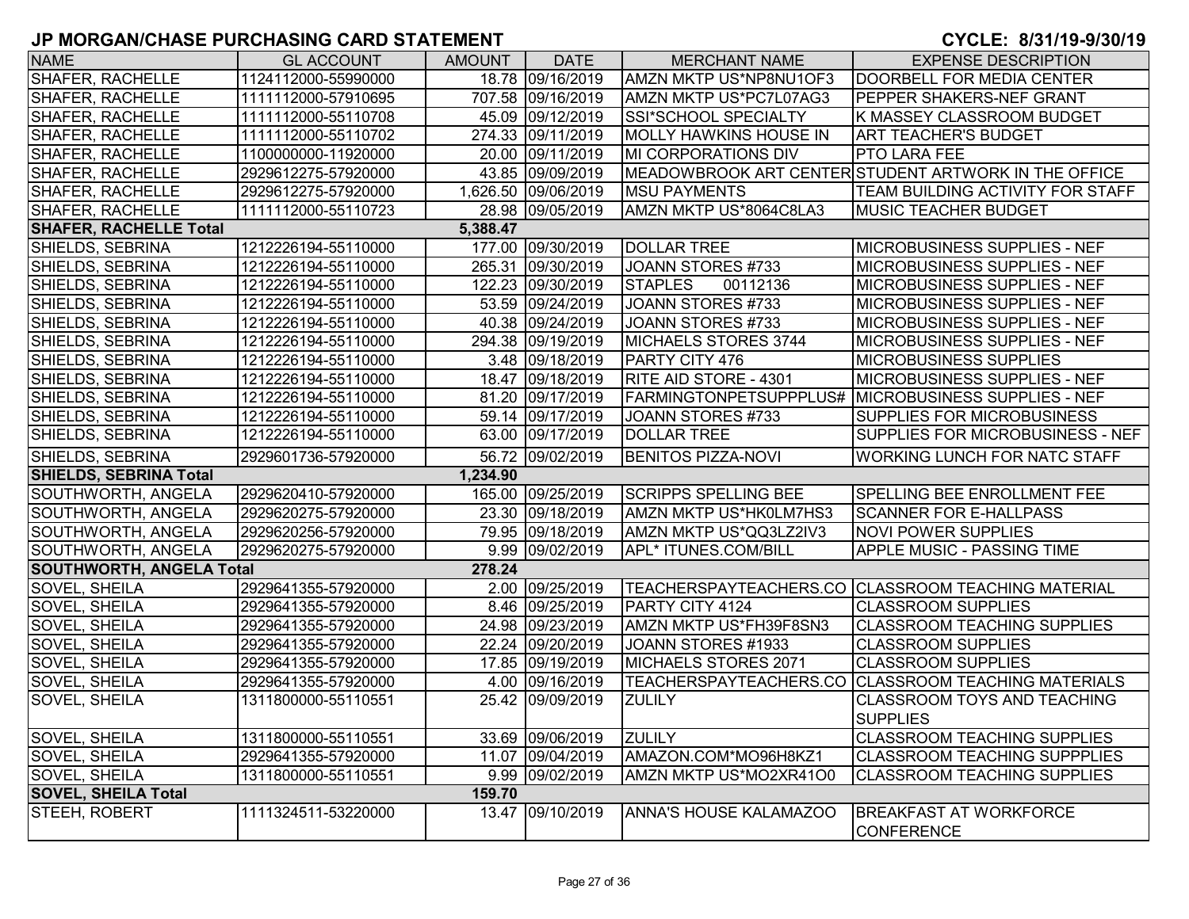# JP MORGAN/CHASE PURCHASING CARD STATEMENT

CYCLE: 8/31/19-9/30/19

| NAME | GL ACCOUNT | AMOUNT | DATE | MERCHANT NAME | EXPENSE DESCRIPTION |
|---|---|---|---|---|---|
| SHAFER, RACHELLE | 1124112000-55990000 | 18.78 | 09/16/2019 | AMZN MKTP US*NP8NU1OF3 | DOORBELL FOR MEDIA CENTER |
| SHAFER, RACHELLE | 1111112000-57910695 | 707.58 | 09/16/2019 | AMZN MKTP US*PC7L07AG3 | PEPPER SHAKERS-NEF GRANT |
| SHAFER, RACHELLE | 1111112000-55110708 | 45.09 | 09/12/2019 | SSI*SCHOOL SPECIALTY | K MASSEY CLASSROOM BUDGET |
| SHAFER, RACHELLE | 1111112000-55110702 | 274.33 | 09/11/2019 | MOLLY HAWKINS HOUSE IN | ART TEACHER'S BUDGET |
| SHAFER, RACHELLE | 1100000000-11920000 | 20.00 | 09/11/2019 | MI CORPORATIONS DIV | PTO LARA FEE |
| SHAFER, RACHELLE | 2929612275-57920000 | 43.85 | 09/09/2019 | MEADOWBROOK ART CENTER | STUDENT ARTWORK IN THE OFFICE |
| SHAFER, RACHELLE | 2929612275-57920000 | 1,626.50 | 09/06/2019 | MSU PAYMENTS | TEAM BUILDING ACTIVITY FOR STAFF |
| SHAFER, RACHELLE | 1111112000-55110723 | 28.98 | 09/05/2019 | AMZN MKTP US*8064C8LA3 | MUSIC TEACHER BUDGET |
| **SHAFER, RACHELLE Total** | | **5,388.47** | | | |
| SHIELDS, SEBRINA | 1212226194-55110000 | 177.00 | 09/30/2019 | DOLLAR TREE | MICROBUSINESS SUPPLIES - NEF |
| SHIELDS, SEBRINA | 1212226194-55110000 | 265.31 | 09/30/2019 | JOANN STORES #733 | MICROBUSINESS SUPPLIES - NEF |
| SHIELDS, SEBRINA | 1212226194-55110000 | 122.23 | 09/30/2019 | STAPLES 00112136 | MICROBUSINESS SUPPLIES - NEF |
| SHIELDS, SEBRINA | 1212226194-55110000 | 53.59 | 09/24/2019 | JOANN STORES #733 | MICROBUSINESS SUPPLIES - NEF |
| SHIELDS, SEBRINA | 1212226194-55110000 | 40.38 | 09/24/2019 | JOANN STORES #733 | MICROBUSINESS SUPPLIES - NEF |
| SHIELDS, SEBRINA | 1212226194-55110000 | 294.38 | 09/19/2019 | MICHAELS STORES 3744 | MICROBUSINESS SUPPLIES - NEF |
| SHIELDS, SEBRINA | 1212226194-55110000 | 3.48 | 09/18/2019 | PARTY CITY 476 | MICROBUSINESS SUPPLIES |
| SHIELDS, SEBRINA | 1212226194-55110000 | 18.47 | 09/18/2019 | RITE AID STORE - 4301 | MICROBUSINESS SUPPLIES - NEF |
| SHIELDS, SEBRINA | 1212226194-55110000 | 81.20 | 09/17/2019 | FARMINGTONPETSUPPPLUS# | MICROBUSINESS SUPPLIES - NEF |
| SHIELDS, SEBRINA | 1212226194-55110000 | 59.14 | 09/17/2019 | JOANN STORES #733 | SUPPLIES FOR MICROBUSINESS |
| SHIELDS, SEBRINA | 1212226194-55110000 | 63.00 | 09/17/2019 | DOLLAR TREE | SUPPLIES FOR MICROBUSINESS - NEF |
| SHIELDS, SEBRINA | 2929601736-57920000 | 56.72 | 09/02/2019 | BENITOS PIZZA-NOVI | WORKING LUNCH FOR NATC STAFF |
| **SHIELDS, SEBRINA Total** | | **1,234.90** | | | |
| SOUTHWORTH, ANGELA | 2929620410-57920000 | 165.00 | 09/25/2019 | SCRIPPS SPELLING BEE | SPELLING BEE ENROLLMENT FEE |
| SOUTHWORTH, ANGELA | 2929620275-57920000 | 23.30 | 09/18/2019 | AMZN MKTP US*HK0LM7HS3 | SCANNER FOR E-HALLPASS |
| SOUTHWORTH, ANGELA | 2929620256-57920000 | 79.95 | 09/18/2019 | AMZN MKTP US*QQ3LZ2IV3 | NOVI POWER SUPPLIES |
| SOUTHWORTH, ANGELA | 2929620275-57920000 | 9.99 | 09/02/2019 | APL* ITUNES.COM/BILL | APPLE MUSIC - PASSING TIME |
| **SOUTHWORTH, ANGELA Total** | | **278.24** | | | |
| SOVEL, SHEILA | 2929641355-57920000 | 2.00 | 09/25/2019 | TEACHERSPAYTEACHERS.CO | CLASSROOM TEACHING MATERIAL |
| SOVEL, SHEILA | 2929641355-57920000 | 8.46 | 09/25/2019 | PARTY CITY 4124 | CLASSROOM SUPPLIES |
| SOVEL, SHEILA | 2929641355-57920000 | 24.98 | 09/23/2019 | AMZN MKTP US*FH39F8SN3 | CLASSROOM TEACHING SUPPLIES |
| SOVEL, SHEILA | 2929641355-57920000 | 22.24 | 09/20/2019 | JOANN STORES #1933 | CLASSROOM SUPPLIES |
| SOVEL, SHEILA | 2929641355-57920000 | 17.85 | 09/19/2019 | MICHAELS STORES 2071 | CLASSROOM SUPPLIES |
| SOVEL, SHEILA | 2929641355-57920000 | 4.00 | 09/16/2019 | TEACHERSPAYTEACHERS.CO | CLASSROOM TEACHING MATERIALS |
| SOVEL, SHEILA | 1311800000-55110551 | 25.42 | 09/09/2019 | ZULILY | CLASSROOM TOYS AND TEACHING SUPPLIES |
| SOVEL, SHEILA | 1311800000-55110551 | 33.69 | 09/06/2019 | ZULILY | CLASSROOM TEACHING SUPPLIES |
| SOVEL, SHEILA | 2929641355-57920000 | 11.07 | 09/04/2019 | AMAZON.COM*MO96H8KZ1 | CLASSROOM TEACHING SUPPPLIES |
| SOVEL, SHEILA | 1311800000-55110551 | 9.99 | 09/02/2019 | AMZN MKTP US*MO2XR41O0 | CLASSROOM TEACHING SUPPLIES |
| **SOVEL, SHEILA Total** | | **159.70** | | | |
| STEEH, ROBERT | 1111324511-53220000 | 13.47 | 09/10/2019 | ANNA'S HOUSE KALAMAZOO | BREAKFAST AT WORKFORCE CONFERENCE |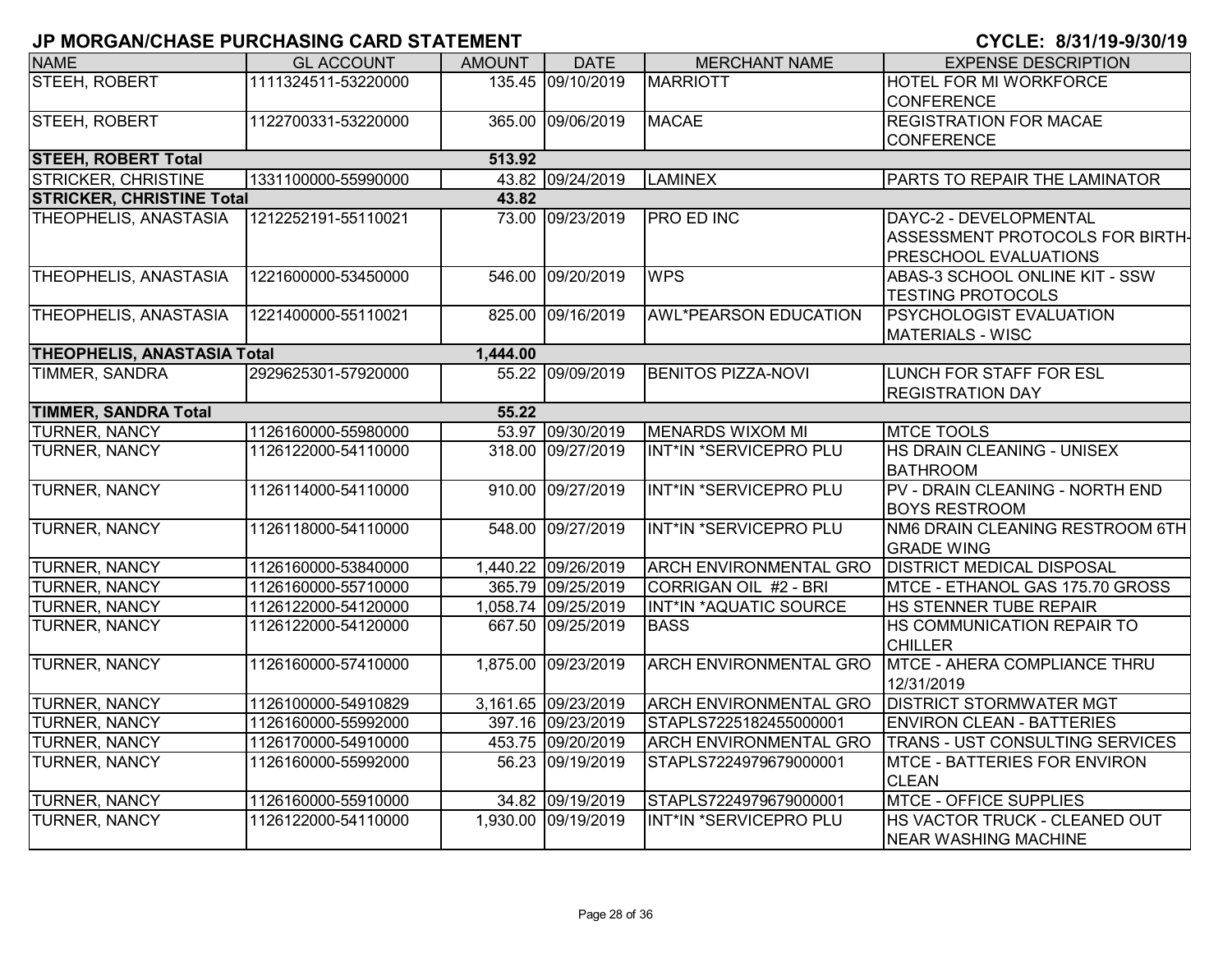## JP MORGAN/CHASE PURCHASING CARD STATEMENT

**CYCLE: 8/31/19-9/30/19**

| NAME | GL ACCOUNT | AMOUNT | DATE | MERCHANT NAME | EXPENSE DESCRIPTION |
|---|---|---|---|---|---|
| STEEH, ROBERT | 1111324511-53220000 | 135.45 | 09/10/2019 | MARRIOTT | HOTEL FOR MI WORKFORCE CONFERENCE |
| STEEH, ROBERT | 1122700331-53220000 | 365.00 | 09/06/2019 | MACAE | REGISTRATION FOR MACAE CONFERENCE |
| **STEEH, ROBERT Total** | | **513.92** | | | |
| STRICKER, CHRISTINE | 1331100000-55990000 | 43.82 | 09/24/2019 | LAMINEX | PARTS TO REPAIR THE LAMINATOR |
| **STRICKER, CHRISTINE Total** | | **43.82** | | | |
| THEOPHELIS, ANASTASIA | 1212252191-55110021 | 73.00 | 09/23/2019 | PRO ED INC | DAYC-2 - DEVELOPMENTAL ASSESSMENT PROTOCOLS FOR BIRTH-PRESCHOOL EVALUATIONS |
| THEOPHELIS, ANASTASIA | 1221600000-53450000 | 546.00 | 09/20/2019 | WPS | ABAS-3 SCHOOL ONLINE KIT - SSW TESTING PROTOCOLS |
| THEOPHELIS, ANASTASIA | 1221400000-55110021 | 825.00 | 09/16/2019 | AWL*PEARSON EDUCATION | PSYCHOLOGIST EVALUATION MATERIALS - WISC |
| **THEOPHELIS, ANASTASIA Total** | | **1,444.00** | | | |
| TIMMER, SANDRA | 2929625301-57920000 | 55.22 | 09/09/2019 | BENITOS PIZZA-NOVI | LUNCH FOR STAFF FOR ESL REGISTRATION DAY |
| **TIMMER, SANDRA Total** | | **55.22** | | | |
| TURNER, NANCY | 1126160000-55980000 | 53.97 | 09/30/2019 | MENARDS WIXOM MI | MTCE TOOLS |
| TURNER, NANCY | 1126122000-54110000 | 318.00 | 09/27/2019 | INT*IN *SERVICEPRO PLU | HS DRAIN CLEANING - UNISEX BATHROOM |
| TURNER, NANCY | 1126114000-54110000 | 910.00 | 09/27/2019 | INT*IN *SERVICEPRO PLU | PV - DRAIN CLEANING - NORTH END BOYS RESTROOM |
| TURNER, NANCY | 1126118000-54110000 | 548.00 | 09/27/2019 | INT*IN *SERVICEPRO PLU | NM6 DRAIN CLEANING RESTROOM 6TH GRADE WING |
| TURNER, NANCY | 1126160000-53840000 | 1,440.22 | 09/26/2019 | ARCH ENVIRONMENTAL GRO | DISTRICT MEDICAL DISPOSAL |
| TURNER, NANCY | 1126160000-55710000 | 365.79 | 09/25/2019 | CORRIGAN OIL #2 - BRI | MTCE - ETHANOL GAS 175.70 GROSS |
| TURNER, NANCY | 1126122000-54120000 | 1,058.74 | 09/25/2019 | INT*IN *AQUATIC SOURCE | HS STENNER TUBE REPAIR |
| TURNER, NANCY | 1126122000-54120000 | 667.50 | 09/25/2019 | BASS | HS COMMUNICATION REPAIR TO CHILLER |
| TURNER, NANCY | 1126160000-57410000 | 1,875.00 | 09/23/2019 | ARCH ENVIRONMENTAL GRO | MTCE - AHERA COMPLIANCE THRU 12/31/2019 |
| TURNER, NANCY | 1126100000-54910829 | 3,161.65 | 09/23/2019 | ARCH ENVIRONMENTAL GRO | DISTRICT STORMWATER MGT |
| TURNER, NANCY | 1126160000-55992000 | 397.16 | 09/23/2019 | STAPLS7225182455000001 | ENVIRON CLEAN - BATTERIES |
| TURNER, NANCY | 1126170000-54910000 | 453.75 | 09/20/2019 | ARCH ENVIRONMENTAL GRO | TRANS - UST CONSULTING SERVICES |
| TURNER, NANCY | 1126160000-55992000 | 56.23 | 09/19/2019 | STAPLS7224979679000001 | MTCE - BATTERIES FOR ENVIRON CLEAN |
| TURNER, NANCY | 1126160000-55910000 | 34.82 | 09/19/2019 | STAPLS7224979679000001 | MTCE - OFFICE SUPPLIES |
| TURNER, NANCY | 1126122000-54110000 | 1,930.00 | 09/19/2019 | INT*IN *SERVICEPRO PLU | HS VACTOR TRUCK - CLEANED OUT NEAR WASHING MACHINE |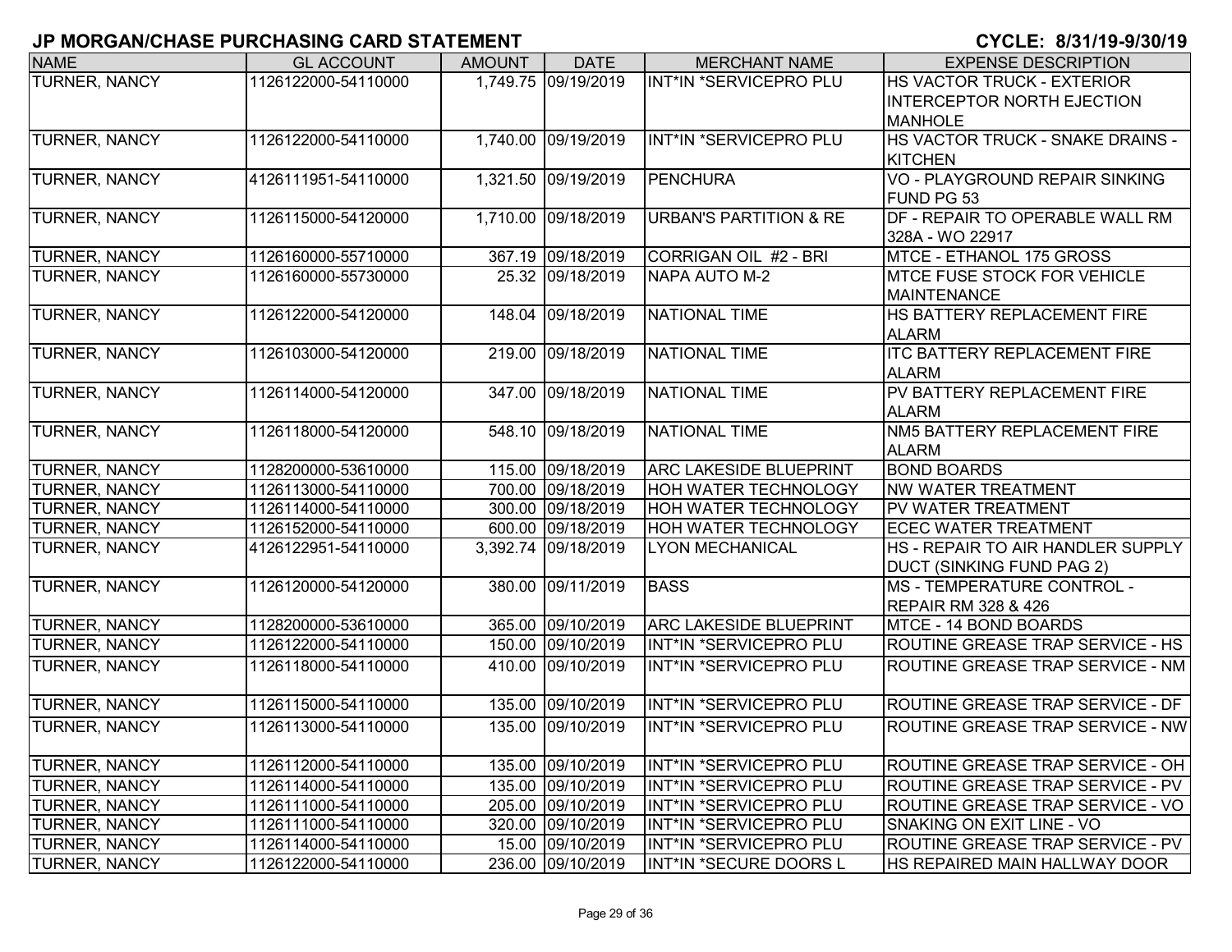# JP MORGAN/CHASE PURCHASING CARD STATEMENT

**CYCLE: 8/31/19-9/30/19**

| NAME | GL ACCOUNT | AMOUNT | DATE | MERCHANT NAME | EXPENSE DESCRIPTION |
|---|---|---|---|---|---|
| TURNER, NANCY | 1126122000-54110000 | 1,749.75 | 09/19/2019 | INT*IN *SERVICEPRO PLU | HS VACTOR TRUCK - EXTERIOR INTERCEPTOR NORTH EJECTION MANHOLE |
| TURNER, NANCY | 1126122000-54110000 | 1,740.00 | 09/19/2019 | INT*IN *SERVICEPRO PLU | HS VACTOR TRUCK - SNAKE DRAINS - KITCHEN |
| TURNER, NANCY | 4126111951-54110000 | 1,321.50 | 09/19/2019 | PENCHURA | VO - PLAYGROUND REPAIR SINKING FUND PG 53 |
| TURNER, NANCY | 1126115000-54120000 | 1,710.00 | 09/18/2019 | URBAN'S PARTITION & RE | DF - REPAIR TO OPERABLE WALL RM 328A - WO 22917 |
| TURNER, NANCY | 1126160000-55710000 | 367.19 | 09/18/2019 | CORRIGAN OIL #2 - BRI | MTCE - ETHANOL 175 GROSS |
| TURNER, NANCY | 1126160000-55730000 | 25.32 | 09/18/2019 | NAPA AUTO M-2 | MTCE FUSE STOCK FOR VEHICLE MAINTENANCE |
| TURNER, NANCY | 1126122000-54120000 | 148.04 | 09/18/2019 | NATIONAL TIME | HS BATTERY REPLACEMENT FIRE ALARM |
| TURNER, NANCY | 1126103000-54120000 | 219.00 | 09/18/2019 | NATIONAL TIME | ITC BATTERY REPLACEMENT FIRE ALARM |
| TURNER, NANCY | 1126114000-54120000 | 347.00 | 09/18/2019 | NATIONAL TIME | PV BATTERY REPLACEMENT FIRE ALARM |
| TURNER, NANCY | 1126118000-54120000 | 548.10 | 09/18/2019 | NATIONAL TIME | NM5 BATTERY REPLACEMENT FIRE ALARM |
| TURNER, NANCY | 1128200000-53610000 | 115.00 | 09/18/2019 | ARC LAKESIDE BLUEPRINT | BOND BOARDS |
| TURNER, NANCY | 1126113000-54110000 | 700.00 | 09/18/2019 | HOH WATER TECHNOLOGY | NW WATER TREATMENT |
| TURNER, NANCY | 1126114000-54110000 | 300.00 | 09/18/2019 | HOH WATER TECHNOLOGY | PV WATER TREATMENT |
| TURNER, NANCY | 1126152000-54110000 | 600.00 | 09/18/2019 | HOH WATER TECHNOLOGY | ECEC WATER TREATMENT |
| TURNER, NANCY | 4126122951-54110000 | 3,392.74 | 09/18/2019 | LYON MECHANICAL | HS - REPAIR TO AIR HANDLER SUPPLY DUCT (SINKING FUND PAG 2) |
| TURNER, NANCY | 1126120000-54120000 | 380.00 | 09/11/2019 | BASS | MS - TEMPERATURE CONTROL - REPAIR RM 328 & 426 |
| TURNER, NANCY | 1128200000-53610000 | 365.00 | 09/10/2019 | ARC LAKESIDE BLUEPRINT | MTCE - 14 BOND BOARDS |
| TURNER, NANCY | 1126122000-54110000 | 150.00 | 09/10/2019 | INT*IN *SERVICEPRO PLU | ROUTINE GREASE TRAP SERVICE - HS |
| TURNER, NANCY | 1126118000-54110000 | 410.00 | 09/10/2019 | INT*IN *SERVICEPRO PLU | ROUTINE GREASE TRAP SERVICE - NM |
| TURNER, NANCY | 1126115000-54110000 | 135.00 | 09/10/2019 | INT*IN *SERVICEPRO PLU | ROUTINE GREASE TRAP SERVICE - DF |
| TURNER, NANCY | 1126113000-54110000 | 135.00 | 09/10/2019 | INT*IN *SERVICEPRO PLU | ROUTINE GREASE TRAP SERVICE - NW |
| TURNER, NANCY | 1126112000-54110000 | 135.00 | 09/10/2019 | INT*IN *SERVICEPRO PLU | ROUTINE GREASE TRAP SERVICE - OH |
| TURNER, NANCY | 1126114000-54110000 | 135.00 | 09/10/2019 | INT*IN *SERVICEPRO PLU | ROUTINE GREASE TRAP SERVICE - PV |
| TURNER, NANCY | 1126111000-54110000 | 205.00 | 09/10/2019 | INT*IN *SERVICEPRO PLU | ROUTINE GREASE TRAP SERVICE - VO |
| TURNER, NANCY | 1126111000-54110000 | 320.00 | 09/10/2019 | INT*IN *SERVICEPRO PLU | SNAKING ON EXIT LINE - VO |
| TURNER, NANCY | 1126114000-54110000 | 15.00 | 09/10/2019 | INT*IN *SERVICEPRO PLU | ROUTINE GREASE TRAP SERVICE - PV |
| TURNER, NANCY | 1126122000-54110000 | 236.00 | 09/10/2019 | INT*IN *SECURE DOORS L | HS REPAIRED MAIN HALLWAY DOOR |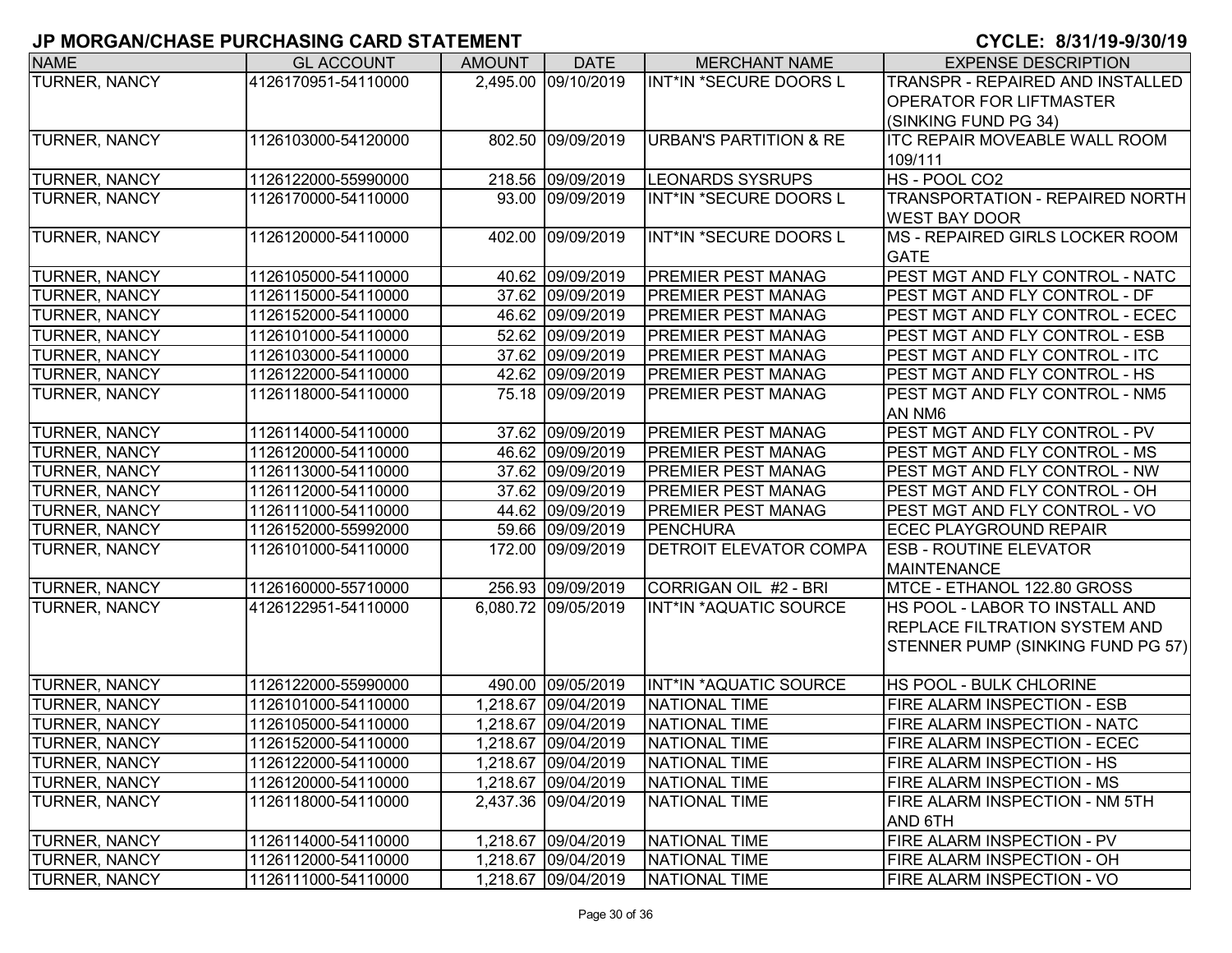# JP MORGAN/CHASE PURCHASING CARD STATEMENT

**CYCLE: 8/31/19-9/30/19**

| NAME | GL ACCOUNT | AMOUNT | DATE | MERCHANT NAME | EXPENSE DESCRIPTION |
|---|---|---|---|---|---|
| TURNER, NANCY | 4126170951-54110000 | 2,495.00 | 09/10/2019 | INT*IN *SECURE DOORS L | TRANSPR - REPAIRED AND INSTALLED OPERATOR FOR LIFTMASTER (SINKING FUND PG 34) |
| TURNER, NANCY | 1126103000-54120000 | 802.50 | 09/09/2019 | URBAN'S PARTITION & RE | ITC REPAIR MOVEABLE WALL ROOM 109/111 |
| TURNER, NANCY | 1126122000-55990000 | 218.56 | 09/09/2019 | LEONARDS SYSRUPS | HS - POOL CO2 |
| TURNER, NANCY | 1126170000-54110000 | 93.00 | 09/09/2019 | INT*IN *SECURE DOORS L | TRANSPORTATION - REPAIRED NORTH WEST BAY DOOR |
| TURNER, NANCY | 1126120000-54110000 | 402.00 | 09/09/2019 | INT*IN *SECURE DOORS L | MS - REPAIRED GIRLS LOCKER ROOM GATE |
| TURNER, NANCY | 1126105000-54110000 | 40.62 | 09/09/2019 | PREMIER PEST MANAG | PEST MGT AND FLY CONTROL - NATC |
| TURNER, NANCY | 1126115000-54110000 | 37.62 | 09/09/2019 | PREMIER PEST MANAG | PEST MGT AND FLY CONTROL - DF |
| TURNER, NANCY | 1126152000-54110000 | 46.62 | 09/09/2019 | PREMIER PEST MANAG | PEST MGT AND FLY CONTROL - ECEC |
| TURNER, NANCY | 1126101000-54110000 | 52.62 | 09/09/2019 | PREMIER PEST MANAG | PEST MGT AND FLY CONTROL - ESB |
| TURNER, NANCY | 1126103000-54110000 | 37.62 | 09/09/2019 | PREMIER PEST MANAG | PEST MGT AND FLY CONTROL - ITC |
| TURNER, NANCY | 1126122000-54110000 | 42.62 | 09/09/2019 | PREMIER PEST MANAG | PEST MGT AND FLY CONTROL - HS |
| TURNER, NANCY | 1126118000-54110000 | 75.18 | 09/09/2019 | PREMIER PEST MANAG | PEST MGT AND FLY CONTROL - NM5 AN NM6 |
| TURNER, NANCY | 1126114000-54110000 | 37.62 | 09/09/2019 | PREMIER PEST MANAG | PEST MGT AND FLY CONTROL - PV |
| TURNER, NANCY | 1126120000-54110000 | 46.62 | 09/09/2019 | PREMIER PEST MANAG | PEST MGT AND FLY CONTROL - MS |
| TURNER, NANCY | 1126113000-54110000 | 37.62 | 09/09/2019 | PREMIER PEST MANAG | PEST MGT AND FLY CONTROL - NW |
| TURNER, NANCY | 1126112000-54110000 | 37.62 | 09/09/2019 | PREMIER PEST MANAG | PEST MGT AND FLY CONTROL - OH |
| TURNER, NANCY | 1126111000-54110000 | 44.62 | 09/09/2019 | PREMIER PEST MANAG | PEST MGT AND FLY CONTROL - VO |
| TURNER, NANCY | 1126152000-55992000 | 59.66 | 09/09/2019 | PENCHURA | ECEC PLAYGROUND REPAIR |
| TURNER, NANCY | 1126101000-54110000 | 172.00 | 09/09/2019 | DETROIT ELEVATOR COMPA | ESB - ROUTINE ELEVATOR MAINTENANCE |
| TURNER, NANCY | 1126160000-55710000 | 256.93 | 09/09/2019 | CORRIGAN OIL #2 - BRI | MTCE - ETHANOL 122.80 GROSS |
| TURNER, NANCY | 4126122951-54110000 | 6,080.72 | 09/05/2019 | INT*IN *AQUATIC SOURCE | HS POOL - LABOR TO INSTALL AND REPLACE FILTRATION SYSTEM AND STENNER PUMP (SINKING FUND PG 57) |
| TURNER, NANCY | 1126122000-55990000 | 490.00 | 09/05/2019 | INT*IN *AQUATIC SOURCE | HS POOL - BULK CHLORINE |
| TURNER, NANCY | 1126101000-54110000 | 1,218.67 | 09/04/2019 | NATIONAL TIME | FIRE ALARM INSPECTION - ESB |
| TURNER, NANCY | 1126105000-54110000 | 1,218.67 | 09/04/2019 | NATIONAL TIME | FIRE ALARM INSPECTION - NATC |
| TURNER, NANCY | 1126152000-54110000 | 1,218.67 | 09/04/2019 | NATIONAL TIME | FIRE ALARM INSPECTION - ECEC |
| TURNER, NANCY | 1126122000-54110000 | 1,218.67 | 09/04/2019 | NATIONAL TIME | FIRE ALARM INSPECTION - HS |
| TURNER, NANCY | 1126120000-54110000 | 1,218.67 | 09/04/2019 | NATIONAL TIME | FIRE ALARM INSPECTION - MS |
| TURNER, NANCY | 1126118000-54110000 | 2,437.36 | 09/04/2019 | NATIONAL TIME | FIRE ALARM INSPECTION - NM 5TH AND 6TH |
| TURNER, NANCY | 1126114000-54110000 | 1,218.67 | 09/04/2019 | NATIONAL TIME | FIRE ALARM INSPECTION - PV |
| TURNER, NANCY | 1126112000-54110000 | 1,218.67 | 09/04/2019 | NATIONAL TIME | FIRE ALARM INSPECTION - OH |
| TURNER, NANCY | 1126111000-54110000 | 1,218.67 | 09/04/2019 | NATIONAL TIME | FIRE ALARM INSPECTION - VO |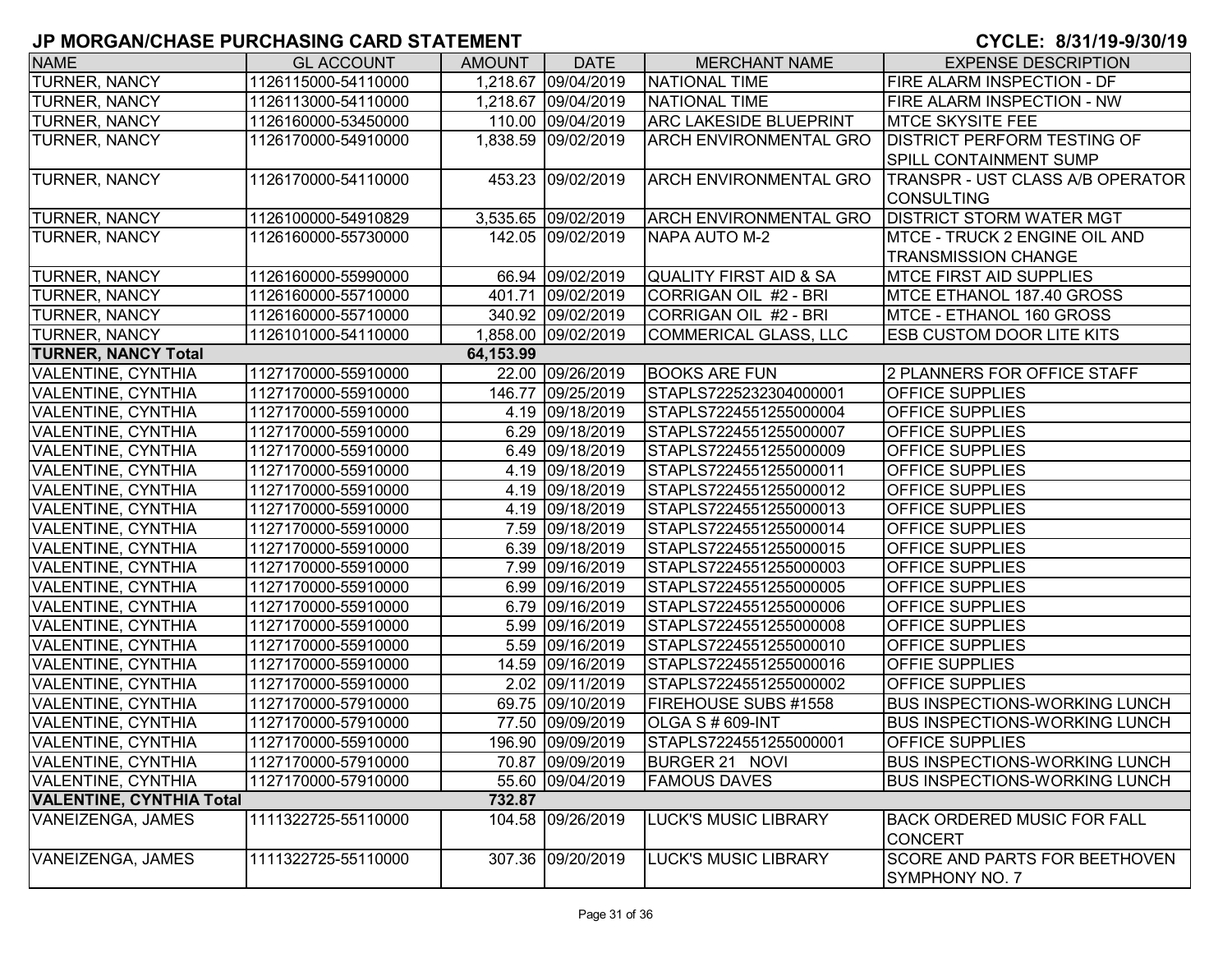## JP MORGAN/CHASE PURCHASING CARD STATEMENT

**CYCLE: 8/31/19-9/30/19**

| NAME | GL ACCOUNT | AMOUNT | DATE | MERCHANT NAME | EXPENSE DESCRIPTION |
|---|---|---|---|---|---|
| TURNER, NANCY | 1126115000-54110000 | 1,218.67 | 09/04/2019 | NATIONAL TIME | FIRE ALARM INSPECTION - DF |
| TURNER, NANCY | 1126113000-54110000 | 1,218.67 | 09/04/2019 | NATIONAL TIME | FIRE ALARM INSPECTION - NW |
| TURNER, NANCY | 1126160000-53450000 | 110.00 | 09/04/2019 | ARC LAKESIDE BLUEPRINT | MTCE SKYSITE FEE |
| TURNER, NANCY | 1126170000-54910000 | 1,838.59 | 09/02/2019 | ARCH ENVIRONMENTAL GRO | DISTRICT PERFORM TESTING OF SPILL CONTAINMENT SUMP |
| TURNER, NANCY | 1126170000-54110000 | 453.23 | 09/02/2019 | ARCH ENVIRONMENTAL GRO | TRANSPR - UST CLASS A/B OPERATOR CONSULTING |
| TURNER, NANCY | 1126100000-54910829 | 3,535.65 | 09/02/2019 | ARCH ENVIRONMENTAL GRO | DISTRICT STORM WATER MGT |
| TURNER, NANCY | 1126160000-55730000 | 142.05 | 09/02/2019 | NAPA AUTO M-2 | MTCE - TRUCK 2 ENGINE OIL AND TRANSMISSION CHANGE |
| TURNER, NANCY | 1126160000-55990000 | 66.94 | 09/02/2019 | QUALITY FIRST AID & SA | MTCE FIRST AID SUPPLIES |
| TURNER, NANCY | 1126160000-55710000 | 401.71 | 09/02/2019 | CORRIGAN OIL #2 - BRI | MTCE ETHANOL 187.40 GROSS |
| TURNER, NANCY | 1126160000-55710000 | 340.92 | 09/02/2019 | CORRIGAN OIL #2 - BRI | MTCE - ETHANOL 160 GROSS |
| TURNER, NANCY | 1126101000-54110000 | 1,858.00 | 09/02/2019 | COMMERICAL GLASS, LLC | ESB CUSTOM DOOR LITE KITS |
| **TURNER, NANCY Total** | | **64,153.99** | | | |
| VALENTINE, CYNTHIA | 1127170000-55910000 | 22.00 | 09/26/2019 | BOOKS ARE FUN | 2 PLANNERS FOR OFFICE STAFF |
| VALENTINE, CYNTHIA | 1127170000-55910000 | 146.77 | 09/25/2019 | STAPLS7225232304000001 | OFFICE SUPPLIES |
| VALENTINE, CYNTHIA | 1127170000-55910000 | 4.19 | 09/18/2019 | STAPLS7224551255000004 | OFFICE SUPPLIES |
| VALENTINE, CYNTHIA | 1127170000-55910000 | 6.29 | 09/18/2019 | STAPLS7224551255000007 | OFFICE SUPPLIES |
| VALENTINE, CYNTHIA | 1127170000-55910000 | 6.49 | 09/18/2019 | STAPLS7224551255000009 | OFFICE SUPPLIES |
| VALENTINE, CYNTHIA | 1127170000-55910000 | 4.19 | 09/18/2019 | STAPLS7224551255000011 | OFFICE SUPPLIES |
| VALENTINE, CYNTHIA | 1127170000-55910000 | 4.19 | 09/18/2019 | STAPLS7224551255000012 | OFFICE SUPPLIES |
| VALENTINE, CYNTHIA | 1127170000-55910000 | 4.19 | 09/18/2019 | STAPLS7224551255000013 | OFFICE SUPPLIES |
| VALENTINE, CYNTHIA | 1127170000-55910000 | 7.59 | 09/18/2019 | STAPLS7224551255000014 | OFFICE SUPPLIES |
| VALENTINE, CYNTHIA | 1127170000-55910000 | 6.39 | 09/18/2019 | STAPLS7224551255000015 | OFFICE SUPPLIES |
| VALENTINE, CYNTHIA | 1127170000-55910000 | 7.99 | 09/16/2019 | STAPLS7224551255000003 | OFFICE SUPPLIES |
| VALENTINE, CYNTHIA | 1127170000-55910000 | 6.99 | 09/16/2019 | STAPLS7224551255000005 | OFFICE SUPPLIES |
| VALENTINE, CYNTHIA | 1127170000-55910000 | 6.79 | 09/16/2019 | STAPLS7224551255000006 | OFFICE SUPPLIES |
| VALENTINE, CYNTHIA | 1127170000-55910000 | 5.99 | 09/16/2019 | STAPLS7224551255000008 | OFFICE SUPPLIES |
| VALENTINE, CYNTHIA | 1127170000-55910000 | 5.59 | 09/16/2019 | STAPLS7224551255000010 | OFFICE SUPPLIES |
| VALENTINE, CYNTHIA | 1127170000-55910000 | 14.59 | 09/16/2019 | STAPLS7224551255000016 | OFFIE SUPPLIES |
| VALENTINE, CYNTHIA | 1127170000-55910000 | 2.02 | 09/11/2019 | STAPLS7224551255000002 | OFFICE SUPPLIES |
| VALENTINE, CYNTHIA | 1127170000-57910000 | 69.75 | 09/10/2019 | FIREHOUSE SUBS #1558 | BUS INSPECTIONS-WORKING LUNCH |
| VALENTINE, CYNTHIA | 1127170000-57910000 | 77.50 | 09/09/2019 | OLGA S # 609-INT | BUS INSPECTIONS-WORKING LUNCH |
| VALENTINE, CYNTHIA | 1127170000-55910000 | 196.90 | 09/09/2019 | STAPLS7224551255000001 | OFFICE SUPPLIES |
| VALENTINE, CYNTHIA | 1127170000-57910000 | 70.87 | 09/09/2019 | BURGER 21 NOVI | BUS INSPECTIONS-WORKING LUNCH |
| VALENTINE, CYNTHIA | 1127170000-57910000 | 55.60 | 09/04/2019 | FAMOUS DAVES | BUS INSPECTIONS-WORKING LUNCH |
| **VALENTINE, CYNTHIA Total** | | **732.87** | | | |
| VANEIZENGA, JAMES | 1111322725-55110000 | 104.58 | 09/26/2019 | LUCK'S MUSIC LIBRARY | BACK ORDERED MUSIC FOR FALL CONCERT |
| VANEIZENGA, JAMES | 1111322725-55110000 | 307.36 | 09/20/2019 | LUCK'S MUSIC LIBRARY | SCORE AND PARTS FOR BEETHOVEN SYMPHONY NO. 7 |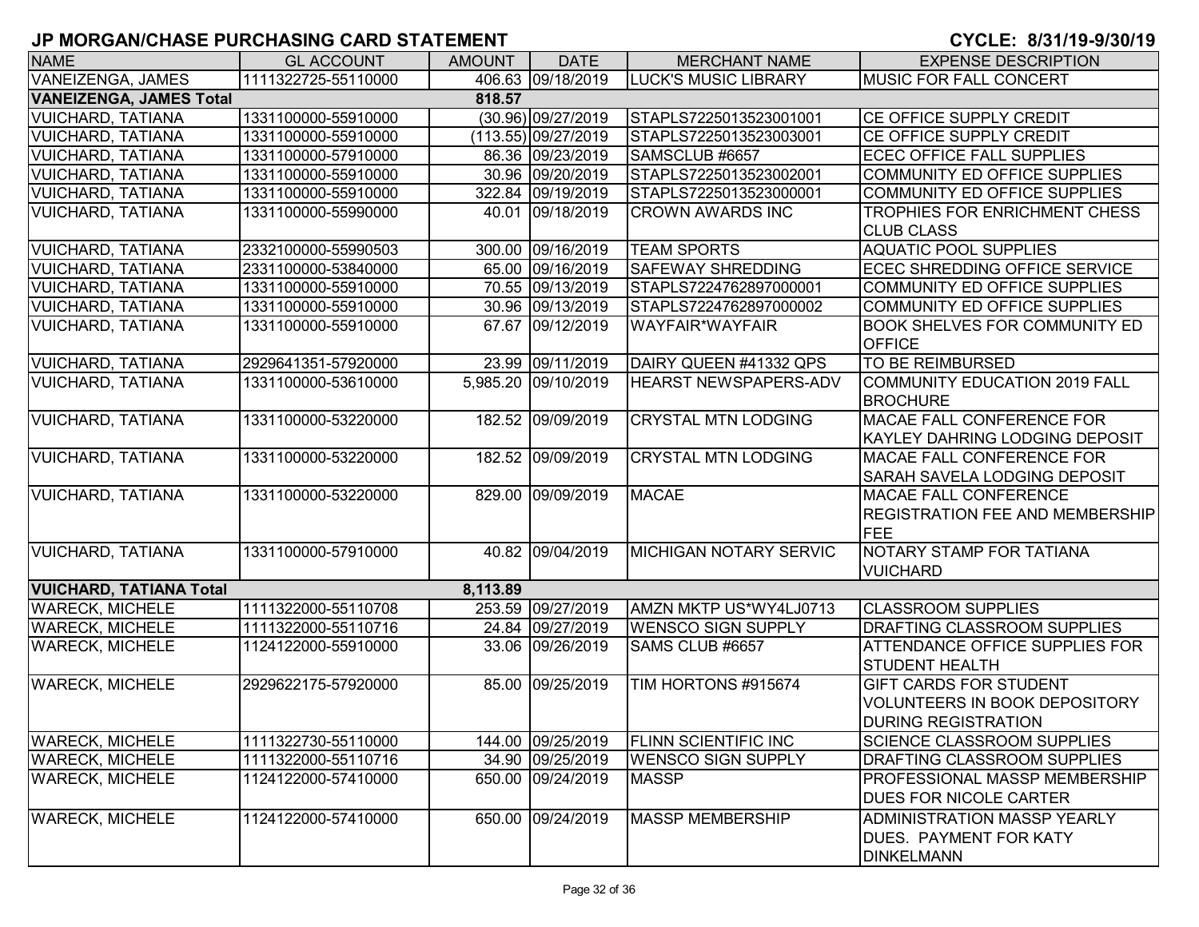# JP MORGAN/CHASE PURCHASING CARD STATEMENT

CYCLE: 8/31/19-9/30/19

| NAME | GL ACCOUNT | AMOUNT | DATE | MERCHANT NAME | EXPENSE DESCRIPTION |
|---|---|---|---|---|---|
| VANEIZENGA, JAMES | 1111322725-55110000 | 406.63 | 09/18/2019 | LUCK'S MUSIC LIBRARY | MUSIC FOR FALL CONCERT |
| **VANEIZENGA, JAMES Total** | | **818.57** | | | |
| VUICHARD, TATIANA | 1331100000-55910000 | (30.96) | 09/27/2019 | STAPLS7225013523001001 | CE OFFICE SUPPLY CREDIT |
| VUICHARD, TATIANA | 1331100000-55910000 | (113.55) | 09/27/2019 | STAPLS7225013523003001 | CE OFFICE SUPPLY CREDIT |
| VUICHARD, TATIANA | 1331100000-57910000 | 86.36 | 09/23/2019 | SAMSCLUB #6657 | ECEC OFFICE FALL SUPPLIES |
| VUICHARD, TATIANA | 1331100000-55910000 | 30.96 | 09/20/2019 | STAPLS7225013523002001 | COMMUNITY ED OFFICE SUPPLIES |
| VUICHARD, TATIANA | 1331100000-55910000 | 322.84 | 09/19/2019 | STAPLS7225013523000001 | COMMUNITY ED OFFICE SUPPLIES |
| VUICHARD, TATIANA | 1331100000-55990000 | 40.01 | 09/18/2019 | CROWN AWARDS INC | TROPHIES FOR ENRICHMENT CHESS CLUB CLASS |
| VUICHARD, TATIANA | 2332100000-55990503 | 300.00 | 09/16/2019 | TEAM SPORTS | AQUATIC POOL SUPPLIES |
| VUICHARD, TATIANA | 2331100000-53840000 | 65.00 | 09/16/2019 | SAFEWAY SHREDDING | ECEC SHREDDING OFFICE SERVICE |
| VUICHARD, TATIANA | 1331100000-55910000 | 70.55 | 09/13/2019 | STAPLS7224762897000001 | COMMUNITY ED OFFICE SUPPLIES |
| VUICHARD, TATIANA | 1331100000-55910000 | 30.96 | 09/13/2019 | STAPLS7224762897000002 | COMMUNITY ED OFFICE SUPPLIES |
| VUICHARD, TATIANA | 1331100000-55910000 | 67.67 | 09/12/2019 | WAYFAIR*WAYFAIR | BOOK SHELVES FOR COMMUNITY ED OFFICE |
| VUICHARD, TATIANA | 2929641351-57920000 | 23.99 | 09/11/2019 | DAIRY QUEEN #41332 QPS | TO BE REIMBURSED |
| VUICHARD, TATIANA | 1331100000-53610000 | 5,985.20 | 09/10/2019 | HEARST NEWSPAPERS-ADV | COMMUNITY EDUCATION 2019 FALL BROCHURE |
| VUICHARD, TATIANA | 1331100000-53220000 | 182.52 | 09/09/2019 | CRYSTAL MTN LODGING | MACAE FALL CONFERENCE FOR KAYLEY DAHRING LODGING DEPOSIT |
| VUICHARD, TATIANA | 1331100000-53220000 | 182.52 | 09/09/2019 | CRYSTAL MTN LODGING | MACAE FALL CONFERENCE FOR SARAH SAVELA LODGING DEPOSIT |
| VUICHARD, TATIANA | 1331100000-53220000 | 829.00 | 09/09/2019 | MACAE | MACAE FALL CONFERENCE REGISTRATION FEE AND MEMBERSHIP FEE |
| VUICHARD, TATIANA | 1331100000-57910000 | 40.82 | 09/04/2019 | MICHIGAN NOTARY SERVIC | NOTARY STAMP FOR TATIANA VUICHARD |
| **VUICHARD, TATIANA Total** | | **8,113.89** | | | |
| WARECK, MICHELE | 1111322000-55110708 | 253.59 | 09/27/2019 | AMZN MKTP US*WY4LJ0713 | CLASSROOM SUPPLIES |
| WARECK, MICHELE | 1111322000-55110716 | 24.84 | 09/27/2019 | WENSCO SIGN SUPPLY | DRAFTING CLASSROOM SUPPLIES |
| WARECK, MICHELE | 1124122000-55910000 | 33.06 | 09/26/2019 | SAMS CLUB #6657 | ATTENDANCE OFFICE SUPPLIES FOR STUDENT HEALTH |
| WARECK, MICHELE | 2929622175-57920000 | 85.00 | 09/25/2019 | TIM HORTONS #915674 | GIFT CARDS FOR STUDENT VOLUNTEERS IN BOOK DEPOSITORY DURING REGISTRATION |
| WARECK, MICHELE | 1111322730-55110000 | 144.00 | 09/25/2019 | FLINN SCIENTIFIC INC | SCIENCE CLASSROOM SUPPLIES |
| WARECK, MICHELE | 1111322000-55110716 | 34.90 | 09/25/2019 | WENSCO SIGN SUPPLY | DRAFTING CLASSROOM SUPPLIES |
| WARECK, MICHELE | 1124122000-57410000 | 650.00 | 09/24/2019 | MASSP | PROFESSIONAL MASSP MEMBERSHIP DUES FOR NICOLE CARTER |
| WARECK, MICHELE | 1124122000-57410000 | 650.00 | 09/24/2019 | MASSP MEMBERSHIP | ADMINISTRATION MASSP YEARLY DUES. PAYMENT FOR KATY DINKELMANN |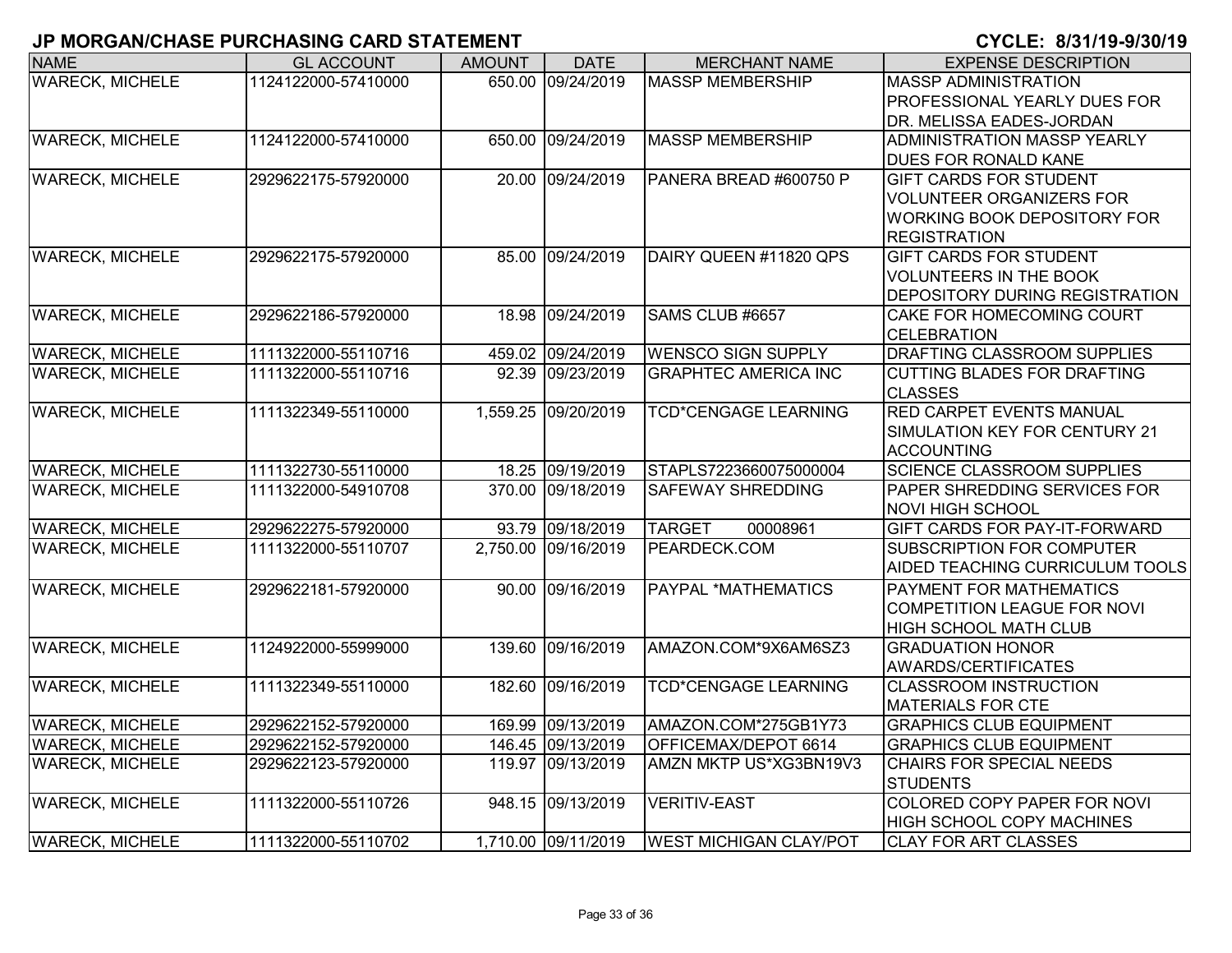**JP MORGAN/CHASE PURCHASING CARD STATEMENT** **CYCLE: 8/31/19-9/30/19**

| NAME | GL ACCOUNT | AMOUNT | DATE | MERCHANT NAME | EXPENSE DESCRIPTION |
|---|---|---|---|---|---|
| WARECK, MICHELE | 1124122000-57410000 | 650.00 | 09/24/2019 | MASSP MEMBERSHIP | MASSP ADMINISTRATION PROFESSIONAL YEARLY DUES FOR DR. MELISSA EADES-JORDAN |
| WARECK, MICHELE | 1124122000-57410000 | 650.00 | 09/24/2019 | MASSP MEMBERSHIP | ADMINISTRATION MASSP YEARLY DUES FOR RONALD KANE |
| WARECK, MICHELE | 2929622175-57920000 | 20.00 | 09/24/2019 | PANERA BREAD #600750 P | GIFT CARDS FOR STUDENT VOLUNTEER ORGANIZERS FOR WORKING BOOK DEPOSITORY FOR REGISTRATION |
| WARECK, MICHELE | 2929622175-57920000 | 85.00 | 09/24/2019 | DAIRY QUEEN #11820 QPS | GIFT CARDS FOR STUDENT VOLUNTEERS IN THE BOOK DEPOSITORY DURING REGISTRATION |
| WARECK, MICHELE | 2929622186-57920000 | 18.98 | 09/24/2019 | SAMS CLUB #6657 | CAKE FOR HOMECOMING COURT CELEBRATION |
| WARECK, MICHELE | 1111322000-55110716 | 459.02 | 09/24/2019 | WENSCO SIGN SUPPLY | DRAFTING CLASSROOM SUPPLIES |
| WARECK, MICHELE | 1111322000-55110716 | 92.39 | 09/23/2019 | GRAPHTEC AMERICA INC | CUTTING BLADES FOR DRAFTING CLASSES |
| WARECK, MICHELE | 1111322349-55110000 | 1,559.25 | 09/20/2019 | TCD*CENGAGE LEARNING | RED CARPET EVENTS MANUAL SIMULATION KEY FOR CENTURY 21 ACCOUNTING |
| WARECK, MICHELE | 1111322730-55110000 | 18.25 | 09/19/2019 | STAPLS7223660075000004 | SCIENCE CLASSROOM SUPPLIES |
| WARECK, MICHELE | 1111322000-54910708 | 370.00 | 09/18/2019 | SAFEWAY SHREDDING | PAPER SHREDDING SERVICES FOR NOVI HIGH SCHOOL |
| WARECK, MICHELE | 2929622275-57920000 | 93.79 | 09/18/2019 | TARGET 00008961 | GIFT CARDS FOR PAY-IT-FORWARD |
| WARECK, MICHELE | 1111322000-55110707 | 2,750.00 | 09/16/2019 | PEARDECK.COM | SUBSCRIPTION FOR COMPUTER AIDED TEACHING CURRICULUM TOOLS |
| WARECK, MICHELE | 2929622181-57920000 | 90.00 | 09/16/2019 | PAYPAL *MATHEMATICS | PAYMENT FOR MATHEMATICS COMPETITION LEAGUE FOR NOVI HIGH SCHOOL MATH CLUB |
| WARECK, MICHELE | 1124922000-55999000 | 139.60 | 09/16/2019 | AMAZON.COM*9X6AM6SZ3 | GRADUATION HONOR AWARDS/CERTIFICATES |
| WARECK, MICHELE | 1111322349-55110000 | 182.60 | 09/16/2019 | TCD*CENGAGE LEARNING | CLASSROOM INSTRUCTION MATERIALS FOR CTE |
| WARECK, MICHELE | 2929622152-57920000 | 169.99 | 09/13/2019 | AMAZON.COM*275GB1Y73 | GRAPHICS CLUB EQUIPMENT |
| WARECK, MICHELE | 2929622152-57920000 | 146.45 | 09/13/2019 | OFFICEMAX/DEPOT 6614 | GRAPHICS CLUB EQUIPMENT |
| WARECK, MICHELE | 2929622123-57920000 | 119.97 | 09/13/2019 | AMZN MKTP US*XG3BN19V3 | CHAIRS FOR SPECIAL NEEDS STUDENTS |
| WARECK, MICHELE | 1111322000-55110726 | 948.15 | 09/13/2019 | VERITIV-EAST | COLORED COPY PAPER FOR NOVI HIGH SCHOOL COPY MACHINES |
| WARECK, MICHELE | 1111322000-55110702 | 1,710.00 | 09/11/2019 | WEST MICHIGAN CLAY/POT | CLAY FOR ART CLASSES |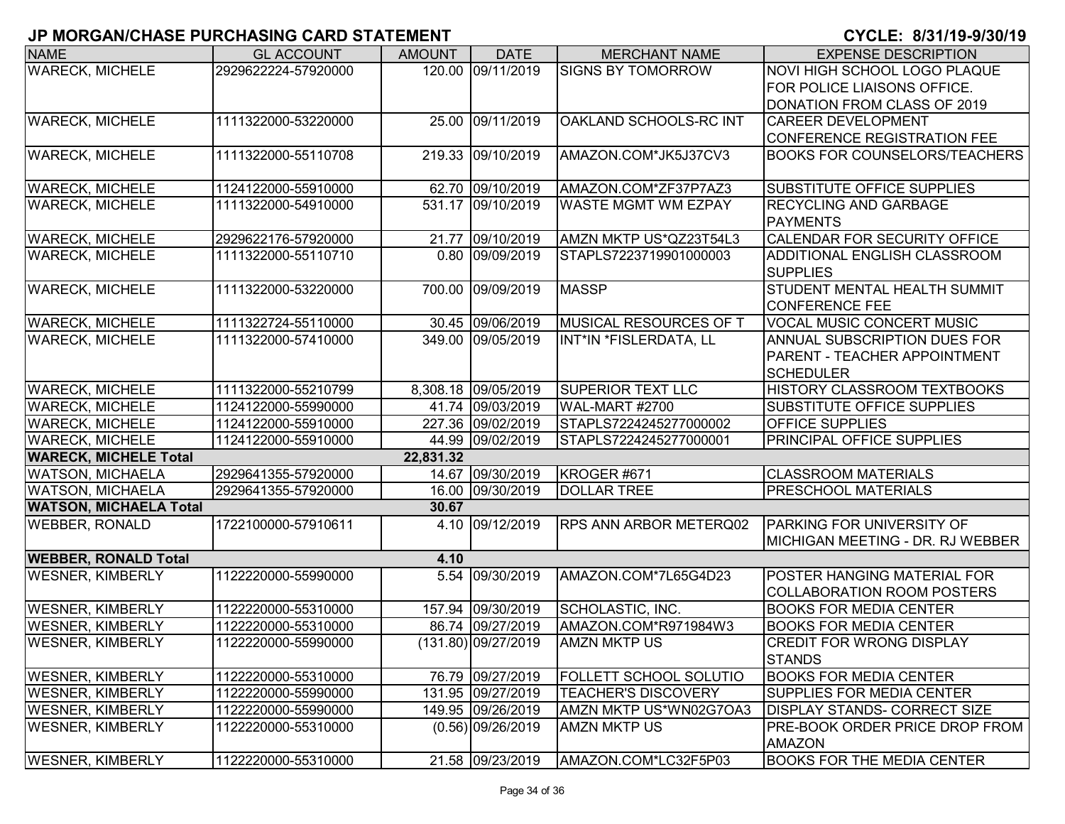# JP MORGAN/CHASE PURCHASING CARD STATEMENT

**CYCLE: 8/31/19-9/30/19**

| NAME | GL ACCOUNT | AMOUNT | DATE | MERCHANT NAME | EXPENSE DESCRIPTION |
|---|---|---|---|---|---|
| WARECK, MICHELE | 2929622224-57920000 | 120.00 | 09/11/2019 | SIGNS BY TOMORROW | NOVI HIGH SCHOOL LOGO PLAQUE FOR POLICE LIAISONS OFFICE. DONATION FROM CLASS OF 2019 |
| WARECK, MICHELE | 1111322000-53220000 | 25.00 | 09/11/2019 | OAKLAND SCHOOLS-RC INT | CAREER DEVELOPMENT CONFERENCE REGISTRATION FEE |
| WARECK, MICHELE | 1111322000-55110708 | 219.33 | 09/10/2019 | AMAZON.COM*JK5J37CV3 | BOOKS FOR COUNSELORS/TEACHERS |
| WARECK, MICHELE | 1124122000-55910000 | 62.70 | 09/10/2019 | AMAZON.COM*ZF37P7AZ3 | SUBSTITUTE OFFICE SUPPLIES |
| WARECK, MICHELE | 1111322000-54910000 | 531.17 | 09/10/2019 | WASTE MGMT WM EZPAY | RECYCLING AND GARBAGE PAYMENTS |
| WARECK, MICHELE | 2929622176-57920000 | 21.77 | 09/10/2019 | AMZN MKTP US*QZ23T54L3 | CALENDAR FOR SECURITY OFFICE |
| WARECK, MICHELE | 1111322000-55110710 | 0.80 | 09/09/2019 | STAPLS7223719901000003 | ADDITIONAL ENGLISH CLASSROOM SUPPLIES |
| WARECK, MICHELE | 1111322000-53220000 | 700.00 | 09/09/2019 | MASSP | STUDENT MENTAL HEALTH SUMMIT CONFERENCE FEE |
| WARECK, MICHELE | 1111322724-55110000 | 30.45 | 09/06/2019 | MUSICAL RESOURCES OF T | VOCAL MUSIC CONCERT MUSIC |
| WARECK, MICHELE | 1111322000-57410000 | 349.00 | 09/05/2019 | INT*IN *FISLERDATA, LL | ANNUAL SUBSCRIPTION DUES FOR PARENT - TEACHER APPOINTMENT SCHEDULER |
| WARECK, MICHELE | 1111322000-55210799 | 8,308.18 | 09/05/2019 | SUPERIOR TEXT LLC | HISTORY CLASSROOM TEXTBOOKS |
| WARECK, MICHELE | 1124122000-55990000 | 41.74 | 09/03/2019 | WAL-MART #2700 | SUBSTITUTE OFFICE SUPPLIES |
| WARECK, MICHELE | 1124122000-55910000 | 227.36 | 09/02/2019 | STAPLS7224245277000002 | OFFICE SUPPLIES |
| WARECK, MICHELE | 1124122000-55910000 | 44.99 | 09/02/2019 | STAPLS7224245277000001 | PRINCIPAL OFFICE SUPPLIES |
| **WARECK, MICHELE Total** | | **22,831.32** | | | |
| WATSON, MICHAELA | 2929641355-57920000 | 14.67 | 09/30/2019 | KROGER #671 | CLASSROOM MATERIALS |
| WATSON, MICHAELA | 2929641355-57920000 | 16.00 | 09/30/2019 | DOLLAR TREE | PRESCHOOL MATERIALS |
| **WATSON, MICHAELA Total** | | **30.67** | | | |
| WEBBER, RONALD | 1722100000-57910611 | 4.10 | 09/12/2019 | RPS ANN ARBOR METERQ02 | PARKING FOR UNIVERSITY OF MICHIGAN MEETING - DR. RJ WEBBER |
| **WEBBER, RONALD Total** | | **4.10** | | | |
| WESNER, KIMBERLY | 1122220000-55990000 | 5.54 | 09/30/2019 | AMAZON.COM*7L65G4D23 | POSTER HANGING MATERIAL FOR COLLABORATION ROOM POSTERS |
| WESNER, KIMBERLY | 1122220000-55310000 | 157.94 | 09/30/2019 | SCHOLASTIC, INC. | BOOKS FOR MEDIA CENTER |
| WESNER, KIMBERLY | 1122220000-55310000 | 86.74 | 09/27/2019 | AMAZON.COM*R971984W3 | BOOKS FOR MEDIA CENTER |
| WESNER, KIMBERLY | 1122220000-55990000 | (131.80) | 09/27/2019 | AMZN MKTP US | CREDIT FOR WRONG DISPLAY STANDS |
| WESNER, KIMBERLY | 1122220000-55310000 | 76.79 | 09/27/2019 | FOLLETT SCHOOL SOLUTIO | BOOKS FOR MEDIA CENTER |
| WESNER, KIMBERLY | 1122220000-55990000 | 131.95 | 09/27/2019 | TEACHER'S DISCOVERY | SUPPLIES FOR MEDIA CENTER |
| WESNER, KIMBERLY | 1122220000-55990000 | 149.95 | 09/26/2019 | AMZN MKTP US*WN02G7OA3 | DISPLAY STANDS- CORRECT SIZE |
| WESNER, KIMBERLY | 1122220000-55310000 | (0.56) | 09/26/2019 | AMZN MKTP US | PRE-BOOK ORDER PRICE DROP FROM AMAZON |
| WESNER, KIMBERLY | 1122220000-55310000 | 21.58 | 09/23/2019 | AMAZON.COM*LC32F5P03 | BOOKS FOR THE MEDIA CENTER |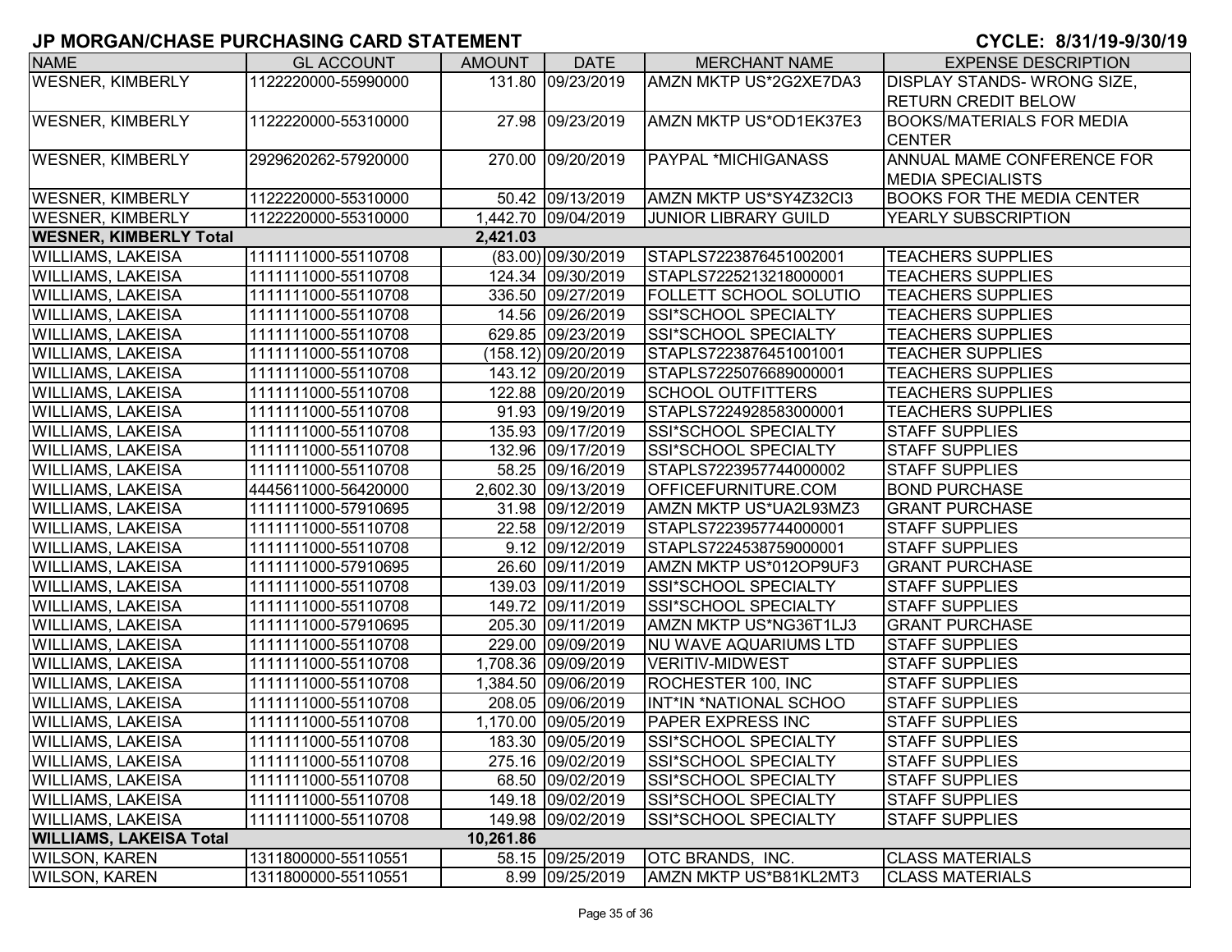# JP MORGAN/CHASE PURCHASING CARD STATEMENT

**CYCLE: 8/31/19-9/30/19**

| NAME | GL ACCOUNT | AMOUNT | DATE | MERCHANT NAME | EXPENSE DESCRIPTION |
|---|---|---|---|---|---|
| WESNER, KIMBERLY | 1122220000-55990000 | 131.80 | 09/23/2019 | AMZN MKTP US*2G2XE7DA3 | DISPLAY STANDS- WRONG SIZE, RETURN CREDIT BELOW |
| WESNER, KIMBERLY | 1122220000-55310000 | 27.98 | 09/23/2019 | AMZN MKTP US*OD1EK37E3 | BOOKS/MATERIALS FOR MEDIA CENTER |
| WESNER, KIMBERLY | 2929620262-57920000 | 270.00 | 09/20/2019 | PAYPAL *MICHIGANASS | ANNUAL MAME CONFERENCE FOR MEDIA SPECIALISTS |
| WESNER, KIMBERLY | 1122220000-55310000 | 50.42 | 09/13/2019 | AMZN MKTP US*SY4Z32CI3 | BOOKS FOR THE MEDIA CENTER |
| WESNER, KIMBERLY | 1122220000-55310000 | 1,442.70 | 09/04/2019 | JUNIOR LIBRARY GUILD | YEARLY SUBSCRIPTION |
| **WESNER, KIMBERLY Total** | | **2,421.03** | | | |
| WILLIAMS, LAKEISA | 1111111000-55110708 | (83.00) | 09/30/2019 | STAPLS7223876451002001 | TEACHERS SUPPLIES |
| WILLIAMS, LAKEISA | 1111111000-55110708 | 124.34 | 09/30/2019 | STAPLS7225213218000001 | TEACHERS SUPPLIES |
| WILLIAMS, LAKEISA | 1111111000-55110708 | 336.50 | 09/27/2019 | FOLLETT SCHOOL SOLUTIO | TEACHERS SUPPLIES |
| WILLIAMS, LAKEISA | 1111111000-55110708 | 14.56 | 09/26/2019 | SSI*SCHOOL SPECIALTY | TEACHERS SUPPLIES |
| WILLIAMS, LAKEISA | 1111111000-55110708 | 629.85 | 09/23/2019 | SSI*SCHOOL SPECIALTY | TEACHERS SUPPLIES |
| WILLIAMS, LAKEISA | 1111111000-55110708 | (158.12) | 09/20/2019 | STAPLS7223876451001001 | TEACHER SUPPLIES |
| WILLIAMS, LAKEISA | 1111111000-55110708 | 143.12 | 09/20/2019 | STAPLS7225076689000001 | TEACHERS SUPPLIES |
| WILLIAMS, LAKEISA | 1111111000-55110708 | 122.88 | 09/20/2019 | SCHOOL OUTFITTERS | TEACHERS SUPPLIES |
| WILLIAMS, LAKEISA | 1111111000-55110708 | 91.93 | 09/19/2019 | STAPLS7224928583000001 | TEACHERS SUPPLIES |
| WILLIAMS, LAKEISA | 1111111000-55110708 | 135.93 | 09/17/2019 | SSI*SCHOOL SPECIALTY | STAFF SUPPLIES |
| WILLIAMS, LAKEISA | 1111111000-55110708 | 132.96 | 09/17/2019 | SSI*SCHOOL SPECIALTY | STAFF SUPPLIES |
| WILLIAMS, LAKEISA | 1111111000-55110708 | 58.25 | 09/16/2019 | STAPLS7223957744000002 | STAFF SUPPLIES |
| WILLIAMS, LAKEISA | 4445611000-56420000 | 2,602.30 | 09/13/2019 | OFFICEFURNITURE.COM | BOND PURCHASE |
| WILLIAMS, LAKEISA | 1111111000-57910695 | 31.98 | 09/12/2019 | AMZN MKTP US*UA2L93MZ3 | GRANT PURCHASE |
| WILLIAMS, LAKEISA | 1111111000-55110708 | 22.58 | 09/12/2019 | STAPLS7223957744000001 | STAFF SUPPLIES |
| WILLIAMS, LAKEISA | 1111111000-55110708 | 9.12 | 09/12/2019 | STAPLS7224538759000001 | STAFF SUPPLIES |
| WILLIAMS, LAKEISA | 1111111000-57910695 | 26.60 | 09/11/2019 | AMZN MKTP US*012OP9UF3 | GRANT PURCHASE |
| WILLIAMS, LAKEISA | 1111111000-55110708 | 139.03 | 09/11/2019 | SSI*SCHOOL SPECIALTY | STAFF SUPPLIES |
| WILLIAMS, LAKEISA | 1111111000-55110708 | 149.72 | 09/11/2019 | SSI*SCHOOL SPECIALTY | STAFF SUPPLIES |
| WILLIAMS, LAKEISA | 1111111000-57910695 | 205.30 | 09/11/2019 | AMZN MKTP US*NG36T1LJ3 | GRANT PURCHASE |
| WILLIAMS, LAKEISA | 1111111000-55110708 | 229.00 | 09/09/2019 | NU WAVE AQUARIUMS LTD | STAFF SUPPLIES |
| WILLIAMS, LAKEISA | 1111111000-55110708 | 1,708.36 | 09/09/2019 | VERITIV-MIDWEST | STAFF SUPPLIES |
| WILLIAMS, LAKEISA | 1111111000-55110708 | 1,384.50 | 09/06/2019 | ROCHESTER 100, INC | STAFF SUPPLIES |
| WILLIAMS, LAKEISA | 1111111000-55110708 | 208.05 | 09/06/2019 | INT*IN *NATIONAL SCHOO | STAFF SUPPLIES |
| WILLIAMS, LAKEISA | 1111111000-55110708 | 1,170.00 | 09/05/2019 | PAPER EXPRESS INC | STAFF SUPPLIES |
| WILLIAMS, LAKEISA | 1111111000-55110708 | 183.30 | 09/05/2019 | SSI*SCHOOL SPECIALTY | STAFF SUPPLIES |
| WILLIAMS, LAKEISA | 1111111000-55110708 | 275.16 | 09/02/2019 | SSI*SCHOOL SPECIALTY | STAFF SUPPLIES |
| WILLIAMS, LAKEISA | 1111111000-55110708 | 68.50 | 09/02/2019 | SSI*SCHOOL SPECIALTY | STAFF SUPPLIES |
| WILLIAMS, LAKEISA | 1111111000-55110708 | 149.18 | 09/02/2019 | SSI*SCHOOL SPECIALTY | STAFF SUPPLIES |
| WILLIAMS, LAKEISA | 1111111000-55110708 | 149.98 | 09/02/2019 | SSI*SCHOOL SPECIALTY | STAFF SUPPLIES |
| **WILLIAMS, LAKEISA Total** | | **10,261.86** | | | |
| WILSON, KAREN | 1311800000-55110551 | 58.15 | 09/25/2019 | OTC BRANDS, INC. | CLASS MATERIALS |
| WILSON, KAREN | 1311800000-55110551 | 8.99 | 09/25/2019 | AMZN MKTP US*B81KL2MT3 | CLASS MATERIALS |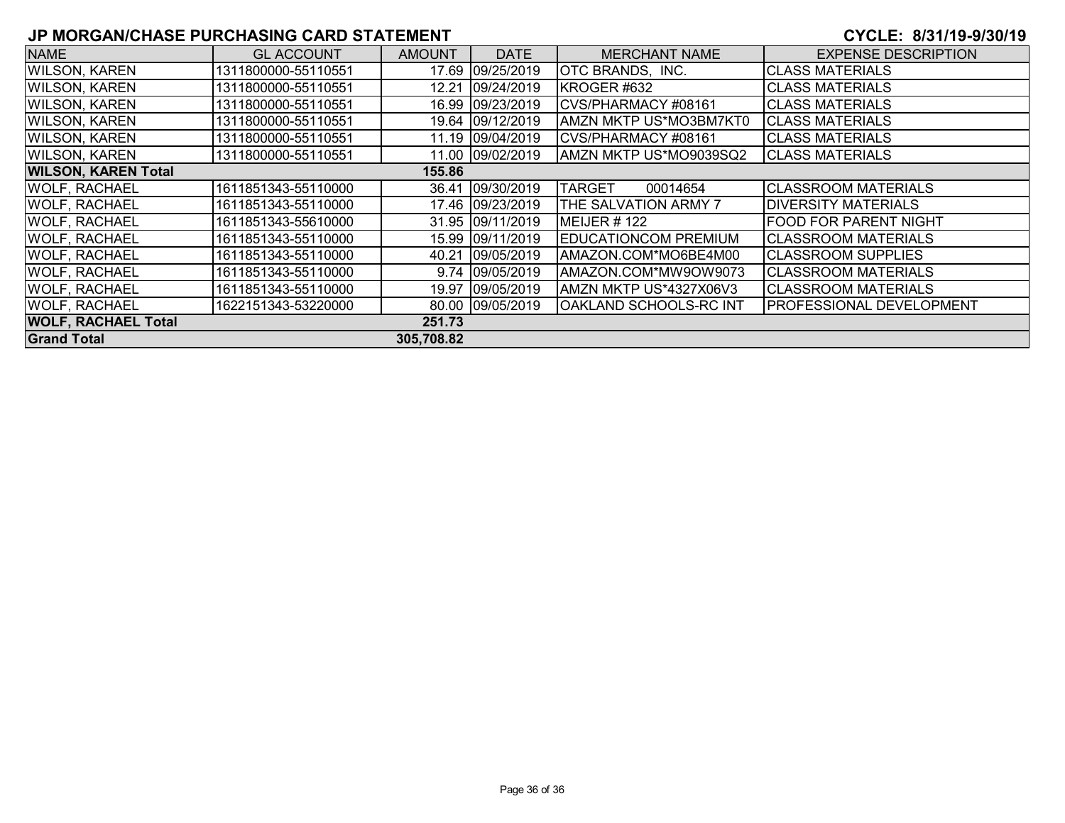## JP MORGAN/CHASE PURCHASING CARD STATEMENT

**CYCLE: 8/31/19-9/30/19**

| NAME | GL ACCOUNT | AMOUNT | DATE | MERCHANT NAME | EXPENSE DESCRIPTION |
|---|---|---|---|---|---|
| WILSON, KAREN | 1311800000-55110551 | 17.69 | 09/25/2019 | OTC BRANDS, INC. | CLASS MATERIALS |
| WILSON, KAREN | 1311800000-55110551 | 12.21 | 09/24/2019 | KROGER #632 | CLASS MATERIALS |
| WILSON, KAREN | 1311800000-55110551 | 16.99 | 09/23/2019 | CVS/PHARMACY #08161 | CLASS MATERIALS |
| WILSON, KAREN | 1311800000-55110551 | 19.64 | 09/12/2019 | AMZN MKTP US*MO3BM7KT0 | CLASS MATERIALS |
| WILSON, KAREN | 1311800000-55110551 | 11.19 | 09/04/2019 | CVS/PHARMACY #08161 | CLASS MATERIALS |
| WILSON, KAREN | 1311800000-55110551 | 11.00 | 09/02/2019 | AMZN MKTP US*MO9039SQ2 | CLASS MATERIALS |
| **WILSON, KAREN Total** | | **155.86** | | | |
| WOLF, RACHAEL | 1611851343-55110000 | 36.41 | 09/30/2019 | TARGET 00014654 | CLASSROOM MATERIALS |
| WOLF, RACHAEL | 1611851343-55110000 | 17.46 | 09/23/2019 | THE SALVATION ARMY 7 | DIVERSITY MATERIALS |
| WOLF, RACHAEL | 1611851343-55610000 | 31.95 | 09/11/2019 | MEIJER # 122 | FOOD FOR PARENT NIGHT |
| WOLF, RACHAEL | 1611851343-55110000 | 15.99 | 09/11/2019 | EDUCATIONCOM PREMIUM | CLASSROOM MATERIALS |
| WOLF, RACHAEL | 1611851343-55110000 | 40.21 | 09/05/2019 | AMAZON.COM*MO6BE4M00 | CLASSROOM SUPPLIES |
| WOLF, RACHAEL | 1611851343-55110000 | 9.74 | 09/05/2019 | AMAZON.COM*MW9OW9073 | CLASSROOM MATERIALS |
| WOLF, RACHAEL | 1611851343-55110000 | 19.97 | 09/05/2019 | AMZN MKTP US*4327X06V3 | CLASSROOM MATERIALS |
| WOLF, RACHAEL | 1622151343-53220000 | 80.00 | 09/05/2019 | OAKLAND SCHOOLS-RC INT | PROFESSIONAL DEVELOPMENT |
| **WOLF, RACHAEL Total** | | **251.73** | | | |
| **Grand Total** | | **305,708.82** | | | |